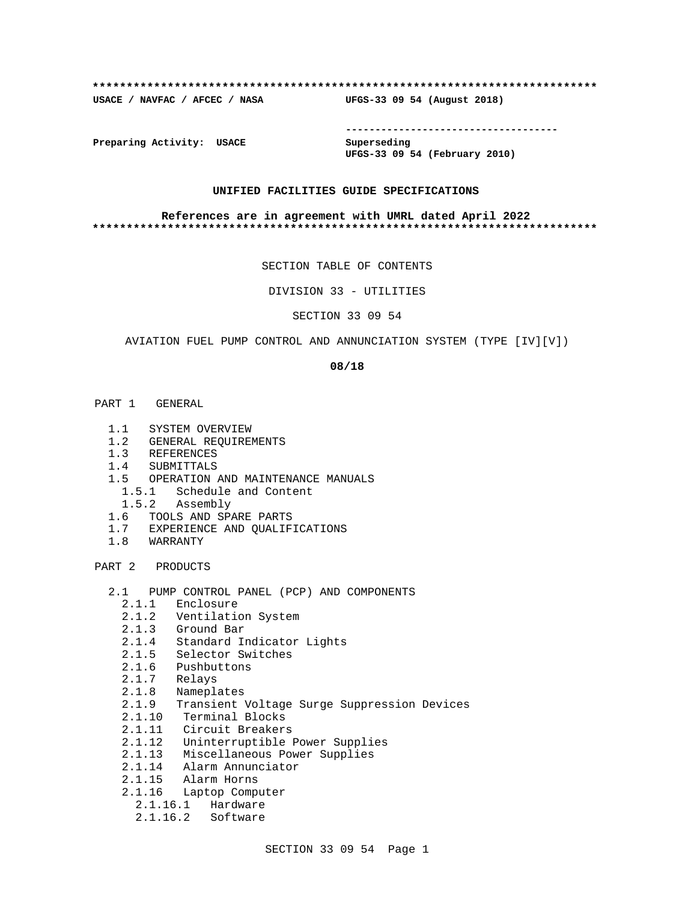**************************************************************************

**USACE / NAVFAC / AFCEC / NASA UFGS-33 09 54 (August 2018)**

-----------------------------------

**Preparing Activity: USACE**

**Superseding**
**UFGS-33 09 54 (February 2010)**

**UNIFIED FACILITIES GUIDE SPECIFICATIONS**

**References are in agreement with UMRL dated April 2022**

**************************************************************************

SECTION TABLE OF CONTENTS

DIVISION 33 - UTILITIES

SECTION 33 09 54

AVIATION FUEL PUMP CONTROL AND ANNUNCIATION SYSTEM (TYPE [IV][V])

**08/18**

PART 1 GENERAL

- 1.1 SYSTEM OVERVIEW
- 1.2 GENERAL REQUIREMENTS
- 1.3 REFERENCES
- 1.4 SUBMITTALS
- 1.5 OPERATION AND MAINTENANCE MANUALS
  - 1.5.1 Schedule and Content
  - 1.5.2 Assembly
- 1.6 TOOLS AND SPARE PARTS
- 1.7 EXPERIENCE AND QUALIFICATIONS
- 1.8 WARRANTY

PART 2 PRODUCTS

- 2.1 PUMP CONTROL PANEL (PCP) AND COMPONENTS
  - 2.1.1 Enclosure
  - 2.1.2 Ventilation System
  - 2.1.3 Ground Bar
  - 2.1.4 Standard Indicator Lights
  - 2.1.5 Selector Switches
  - 2.1.6 Pushbuttons
  - 2.1.7 Relays
  - 2.1.8 Nameplates
  - 2.1.9 Transient Voltage Surge Suppression Devices
  - 2.1.10 Terminal Blocks
  - 2.1.11 Circuit Breakers
  - 2.1.12 Uninterruptible Power Supplies
  - 2.1.13 Miscellaneous Power Supplies
  - 2.1.14 Alarm Annunciator
  - 2.1.15 Alarm Horns
  - 2.1.16 Laptop Computer
    - 2.1.16.1 Hardware
    - 2.1.16.2 Software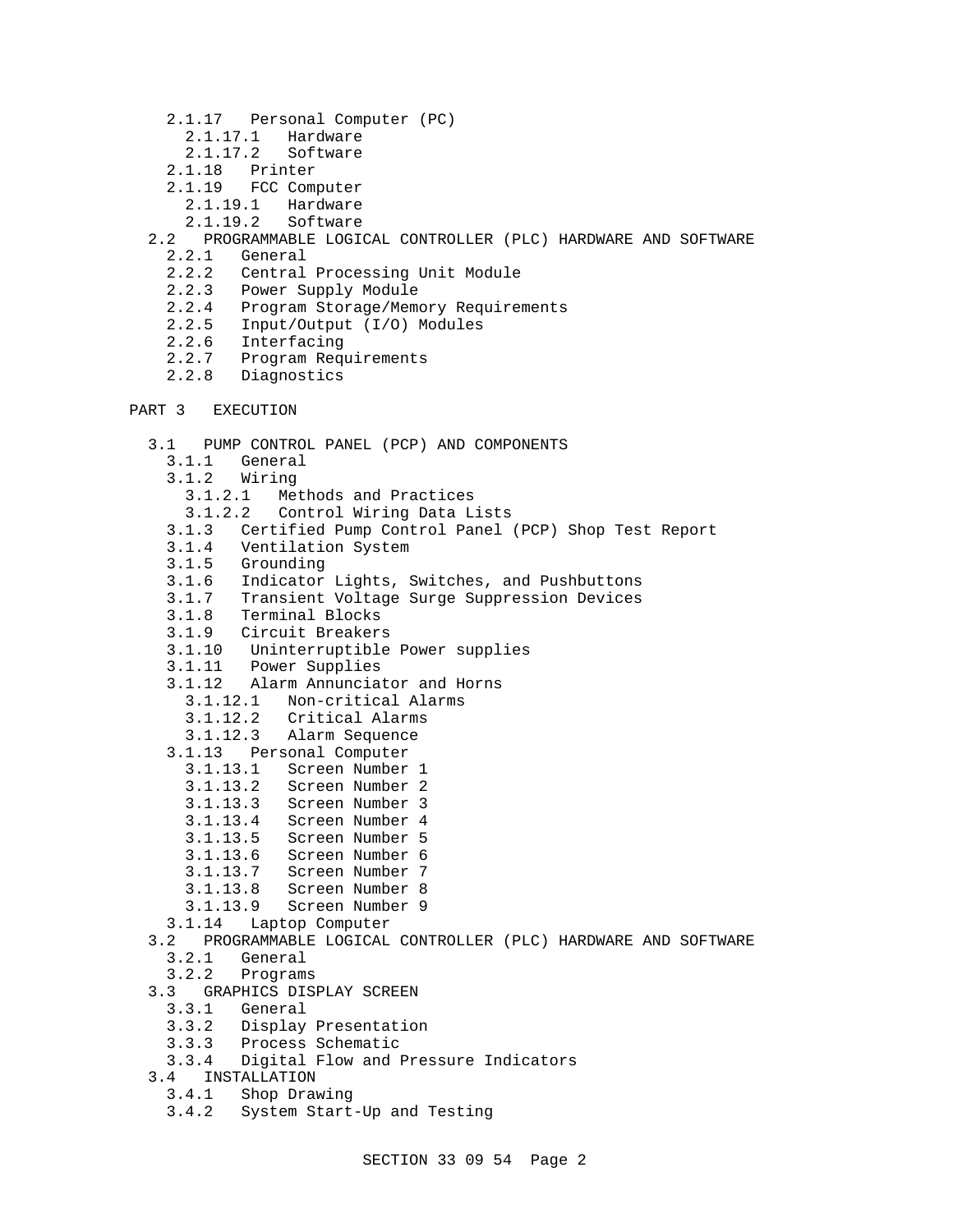- 2.1.17 Personal Computer (PC)
  - 2.1.17.1 Hardware
  - 2.1.17.2 Software
- 2.1.18 Printer
- 2.1.19 FCC Computer
  - 2.1.19.1 Hardware
  - 2.1.19.2 Software
- 2.2 PROGRAMMABLE LOGICAL CONTROLLER (PLC) HARDWARE AND SOFTWARE
  - 2.2.1 General
  - 2.2.2 Central Processing Unit Module
  - 2.2.3 Power Supply Module
  - 2.2.4 Program Storage/Memory Requirements
  - 2.2.5 Input/Output (I/O) Modules
  - 2.2.6 Interfacing
  - 2.2.7 Program Requirements
  - 2.2.8 Diagnostics

PART 3 EXECUTION

- 3.1 PUMP CONTROL PANEL (PCP) AND COMPONENTS
  - 3.1.1 General
  - 3.1.2 Wiring
    - 3.1.2.1 Methods and Practices
    - 3.1.2.2 Control Wiring Data Lists
  - 3.1.3 Certified Pump Control Panel (PCP) Shop Test Report
  - 3.1.4 Ventilation System
  - 3.1.5 Grounding
  - 3.1.6 Indicator Lights, Switches, and Pushbuttons
  - 3.1.7 Transient Voltage Surge Suppression Devices
  - 3.1.8 Terminal Blocks
  - 3.1.9 Circuit Breakers
  - 3.1.10 Uninterruptible Power supplies
  - 3.1.11 Power Supplies
  - 3.1.12 Alarm Annunciator and Horns
    - 3.1.12.1 Non-critical Alarms
    - 3.1.12.2 Critical Alarms
    - 3.1.12.3 Alarm Sequence
  - 3.1.13 Personal Computer
    - 3.1.13.1 Screen Number 1
    - 3.1.13.2 Screen Number 2
    - 3.1.13.3 Screen Number 3
    - 3.1.13.4 Screen Number 4
    - 3.1.13.5 Screen Number 5
    - 3.1.13.6 Screen Number 6
    - 3.1.13.7 Screen Number 7
    - 3.1.13.8 Screen Number 8
    - 3.1.13.9 Screen Number 9
  - 3.1.14 Laptop Computer
- 3.2 PROGRAMMABLE LOGICAL CONTROLLER (PLC) HARDWARE AND SOFTWARE
  - 3.2.1 General
  - 3.2.2 Programs
- 3.3 GRAPHICS DISPLAY SCREEN
  - 3.3.1 General
  - 3.3.2 Display Presentation
  - 3.3.3 Process Schematic
  - 3.3.4 Digital Flow and Pressure Indicators
- 3.4 INSTALLATION
  - 3.4.1 Shop Drawing
  - 3.4.2 System Start-Up and Testing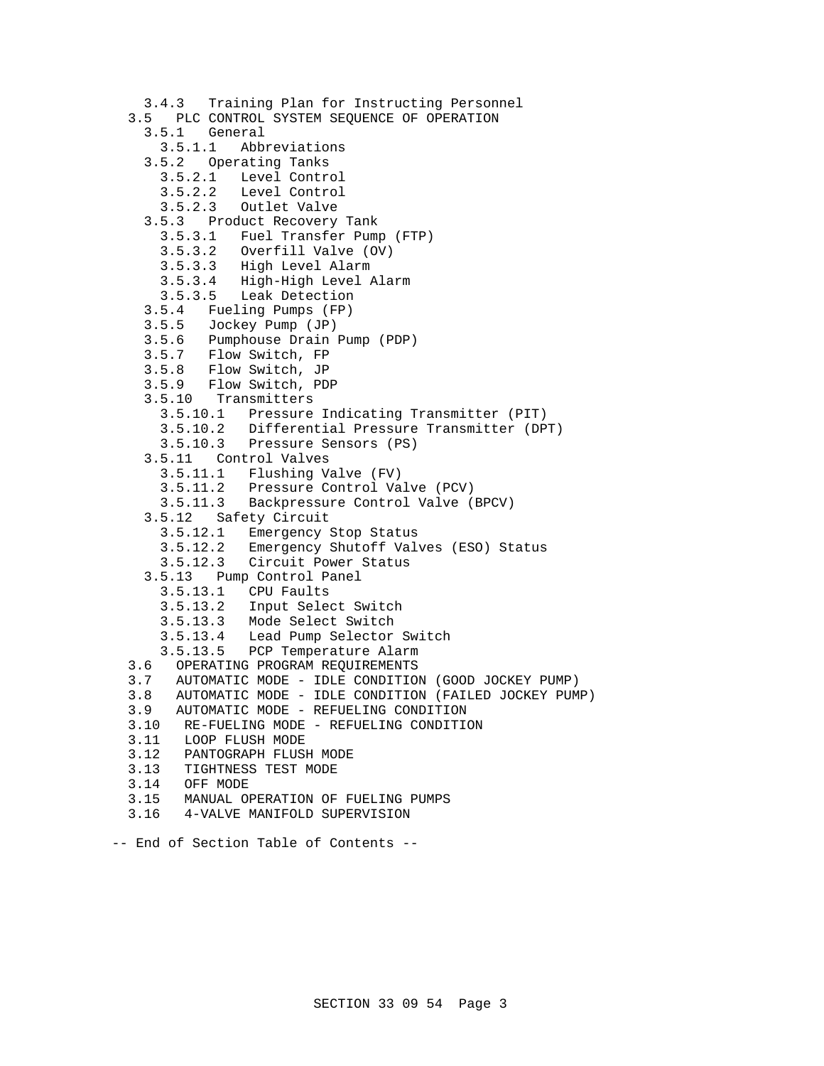- 3.4.3 Training Plan for Instructing Personnel
- 3.5 PLC CONTROL SYSTEM SEQUENCE OF OPERATION
  - 3.5.1 General
    - 3.5.1.1 Abbreviations
  - 3.5.2 Operating Tanks
    - 3.5.2.1 Level Control
    - 3.5.2.2 Level Control
    - 3.5.2.3 Outlet Valve
  - 3.5.3 Product Recovery Tank
    - 3.5.3.1 Fuel Transfer Pump (FTP)
    - 3.5.3.2 Overfill Valve (OV)
    - 3.5.3.3 High Level Alarm
    - 3.5.3.4 High-High Level Alarm
    - 3.5.3.5 Leak Detection
  - 3.5.4 Fueling Pumps (FP)
  - 3.5.5 Jockey Pump (JP)
  - 3.5.6 Pumphouse Drain Pump (PDP)
  - 3.5.7 Flow Switch, FP
  - 3.5.8 Flow Switch, JP
  - 3.5.9 Flow Switch, PDP
  - 3.5.10 Transmitters
    - 3.5.10.1 Pressure Indicating Transmitter (PIT)
    - 3.5.10.2 Differential Pressure Transmitter (DPT)
    - 3.5.10.3 Pressure Sensors (PS)
  - 3.5.11 Control Valves
    - 3.5.11.1 Flushing Valve (FV)
    - 3.5.11.2 Pressure Control Valve (PCV)
    - 3.5.11.3 Backpressure Control Valve (BPCV)
  - 3.5.12 Safety Circuit
    - 3.5.12.1 Emergency Stop Status
    - 3.5.12.2 Emergency Shutoff Valves (ESO) Status
    - 3.5.12.3 Circuit Power Status
  - 3.5.13 Pump Control Panel
    - 3.5.13.1 CPU Faults
    - 3.5.13.2 Input Select Switch
    - 3.5.13.3 Mode Select Switch
    - 3.5.13.4 Lead Pump Selector Switch
    - 3.5.13.5 PCP Temperature Alarm
- 3.6 OPERATING PROGRAM REQUIREMENTS
- 3.7 AUTOMATIC MODE - IDLE CONDITION (GOOD JOCKEY PUMP)
- 3.8 AUTOMATIC MODE - IDLE CONDITION (FAILED JOCKEY PUMP)
- 3.9 AUTOMATIC MODE - REFUELING CONDITION
- 3.10 RE-FUELING MODE - REFUELING CONDITION
- 3.11 LOOP FLUSH MODE
- 3.12 PANTOGRAPH FLUSH MODE
- 3.13 TIGHTNESS TEST MODE
- 3.14 OFF MODE
- 3.15 MANUAL OPERATION OF FUELING PUMPS
- 3.16 4-VALVE MANIFOLD SUPERVISION

-- End of Section Table of Contents --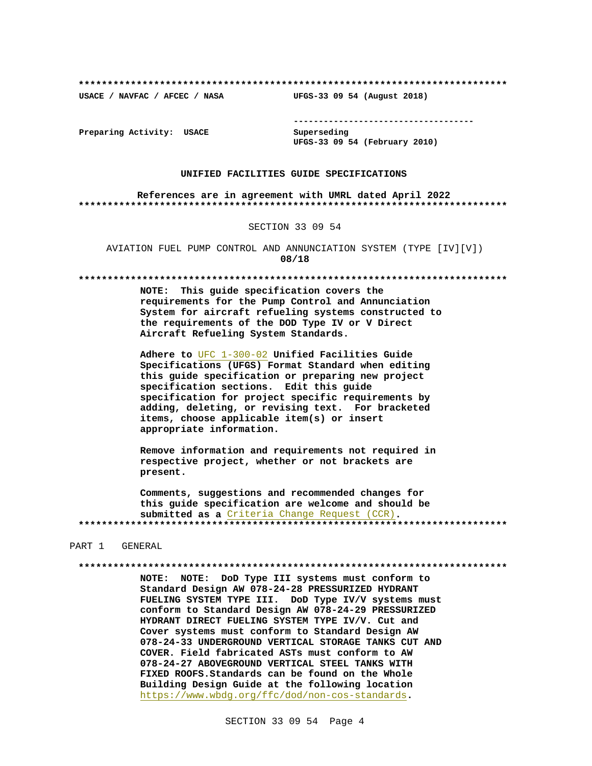**************************************************************************

USACE / NAVFAC / AFCEC / NASA                    UFGS-33 09 54 (August 2018)

                                                 -----------------------------------

Preparing Activity:  USACE                       Superseding
                                                 UFGS-33 09 54 (February 2010)

**UNIFIED FACILITIES GUIDE SPECIFICATIONS**

**References are in agreement with UMRL dated April 2022**

**************************************************************************

SECTION 33 09 54

AVIATION FUEL PUMP CONTROL AND ANNUNCIATION SYSTEM (TYPE [IV][V])

**08/18**

**************************************************************************

**NOTE: This guide specification covers the requirements for the Pump Control and Annunciation System for aircraft refueling systems constructed to the requirements of the DOD Type IV or V Direct Aircraft Refueling System Standards.**

**Adhere to UFC 1-300-02 Unified Facilities Guide Specifications (UFGS) Format Standard when editing this guide specification or preparing new project specification sections. Edit this guide specification for project specific requirements by adding, deleting, or revising text. For bracketed items, choose applicable item(s) or insert appropriate information.**

**Remove information and requirements not required in respective project, whether or not brackets are present.**

**Comments, suggestions and recommended changes for this guide specification are welcome and should be submitted as a Criteria Change Request (CCR).**

**************************************************************************

PART 1   GENERAL

**************************************************************************

**NOTE: NOTE: DoD Type III systems must conform to Standard Design AW 078-24-28 PRESSURIZED HYDRANT FUELING SYSTEM TYPE III. DoD Type IV/V systems must conform to Standard Design AW 078-24-29 PRESSURIZED HYDRANT DIRECT FUELING SYSTEM TYPE IV/V. Cut and Cover systems must conform to Standard Design AW 078-24-33 UNDERGROUND VERTICAL STORAGE TANKS CUT AND COVER. Field fabricated ASTs must conform to AW 078-24-27 ABOVEGROUND VERTICAL STEEL TANKS WITH FIXED ROOFS.Standards can be found on the Whole Building Design Guide at the following location https://www.wbdg.org/ffc/dod/non-cos-standards.**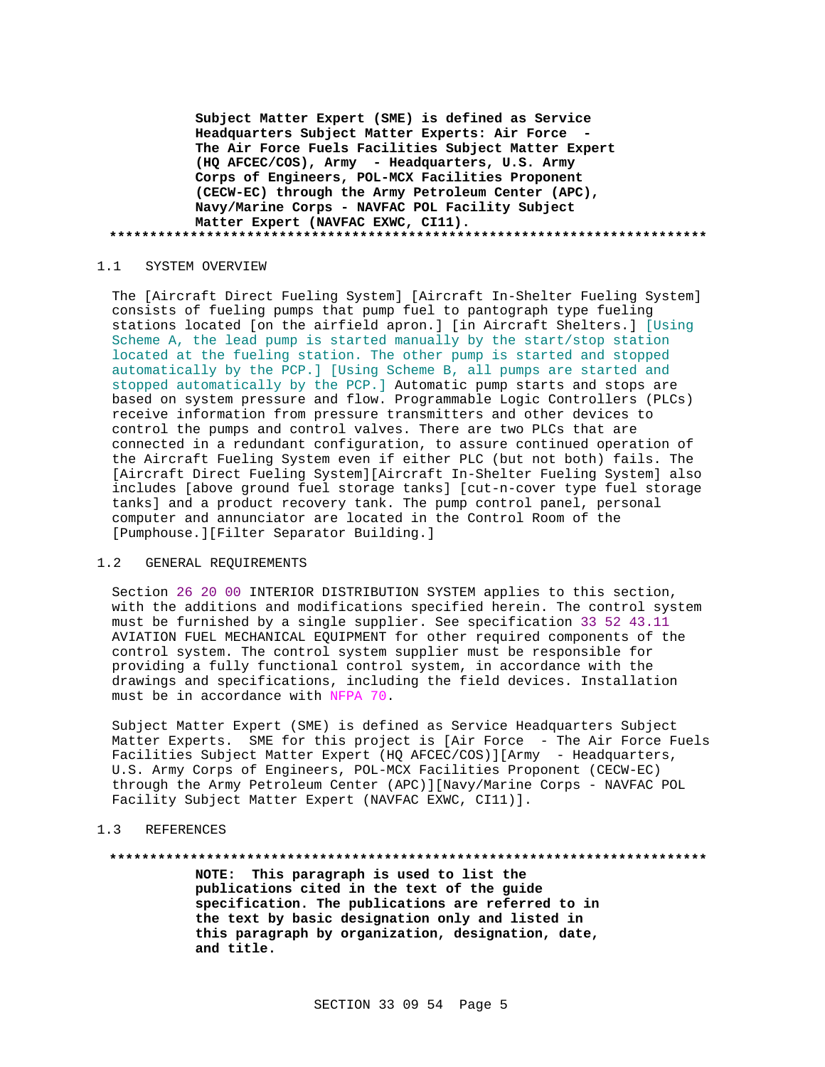**Subject Matter Expert (SME) is defined as Service Headquarters Subject Matter Experts: Air Force - The Air Force Fuels Facilities Subject Matter Expert (HQ AFCEC/COS), Army - Headquarters, U.S. Army Corps of Engineers, POL-MCX Facilities Proponent (CECW-EC) through the Army Petroleum Center (APC), Navy/Marine Corps - NAVFAC POL Facility Subject Matter Expert (NAVFAC EXWC, CI11).**

**************************************************************************

## 1.1 SYSTEM OVERVIEW

The [Aircraft Direct Fueling System] [Aircraft In-Shelter Fueling System] consists of fueling pumps that pump fuel to pantograph type fueling stations located [on the airfield apron.] [in Aircraft Shelters.] [Using Scheme A, the lead pump is started manually by the start/stop station located at the fueling station. The other pump is started and stopped automatically by the PCP.] [Using Scheme B, all pumps are started and stopped automatically by the PCP.] Automatic pump starts and stops are based on system pressure and flow. Programmable Logic Controllers (PLCs) receive information from pressure transmitters and other devices to control the pumps and control valves. There are two PLCs that are connected in a redundant configuration, to assure continued operation of the Aircraft Fueling System even if either PLC (but not both) fails. The [Aircraft Direct Fueling System][Aircraft In-Shelter Fueling System] also includes [above ground fuel storage tanks] [cut-n-cover type fuel storage tanks] and a product recovery tank. The pump control panel, personal computer and annunciator are located in the Control Room of the [Pumphouse.][Filter Separator Building.]

## 1.2 GENERAL REQUIREMENTS

Section 26 20 00 INTERIOR DISTRIBUTION SYSTEM applies to this section, with the additions and modifications specified herein. The control system must be furnished by a single supplier. See specification 33 52 43.11 AVIATION FUEL MECHANICAL EQUIPMENT for other required components of the control system. The control system supplier must be responsible for providing a fully functional control system, in accordance with the drawings and specifications, including the field devices. Installation must be in accordance with NFPA 70.

Subject Matter Expert (SME) is defined as Service Headquarters Subject Matter Experts. SME for this project is [Air Force - The Air Force Fuels Facilities Subject Matter Expert (HQ AFCEC/COS)][Army - Headquarters, U.S. Army Corps of Engineers, POL-MCX Facilities Proponent (CECW-EC) through the Army Petroleum Center (APC)][Navy/Marine Corps - NAVFAC POL Facility Subject Matter Expert (NAVFAC EXWC, CI11)].

## 1.3 REFERENCES

**************************************************************************

**NOTE: This paragraph is used to list the publications cited in the text of the guide specification. The publications are referred to in the text by basic designation only and listed in this paragraph by organization, designation, date, and title.**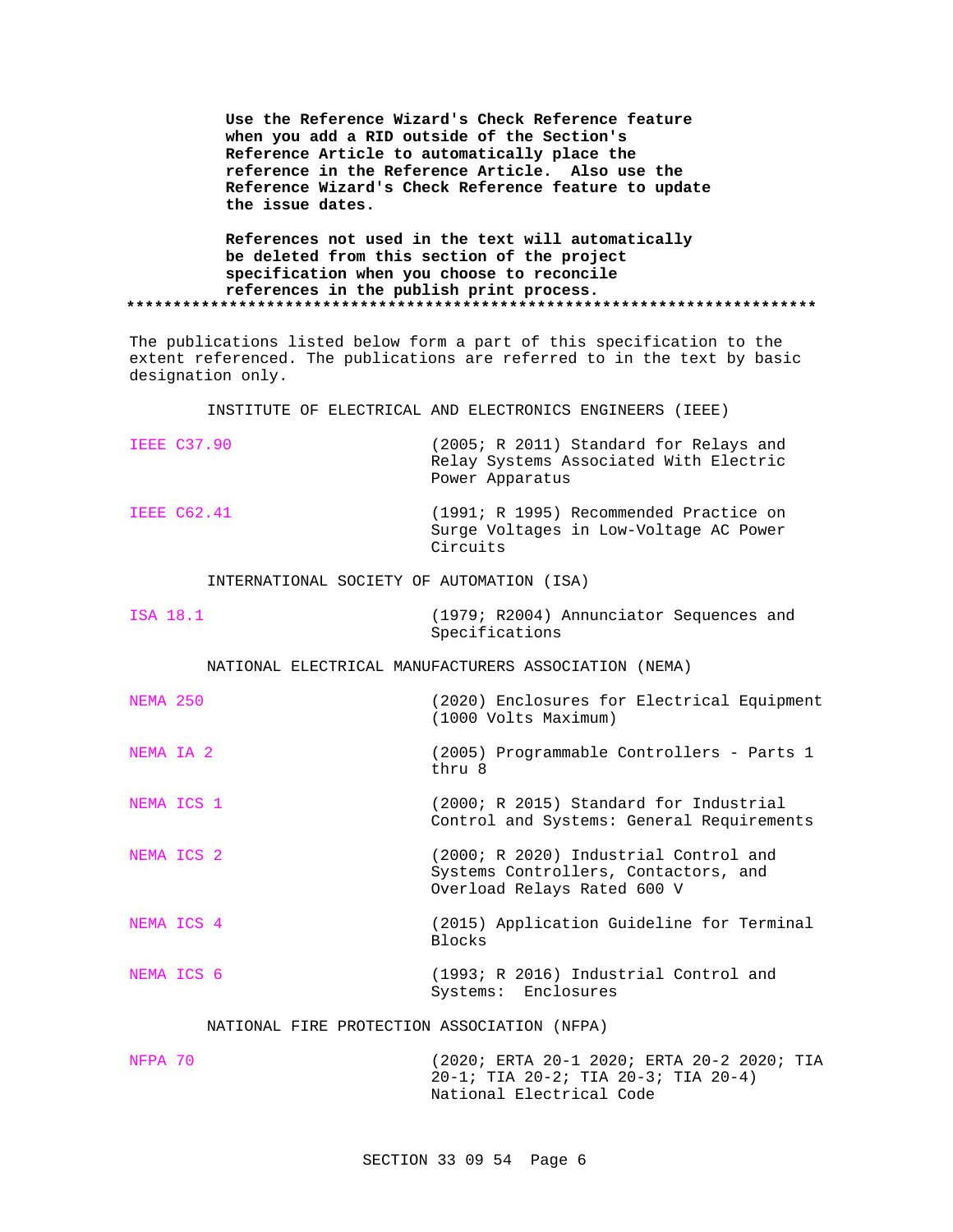**Use the Reference Wizard's Check Reference feature when you add a RID outside of the Section's Reference Article to automatically place the reference in the Reference Article. Also use the Reference Wizard's Check Reference feature to update the issue dates.**

**References not used in the text will automatically be deleted from this section of the project specification when you choose to reconcile references in the publish print process.**

**************************************************************************

The publications listed below form a part of this specification to the extent referenced. The publications are referred to in the text by basic designation only.

INSTITUTE OF ELECTRICAL AND ELECTRONICS ENGINEERS (IEEE)

| | |
|---|---|
| IEEE C37.90 | (2005; R 2011) Standard for Relays and Relay Systems Associated With Electric Power Apparatus |
| IEEE C62.41 | (1991; R 1995) Recommended Practice on Surge Voltages in Low-Voltage AC Power Circuits |

INTERNATIONAL SOCIETY OF AUTOMATION (ISA)

| | |
|---|---|
| ISA 18.1 | (1979; R2004) Annunciator Sequences and Specifications |

NATIONAL ELECTRICAL MANUFACTURERS ASSOCIATION (NEMA)

| | |
|---|---|
| NEMA 250 | (2020) Enclosures for Electrical Equipment (1000 Volts Maximum) |
| NEMA IA 2 | (2005) Programmable Controllers - Parts 1 thru 8 |
| NEMA ICS 1 | (2000; R 2015) Standard for Industrial Control and Systems: General Requirements |
| NEMA ICS 2 | (2000; R 2020) Industrial Control and Systems Controllers, Contactors, and Overload Relays Rated 600 V |
| NEMA ICS 4 | (2015) Application Guideline for Terminal Blocks |
| NEMA ICS 6 | (1993; R 2016) Industrial Control and Systems: Enclosures |

NATIONAL FIRE PROTECTION ASSOCIATION (NFPA)

| | |
|---|---|
| NFPA 70 | (2020; ERTA 20-1 2020; ERTA 20-2 2020; TIA 20-1; TIA 20-2; TIA 20-3; TIA 20-4) National Electrical Code |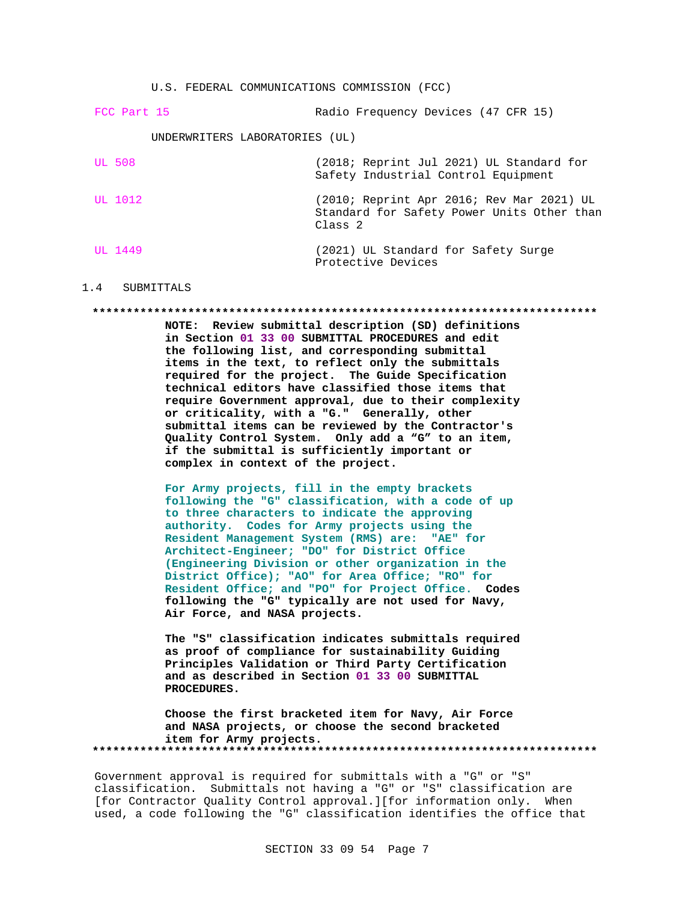U.S. FEDERAL COMMUNICATIONS COMMISSION (FCC)

| | |
|---|---|
| FCC Part 15 | Radio Frequency Devices (47 CFR 15) |

UNDERWRITERS LABORATORIES (UL)

| | |
|---|---|
| UL 508 | (2018; Reprint Jul 2021) UL Standard for Safety Industrial Control Equipment |
| UL 1012 | (2010; Reprint Apr 2016; Rev Mar 2021) UL Standard for Safety Power Units Other than Class 2 |
| UL 1449 | (2021) UL Standard for Safety Surge Protective Devices |

## 1.4 SUBMITTALS

**************************************************************************

**NOTE: Review submittal description (SD) definitions in Section 01 33 00 SUBMITTAL PROCEDURES and edit the following list, and corresponding submittal items in the text, to reflect only the submittals required for the project. The Guide Specification technical editors have classified those items that require Government approval, due to their complexity or criticality, with a "G." Generally, other submittal items can be reviewed by the Contractor's Quality Control System. Only add a "G" to an item, if the submittal is sufficiently important or complex in context of the project.**

**For Army projects, fill in the empty brackets following the "G" classification, with a code of up to three characters to indicate the approving authority. Codes for Army projects using the Resident Management System (RMS) are: "AE" for Architect-Engineer; "DO" for District Office (Engineering Division or other organization in the District Office); "AO" for Area Office; "RO" for Resident Office; and "PO" for Project Office. Codes following the "G" typically are not used for Navy, Air Force, and NASA projects.**

**The "S" classification indicates submittals required as proof of compliance for sustainability Guiding Principles Validation or Third Party Certification and as described in Section 01 33 00 SUBMITTAL PROCEDURES.**

**Choose the first bracketed item for Navy, Air Force and NASA projects, or choose the second bracketed item for Army projects.**

**************************************************************************

Government approval is required for submittals with a "G" or "S" classification. Submittals not having a "G" or "S" classification are [for Contractor Quality Control approval.][for information only. When used, a code following the "G" classification identifies the office that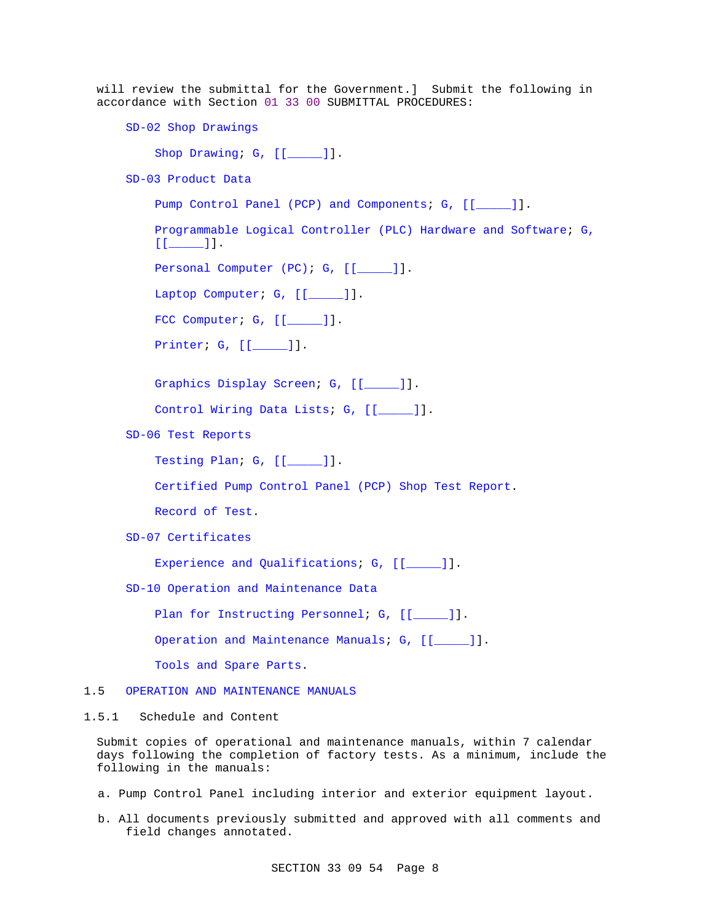will review the submittal for the Government.]  Submit the following in accordance with Section 01 33 00 SUBMITTAL PROCEDURES:

SD-02 Shop Drawings

Shop Drawing; G, [[_____]].

SD-03 Product Data

Pump Control Panel (PCP) and Components; G, [[_____]].

Programmable Logical Controller (PLC) Hardware and Software; G, [[_____]].

Personal Computer (PC); G, [[_____]].

Laptop Computer; G, [[_____]].

FCC Computer; G, [[_____]].

Printer; G, [[_____]].

Graphics Display Screen; G, [[_____]].

Control Wiring Data Lists; G, [[_____]].

SD-06 Test Reports

Testing Plan; G, [[_____]].

Certified Pump Control Panel (PCP) Shop Test Report.

Record of Test.

SD-07 Certificates

Experience and Qualifications; G, [[_____]].

SD-10 Operation and Maintenance Data

Plan for Instructing Personnel; G, [[_____]].

Operation and Maintenance Manuals; G, [[_____]].

Tools and Spare Parts.

## 1.5 OPERATION AND MAINTENANCE MANUALS

### 1.5.1 Schedule and Content

Submit copies of operational and maintenance manuals, within 7 calendar days following the completion of factory tests. As a minimum, include the following in the manuals:

a. Pump Control Panel including interior and exterior equipment layout.

b. All documents previously submitted and approved with all comments and field changes annotated.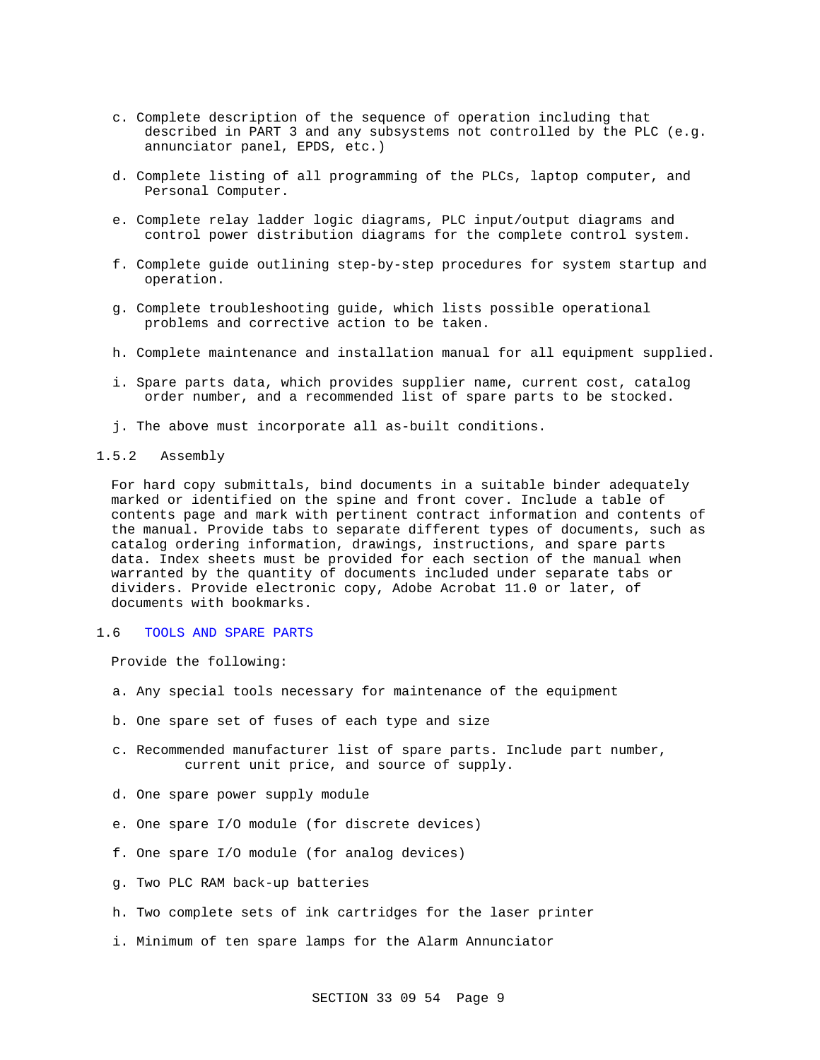c. Complete description of the sequence of operation including that described in PART 3 and any subsystems not controlled by the PLC (e.g. annunciator panel, EPDS, etc.)

d. Complete listing of all programming of the PLCs, laptop computer, and Personal Computer.

e. Complete relay ladder logic diagrams, PLC input/output diagrams and control power distribution diagrams for the complete control system.

f. Complete guide outlining step-by-step procedures for system startup and operation.

g. Complete troubleshooting guide, which lists possible operational problems and corrective action to be taken.

h. Complete maintenance and installation manual for all equipment supplied.

i. Spare parts data, which provides supplier name, current cost, catalog order number, and a recommended list of spare parts to be stocked.

j. The above must incorporate all as-built conditions.

### 1.5.2 Assembly

For hard copy submittals, bind documents in a suitable binder adequately marked or identified on the spine and front cover. Include a table of contents page and mark with pertinent contract information and contents of the manual. Provide tabs to separate different types of documents, such as catalog ordering information, drawings, instructions, and spare parts data. Index sheets must be provided for each section of the manual when warranted by the quantity of documents included under separate tabs or dividers. Provide electronic copy, Adobe Acrobat 11.0 or later, of documents with bookmarks.

## 1.6 TOOLS AND SPARE PARTS

Provide the following:

a. Any special tools necessary for maintenance of the equipment

b. One spare set of fuses of each type and size

c. Recommended manufacturer list of spare parts. Include part number, current unit price, and source of supply.

d. One spare power supply module

e. One spare I/O module (for discrete devices)

f. One spare I/O module (for analog devices)

g. Two PLC RAM back-up batteries

h. Two complete sets of ink cartridges for the laser printer

i. Minimum of ten spare lamps for the Alarm Annunciator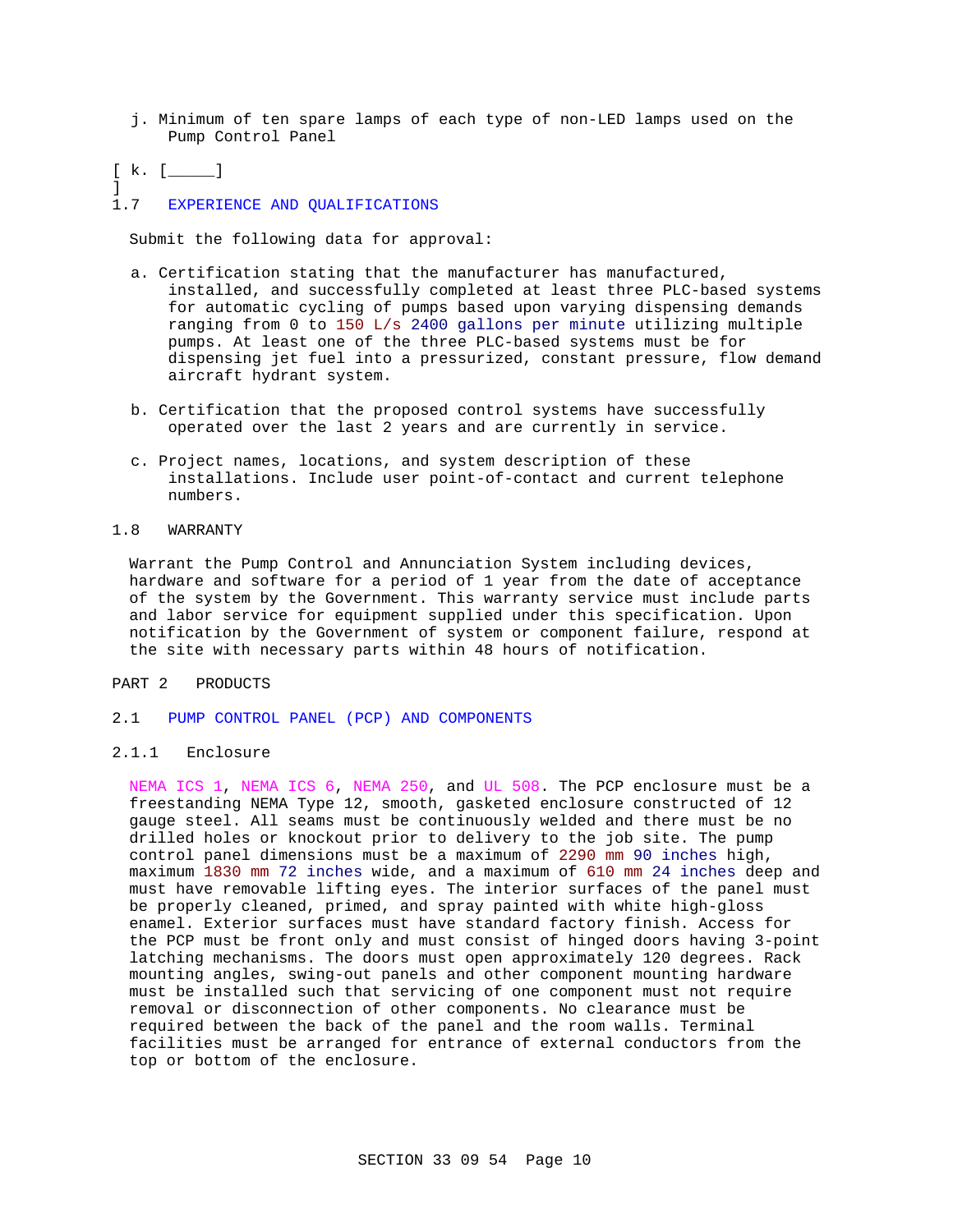j. Minimum of ten spare lamps of each type of non-LED lamps used on the Pump Control Panel

[ k. [_____]
]

## 1.7 EXPERIENCE AND QUALIFICATIONS

Submit the following data for approval:

a. Certification stating that the manufacturer has manufactured, installed, and successfully completed at least three PLC-based systems for automatic cycling of pumps based upon varying dispensing demands ranging from 0 to 150 L/s 2400 gallons per minute utilizing multiple pumps. At least one of the three PLC-based systems must be for dispensing jet fuel into a pressurized, constant pressure, flow demand aircraft hydrant system.

b. Certification that the proposed control systems have successfully operated over the last 2 years and are currently in service.

c. Project names, locations, and system description of these installations. Include user point-of-contact and current telephone numbers.

## 1.8 WARRANTY

Warrant the Pump Control and Annunciation System including devices, hardware and software for a period of 1 year from the date of acceptance of the system by the Government. This warranty service must include parts and labor service for equipment supplied under this specification. Upon notification by the Government of system or component failure, respond at the site with necessary parts within 48 hours of notification.

# PART 2 PRODUCTS

## 2.1 PUMP CONTROL PANEL (PCP) AND COMPONENTS

### 2.1.1 Enclosure

NEMA ICS 1, NEMA ICS 6, NEMA 250, and UL 508. The PCP enclosure must be a freestanding NEMA Type 12, smooth, gasketed enclosure constructed of 12 gauge steel. All seams must be continuously welded and there must be no drilled holes or knockout prior to delivery to the job site. The pump control panel dimensions must be a maximum of 2290 mm 90 inches high, maximum 1830 mm 72 inches wide, and a maximum of 610 mm 24 inches deep and must have removable lifting eyes. The interior surfaces of the panel must be properly cleaned, primed, and spray painted with white high-gloss enamel. Exterior surfaces must have standard factory finish. Access for the PCP must be front only and must consist of hinged doors having 3-point latching mechanisms. The doors must open approximately 120 degrees. Rack mounting angles, swing-out panels and other component mounting hardware must be installed such that servicing of one component must not require removal or disconnection of other components. No clearance must be required between the back of the panel and the room walls. Terminal facilities must be arranged for entrance of external conductors from the top or bottom of the enclosure.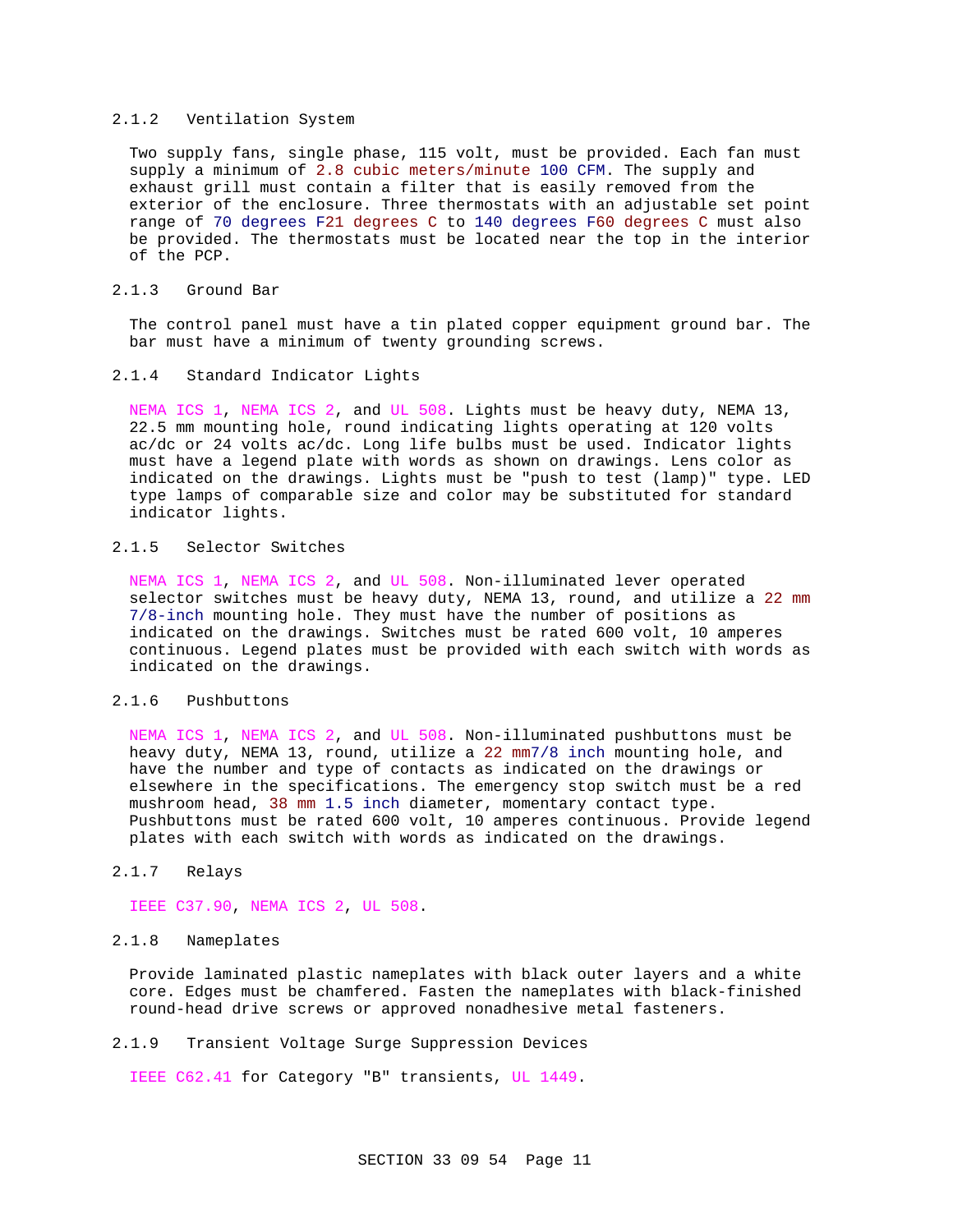### 2.1.2 Ventilation System

Two supply fans, single phase, 115 volt, must be provided. Each fan must supply a minimum of 2.8 cubic meters/minute 100 CFM. The supply and exhaust grill must contain a filter that is easily removed from the exterior of the enclosure. Three thermostats with an adjustable set point range of 70 degrees F21 degrees C to 140 degrees F60 degrees C must also be provided. The thermostats must be located near the top in the interior of the PCP.

### 2.1.3 Ground Bar

The control panel must have a tin plated copper equipment ground bar. The bar must have a minimum of twenty grounding screws.

### 2.1.4 Standard Indicator Lights

NEMA ICS 1, NEMA ICS 2, and UL 508. Lights must be heavy duty, NEMA 13, 22.5 mm mounting hole, round indicating lights operating at 120 volts ac/dc or 24 volts ac/dc. Long life bulbs must be used. Indicator lights must have a legend plate with words as shown on drawings. Lens color as indicated on the drawings. Lights must be "push to test (lamp)" type. LED type lamps of comparable size and color may be substituted for standard indicator lights.

### 2.1.5 Selector Switches

NEMA ICS 1, NEMA ICS 2, and UL 508. Non-illuminated lever operated selector switches must be heavy duty, NEMA 13, round, and utilize a 22 mm 7/8-inch mounting hole. They must have the number of positions as indicated on the drawings. Switches must be rated 600 volt, 10 amperes continuous. Legend plates must be provided with each switch with words as indicated on the drawings.

### 2.1.6 Pushbuttons

NEMA ICS 1, NEMA ICS 2, and UL 508. Non-illuminated pushbuttons must be heavy duty, NEMA 13, round, utilize a 22 mm7/8 inch mounting hole, and have the number and type of contacts as indicated on the drawings or elsewhere in the specifications. The emergency stop switch must be a red mushroom head, 38 mm 1.5 inch diameter, momentary contact type. Pushbuttons must be rated 600 volt, 10 amperes continuous. Provide legend plates with each switch with words as indicated on the drawings.

### 2.1.7 Relays

IEEE C37.90, NEMA ICS 2, UL 508.

### 2.1.8 Nameplates

Provide laminated plastic nameplates with black outer layers and a white core. Edges must be chamfered. Fasten the nameplates with black-finished round-head drive screws or approved nonadhesive metal fasteners.

### 2.1.9 Transient Voltage Surge Suppression Devices

IEEE C62.41 for Category "B" transients, UL 1449.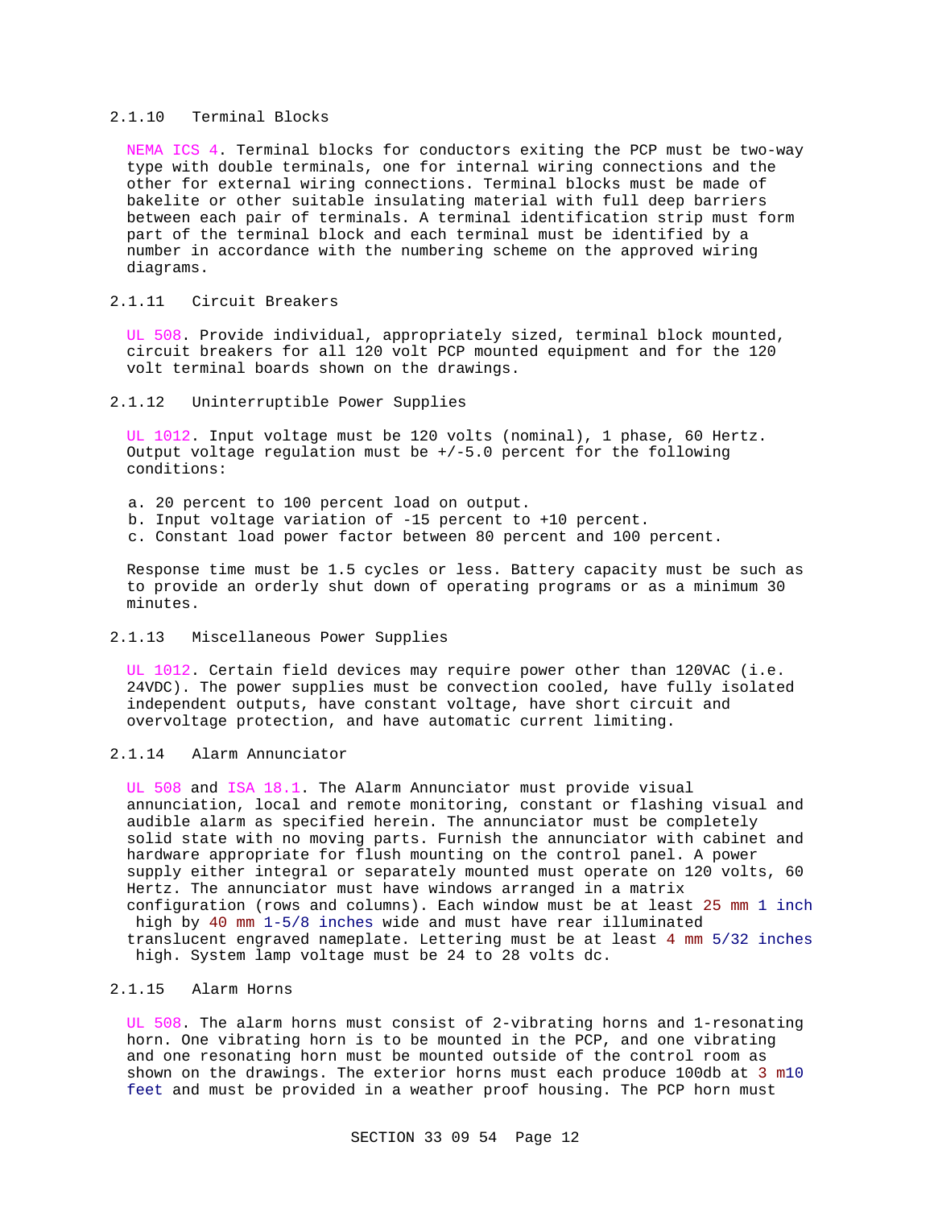### 2.1.10 Terminal Blocks

NEMA ICS 4. Terminal blocks for conductors exiting the PCP must be two-way type with double terminals, one for internal wiring connections and the other for external wiring connections. Terminal blocks must be made of bakelite or other suitable insulating material with full deep barriers between each pair of terminals. A terminal identification strip must form part of the terminal block and each terminal must be identified by a number in accordance with the numbering scheme on the approved wiring diagrams.

### 2.1.11 Circuit Breakers

UL 508. Provide individual, appropriately sized, terminal block mounted, circuit breakers for all 120 volt PCP mounted equipment and for the 120 volt terminal boards shown on the drawings.

### 2.1.12 Uninterruptible Power Supplies

UL 1012. Input voltage must be 120 volts (nominal), 1 phase, 60 Hertz. Output voltage regulation must be +/-5.0 percent for the following conditions:

a. 20 percent to 100 percent load on output.
b. Input voltage variation of -15 percent to +10 percent.
c. Constant load power factor between 80 percent and 100 percent.

Response time must be 1.5 cycles or less. Battery capacity must be such as to provide an orderly shut down of operating programs or as a minimum 30 minutes.

### 2.1.13 Miscellaneous Power Supplies

UL 1012. Certain field devices may require power other than 120VAC (i.e. 24VDC). The power supplies must be convection cooled, have fully isolated independent outputs, have constant voltage, have short circuit and overvoltage protection, and have automatic current limiting.

### 2.1.14 Alarm Annunciator

UL 508 and ISA 18.1. The Alarm Annunciator must provide visual annunciation, local and remote monitoring, constant or flashing visual and audible alarm as specified herein. The annunciator must be completely solid state with no moving parts. Furnish the annunciator with cabinet and hardware appropriate for flush mounting on the control panel. A power supply either integral or separately mounted must operate on 120 volts, 60 Hertz. The annunciator must have windows arranged in a matrix configuration (rows and columns). Each window must be at least 25 mm 1 inch high by 40 mm 1-5/8 inches wide and must have rear illuminated translucent engraved nameplate. Lettering must be at least 4 mm 5/32 inches high. System lamp voltage must be 24 to 28 volts dc.

### 2.1.15 Alarm Horns

UL 508. The alarm horns must consist of 2-vibrating horns and 1-resonating horn. One vibrating horn is to be mounted in the PCP, and one vibrating and one resonating horn must be mounted outside of the control room as shown on the drawings. The exterior horns must each produce 100db at 3 m10 feet and must be provided in a weather proof housing. The PCP horn must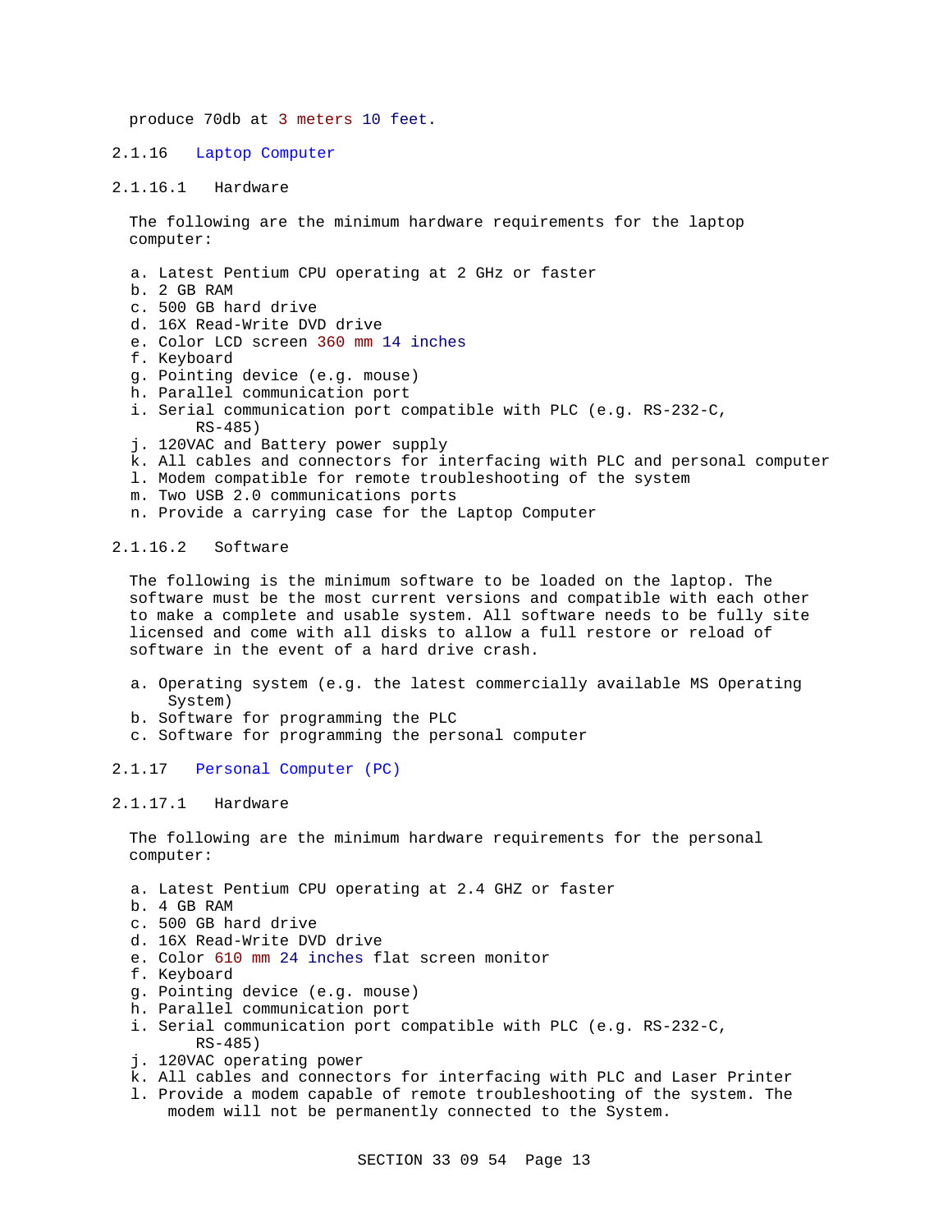produce 70db at 3 meters 10 feet.

### 2.1.16 Laptop Computer

#### 2.1.16.1 Hardware

The following are the minimum hardware requirements for the laptop computer:

a. Latest Pentium CPU operating at 2 GHz or faster
b. 2 GB RAM
c. 500 GB hard drive
d. 16X Read-Write DVD drive
e. Color LCD screen 360 mm 14 inches
f. Keyboard
g. Pointing device (e.g. mouse)
h. Parallel communication port
i. Serial communication port compatible with PLC (e.g. RS-232-C, RS-485)
j. 120VAC and Battery power supply
k. All cables and connectors for interfacing with PLC and personal computer
l. Modem compatible for remote troubleshooting of the system
m. Two USB 2.0 communications ports
n. Provide a carrying case for the Laptop Computer

#### 2.1.16.2 Software

The following is the minimum software to be loaded on the laptop. The software must be the most current versions and compatible with each other to make a complete and usable system. All software needs to be fully site licensed and come with all disks to allow a full restore or reload of software in the event of a hard drive crash.

a. Operating system (e.g. the latest commercially available MS Operating System)
b. Software for programming the PLC
c. Software for programming the personal computer

### 2.1.17 Personal Computer (PC)

#### 2.1.17.1 Hardware

The following are the minimum hardware requirements for the personal computer:

a. Latest Pentium CPU operating at 2.4 GHZ or faster
b. 4 GB RAM
c. 500 GB hard drive
d. 16X Read-Write DVD drive
e. Color 610 mm 24 inches flat screen monitor
f. Keyboard
g. Pointing device (e.g. mouse)
h. Parallel communication port
i. Serial communication port compatible with PLC (e.g. RS-232-C, RS-485)
j. 120VAC operating power
k. All cables and connectors for interfacing with PLC and Laser Printer
l. Provide a modem capable of remote troubleshooting of the system. The modem will not be permanently connected to the System.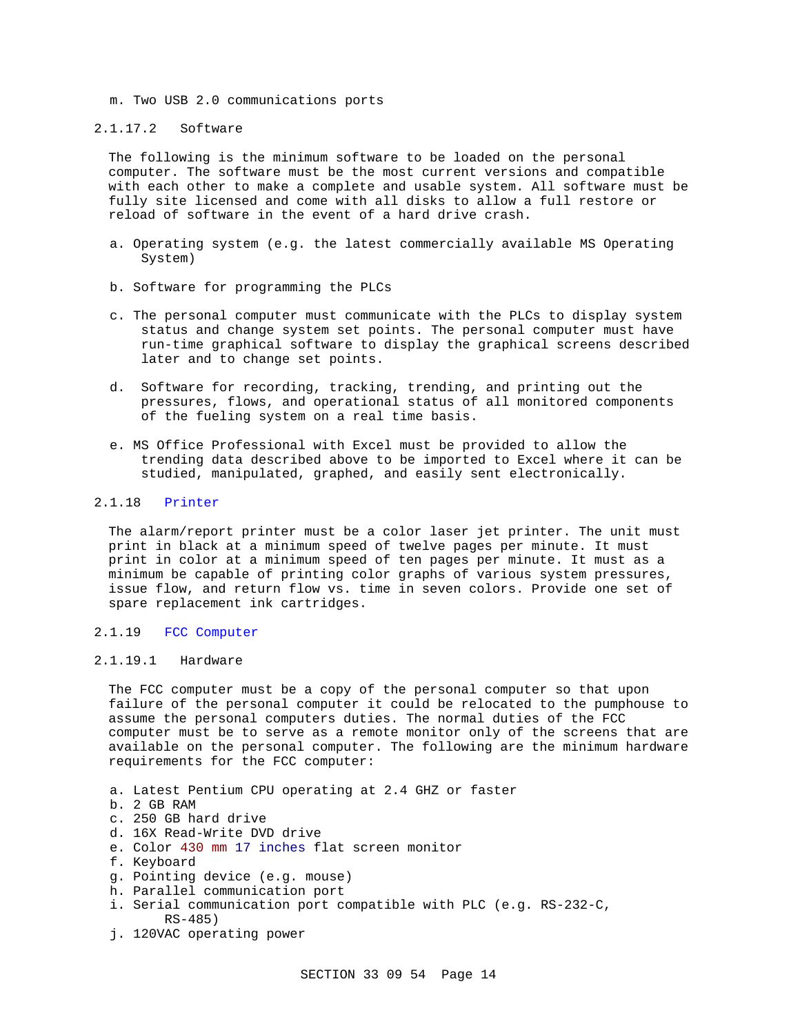m. Two USB 2.0 communications ports

#### 2.1.17.2 Software

The following is the minimum software to be loaded on the personal computer. The software must be the most current versions and compatible with each other to make a complete and usable system. All software must be fully site licensed and come with all disks to allow a full restore or reload of software in the event of a hard drive crash.

a. Operating system (e.g. the latest commercially available MS Operating System)

b. Software for programming the PLCs

c. The personal computer must communicate with the PLCs to display system status and change system set points. The personal computer must have run-time graphical software to display the graphical screens described later and to change set points.

d. Software for recording, tracking, trending, and printing out the pressures, flows, and operational status of all monitored components of the fueling system on a real time basis.

e. MS Office Professional with Excel must be provided to allow the trending data described above to be imported to Excel where it can be studied, manipulated, graphed, and easily sent electronically.

### 2.1.18 Printer

The alarm/report printer must be a color laser jet printer. The unit must print in black at a minimum speed of twelve pages per minute. It must print in color at a minimum speed of ten pages per minute. It must as a minimum be capable of printing color graphs of various system pressures, issue flow, and return flow vs. time in seven colors. Provide one set of spare replacement ink cartridges.

### 2.1.19 FCC Computer

#### 2.1.19.1 Hardware

The FCC computer must be a copy of the personal computer so that upon failure of the personal computer it could be relocated to the pumphouse to assume the personal computers duties. The normal duties of the FCC computer must be to serve as a remote monitor only of the screens that are available on the personal computer. The following are the minimum hardware requirements for the FCC computer:

a. Latest Pentium CPU operating at 2.4 GHZ or faster
b. 2 GB RAM
c. 250 GB hard drive
d. 16X Read-Write DVD drive
e. Color 430 mm 17 inches flat screen monitor
f. Keyboard
g. Pointing device (e.g. mouse)
h. Parallel communication port
i. Serial communication port compatible with PLC (e.g. RS-232-C, RS-485)
j. 120VAC operating power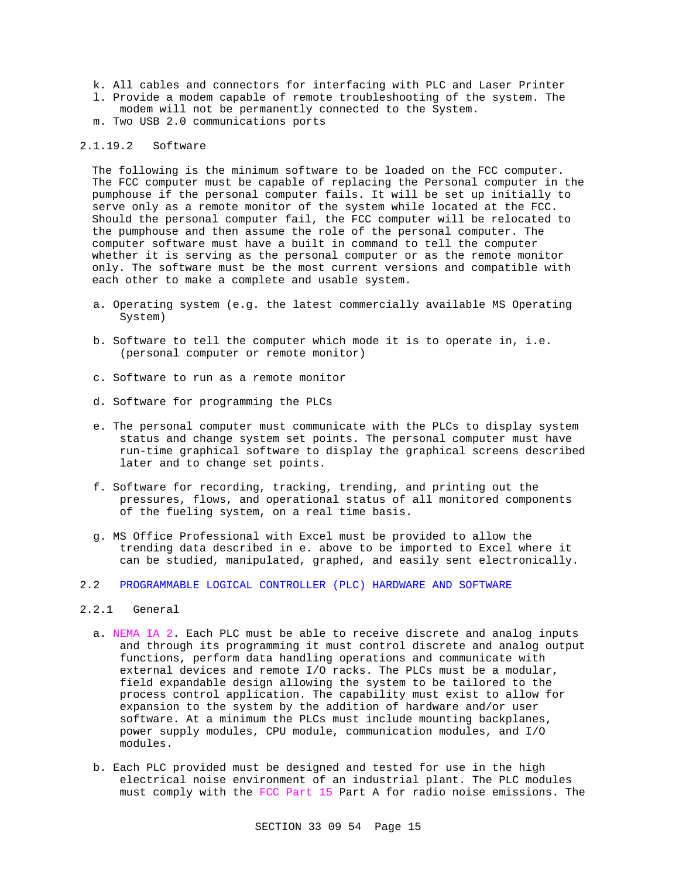k. All cables and connectors for interfacing with PLC and Laser Printer
l. Provide a modem capable of remote troubleshooting of the system. The modem will not be permanently connected to the System.
m. Two USB 2.0 communications ports

#### 2.1.19.2 Software

The following is the minimum software to be loaded on the FCC computer. The FCC computer must be capable of replacing the Personal computer in the pumphouse if the personal computer fails. It will be set up initially to serve only as a remote monitor of the system while located at the FCC. Should the personal computer fail, the FCC computer will be relocated to the pumphouse and then assume the role of the personal computer. The computer software must have a built in command to tell the computer whether it is serving as the personal computer or as the remote monitor only. The software must be the most current versions and compatible with each other to make a complete and usable system.

a. Operating system (e.g. the latest commercially available MS Operating System)

b. Software to tell the computer which mode it is to operate in, i.e. (personal computer or remote monitor)

c. Software to run as a remote monitor

d. Software for programming the PLCs

e. The personal computer must communicate with the PLCs to display system status and change system set points. The personal computer must have run-time graphical software to display the graphical screens described later and to change set points.

f. Software for recording, tracking, trending, and printing out the pressures, flows, and operational status of all monitored components of the fueling system, on a real time basis.

g. MS Office Professional with Excel must be provided to allow the trending data described in e. above to be imported to Excel where it can be studied, manipulated, graphed, and easily sent electronically.

## 2.2 PROGRAMMABLE LOGICAL CONTROLLER (PLC) HARDWARE AND SOFTWARE

### 2.2.1 General

a. NEMA IA 2. Each PLC must be able to receive discrete and analog inputs and through its programming it must control discrete and analog output functions, perform data handling operations and communicate with external devices and remote I/O racks. The PLCs must be a modular, field expandable design allowing the system to be tailored to the process control application. The capability must exist to allow for expansion to the system by the addition of hardware and/or user software. At a minimum the PLCs must include mounting backplanes, power supply modules, CPU module, communication modules, and I/O modules.

b. Each PLC provided must be designed and tested for use in the high electrical noise environment of an industrial plant. The PLC modules must comply with the FCC Part 15 Part A for radio noise emissions. The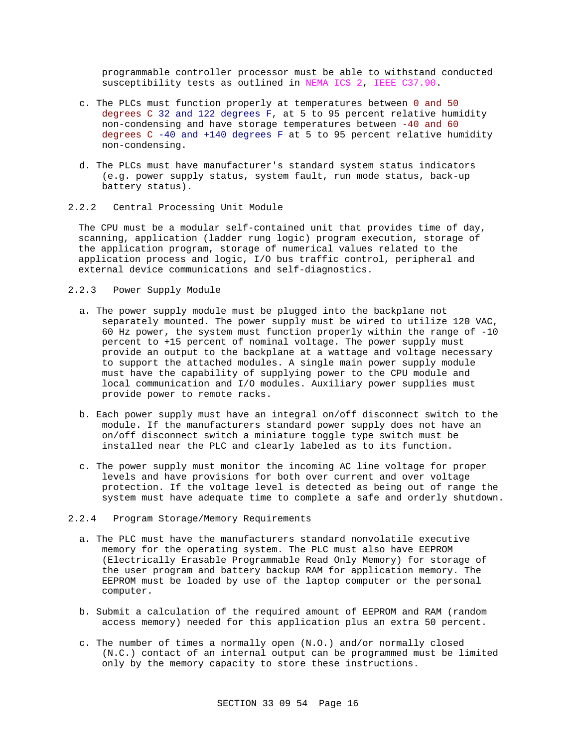programmable controller processor must be able to withstand conducted susceptibility tests as outlined in NEMA ICS 2, IEEE C37.90.

c. The PLCs must function properly at temperatures between 0 and 50 degrees C 32 and 122 degrees F, at 5 to 95 percent relative humidity non-condensing and have storage temperatures between -40 and 60 degrees C -40 and +140 degrees F at 5 to 95 percent relative humidity non-condensing.

d. The PLCs must have manufacturer's standard system status indicators (e.g. power supply status, system fault, run mode status, back-up battery status).

### 2.2.2 Central Processing Unit Module

The CPU must be a modular self-contained unit that provides time of day, scanning, application (ladder rung logic) program execution, storage of the application program, storage of numerical values related to the application process and logic, I/O bus traffic control, peripheral and external device communications and self-diagnostics.

### 2.2.3 Power Supply Module

a. The power supply module must be plugged into the backplane not separately mounted. The power supply must be wired to utilize 120 VAC, 60 Hz power, the system must function properly within the range of -10 percent to +15 percent of nominal voltage. The power supply must provide an output to the backplane at a wattage and voltage necessary to support the attached modules. A single main power supply module must have the capability of supplying power to the CPU module and local communication and I/O modules. Auxiliary power supplies must provide power to remote racks.

b. Each power supply must have an integral on/off disconnect switch to the module. If the manufacturers standard power supply does not have an on/off disconnect switch a miniature toggle type switch must be installed near the PLC and clearly labeled as to its function.

c. The power supply must monitor the incoming AC line voltage for proper levels and have provisions for both over current and over voltage protection. If the voltage level is detected as being out of range the system must have adequate time to complete a safe and orderly shutdown.

### 2.2.4 Program Storage/Memory Requirements

a. The PLC must have the manufacturers standard nonvolatile executive memory for the operating system. The PLC must also have EEPROM (Electrically Erasable Programmable Read Only Memory) for storage of the user program and battery backup RAM for application memory. The EEPROM must be loaded by use of the laptop computer or the personal computer.

b. Submit a calculation of the required amount of EEPROM and RAM (random access memory) needed for this application plus an extra 50 percent.

c. The number of times a normally open (N.O.) and/or normally closed (N.C.) contact of an internal output can be programmed must be limited only by the memory capacity to store these instructions.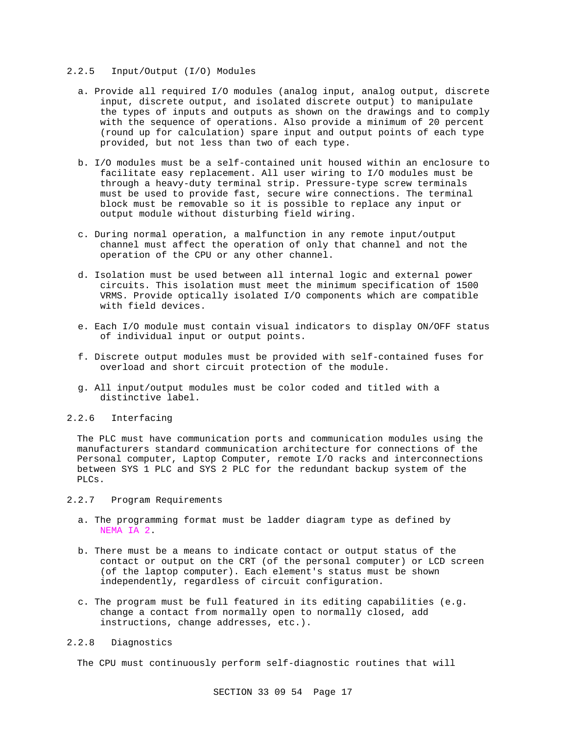### 2.2.5 Input/Output (I/O) Modules

a. Provide all required I/O modules (analog input, analog output, discrete input, discrete output, and isolated discrete output) to manipulate the types of inputs and outputs as shown on the drawings and to comply with the sequence of operations. Also provide a minimum of 20 percent (round up for calculation) spare input and output points of each type provided, but not less than two of each type.

b. I/O modules must be a self-contained unit housed within an enclosure to facilitate easy replacement. All user wiring to I/O modules must be through a heavy-duty terminal strip. Pressure-type screw terminals must be used to provide fast, secure wire connections. The terminal block must be removable so it is possible to replace any input or output module without disturbing field wiring.

c. During normal operation, a malfunction in any remote input/output channel must affect the operation of only that channel and not the operation of the CPU or any other channel.

d. Isolation must be used between all internal logic and external power circuits. This isolation must meet the minimum specification of 1500 VRMS. Provide optically isolated I/O components which are compatible with field devices.

e. Each I/O module must contain visual indicators to display ON/OFF status of individual input or output points.

f. Discrete output modules must be provided with self-contained fuses for overload and short circuit protection of the module.

g. All input/output modules must be color coded and titled with a distinctive label.

### 2.2.6 Interfacing

The PLC must have communication ports and communication modules using the manufacturers standard communication architecture for connections of the Personal computer, Laptop Computer, remote I/O racks and interconnections between SYS 1 PLC and SYS 2 PLC for the redundant backup system of the PLCs.

### 2.2.7 Program Requirements

a. The programming format must be ladder diagram type as defined by NEMA IA 2.

b. There must be a means to indicate contact or output status of the contact or output on the CRT (of the personal computer) or LCD screen (of the laptop computer). Each element's status must be shown independently, regardless of circuit configuration.

c. The program must be full featured in its editing capabilities (e.g. change a contact from normally open to normally closed, add instructions, change addresses, etc.).

### 2.2.8 Diagnostics

The CPU must continuously perform self-diagnostic routines that will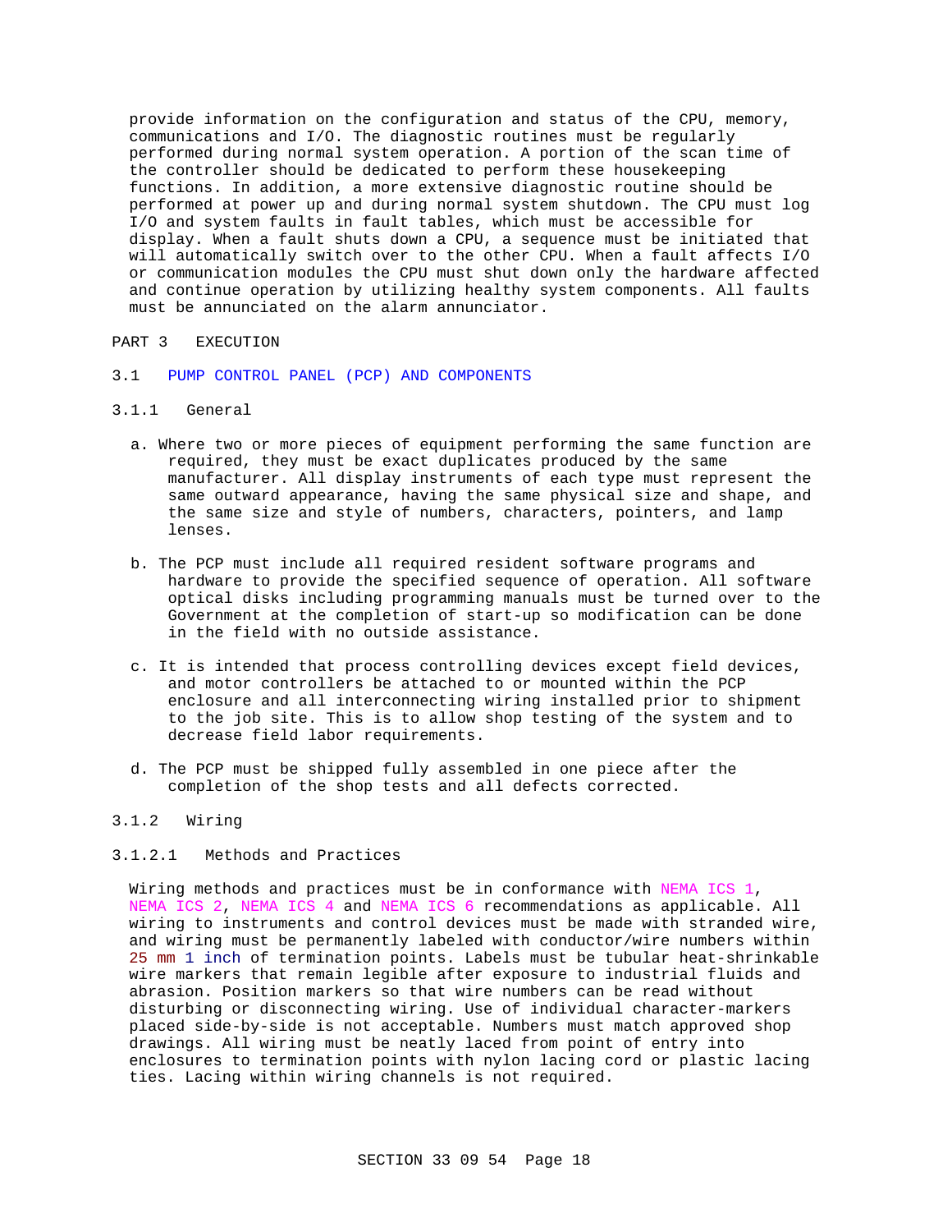provide information on the configuration and status of the CPU, memory, communications and I/O. The diagnostic routines must be regularly performed during normal system operation. A portion of the scan time of the controller should be dedicated to perform these housekeeping functions. In addition, a more extensive diagnostic routine should be performed at power up and during normal system shutdown. The CPU must log I/O and system faults in fault tables, which must be accessible for display. When a fault shuts down a CPU, a sequence must be initiated that will automatically switch over to the other CPU. When a fault affects I/O or communication modules the CPU must shut down only the hardware affected and continue operation by utilizing healthy system components. All faults must be annunciated on the alarm annunciator.

# PART 3 EXECUTION

## 3.1 PUMP CONTROL PANEL (PCP) AND COMPONENTS

### 3.1.1 General

a. Where two or more pieces of equipment performing the same function are required, they must be exact duplicates produced by the same manufacturer. All display instruments of each type must represent the same outward appearance, having the same physical size and shape, and the same size and style of numbers, characters, pointers, and lamp lenses.

b. The PCP must include all required resident software programs and hardware to provide the specified sequence of operation. All software optical disks including programming manuals must be turned over to the Government at the completion of start-up so modification can be done in the field with no outside assistance.

c. It is intended that process controlling devices except field devices, and motor controllers be attached to or mounted within the PCP enclosure and all interconnecting wiring installed prior to shipment to the job site. This is to allow shop testing of the system and to decrease field labor requirements.

d. The PCP must be shipped fully assembled in one piece after the completion of the shop tests and all defects corrected.

### 3.1.2 Wiring

#### 3.1.2.1 Methods and Practices

Wiring methods and practices must be in conformance with NEMA ICS 1, NEMA ICS 2, NEMA ICS 4 and NEMA ICS 6 recommendations as applicable. All wiring to instruments and control devices must be made with stranded wire, and wiring must be permanently labeled with conductor/wire numbers within 25 mm 1 inch of termination points. Labels must be tubular heat-shrinkable wire markers that remain legible after exposure to industrial fluids and abrasion. Position markers so that wire numbers can be read without disturbing or disconnecting wiring. Use of individual character-markers placed side-by-side is not acceptable. Numbers must match approved shop drawings. All wiring must be neatly laced from point of entry into enclosures to termination points with nylon lacing cord or plastic lacing ties. Lacing within wiring channels is not required.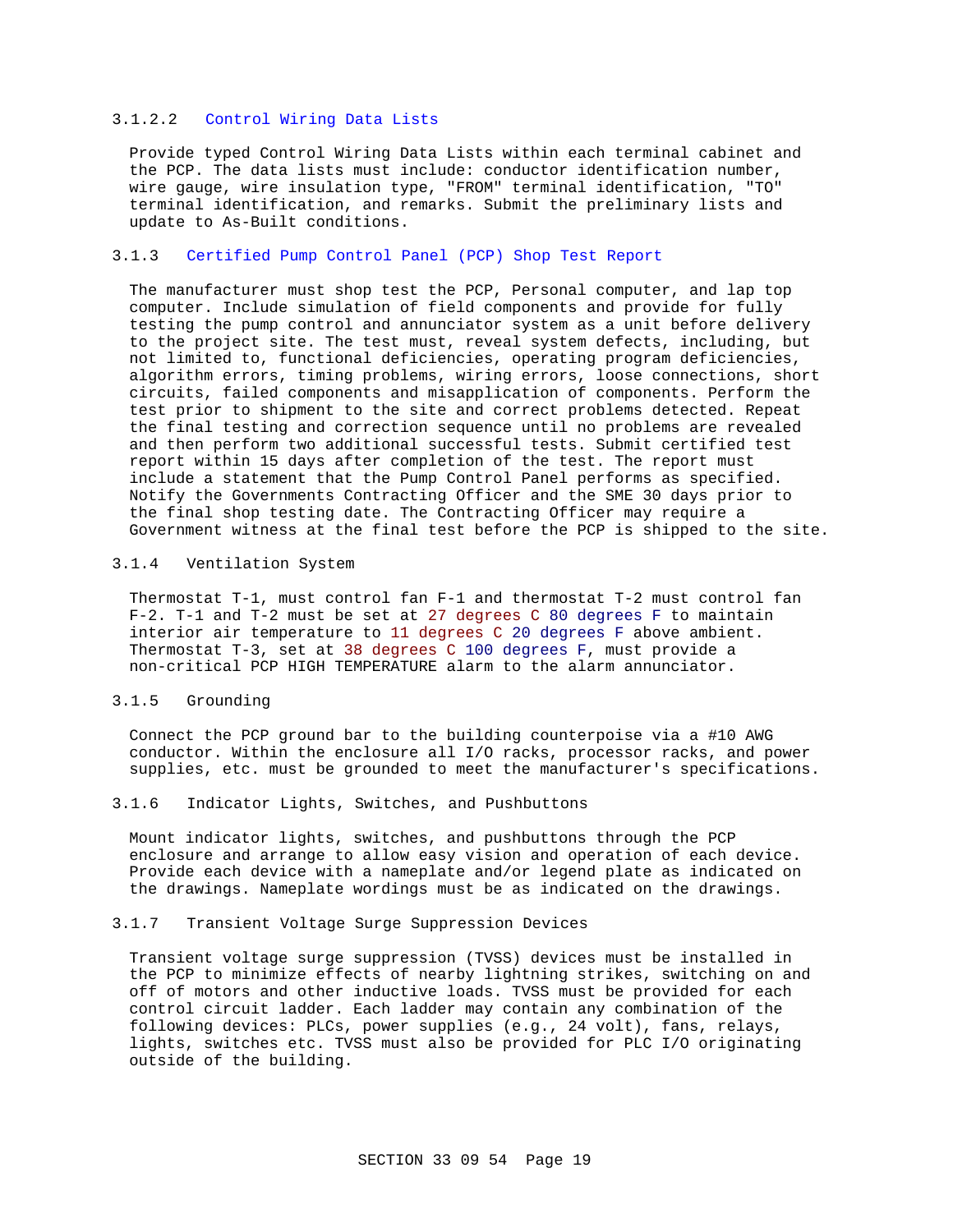#### 3.1.2.2 Control Wiring Data Lists

Provide typed Control Wiring Data Lists within each terminal cabinet and the PCP. The data lists must include: conductor identification number, wire gauge, wire insulation type, "FROM" terminal identification, "TO" terminal identification, and remarks. Submit the preliminary lists and update to As-Built conditions.

### 3.1.3 Certified Pump Control Panel (PCP) Shop Test Report

The manufacturer must shop test the PCP, Personal computer, and lap top computer. Include simulation of field components and provide for fully testing the pump control and annunciator system as a unit before delivery to the project site. The test must, reveal system defects, including, but not limited to, functional deficiencies, operating program deficiencies, algorithm errors, timing problems, wiring errors, loose connections, short circuits, failed components and misapplication of components. Perform the test prior to shipment to the site and correct problems detected. Repeat the final testing and correction sequence until no problems are revealed and then perform two additional successful tests. Submit certified test report within 15 days after completion of the test. The report must include a statement that the Pump Control Panel performs as specified. Notify the Governments Contracting Officer and the SME 30 days prior to the final shop testing date. The Contracting Officer may require a Government witness at the final test before the PCP is shipped to the site.

### 3.1.4 Ventilation System

Thermostat T-1, must control fan F-1 and thermostat T-2 must control fan F-2. T-1 and T-2 must be set at 27 degrees C 80 degrees F to maintain interior air temperature to 11 degrees C 20 degrees F above ambient. Thermostat T-3, set at 38 degrees C 100 degrees F, must provide a non-critical PCP HIGH TEMPERATURE alarm to the alarm annunciator.

### 3.1.5 Grounding

Connect the PCP ground bar to the building counterpoise via a #10 AWG conductor. Within the enclosure all I/O racks, processor racks, and power supplies, etc. must be grounded to meet the manufacturer's specifications.

### 3.1.6 Indicator Lights, Switches, and Pushbuttons

Mount indicator lights, switches, and pushbuttons through the PCP enclosure and arrange to allow easy vision and operation of each device. Provide each device with a nameplate and/or legend plate as indicated on the drawings. Nameplate wordings must be as indicated on the drawings.

### 3.1.7 Transient Voltage Surge Suppression Devices

Transient voltage surge suppression (TVSS) devices must be installed in the PCP to minimize effects of nearby lightning strikes, switching on and off of motors and other inductive loads. TVSS must be provided for each control circuit ladder. Each ladder may contain any combination of the following devices: PLCs, power supplies (e.g., 24 volt), fans, relays, lights, switches etc. TVSS must also be provided for PLC I/O originating outside of the building.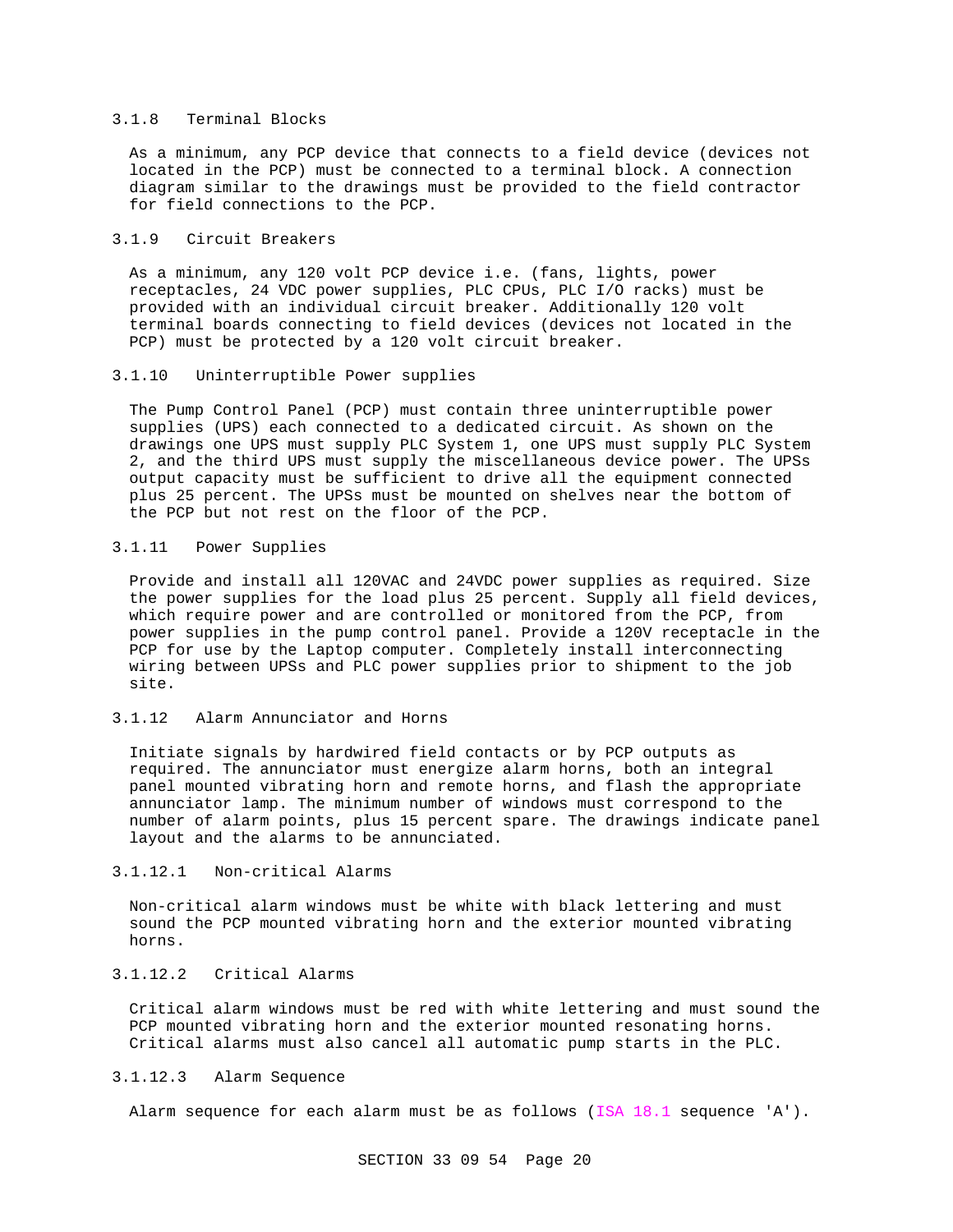### 3.1.8 Terminal Blocks

As a minimum, any PCP device that connects to a field device (devices not located in the PCP) must be connected to a terminal block. A connection diagram similar to the drawings must be provided to the field contractor for field connections to the PCP.

### 3.1.9 Circuit Breakers

As a minimum, any 120 volt PCP device i.e. (fans, lights, power receptacles, 24 VDC power supplies, PLC CPUs, PLC I/O racks) must be provided with an individual circuit breaker. Additionally 120 volt terminal boards connecting to field devices (devices not located in the PCP) must be protected by a 120 volt circuit breaker.

### 3.1.10 Uninterruptible Power supplies

The Pump Control Panel (PCP) must contain three uninterruptible power supplies (UPS) each connected to a dedicated circuit. As shown on the drawings one UPS must supply PLC System 1, one UPS must supply PLC System 2, and the third UPS must supply the miscellaneous device power. The UPSs output capacity must be sufficient to drive all the equipment connected plus 25 percent. The UPSs must be mounted on shelves near the bottom of the PCP but not rest on the floor of the PCP.

### 3.1.11 Power Supplies

Provide and install all 120VAC and 24VDC power supplies as required. Size the power supplies for the load plus 25 percent. Supply all field devices, which require power and are controlled or monitored from the PCP, from power supplies in the pump control panel. Provide a 120V receptacle in the PCP for use by the Laptop computer. Completely install interconnecting wiring between UPSs and PLC power supplies prior to shipment to the job site.

### 3.1.12 Alarm Annunciator and Horns

Initiate signals by hardwired field contacts or by PCP outputs as required. The annunciator must energize alarm horns, both an integral panel mounted vibrating horn and remote horns, and flash the appropriate annunciator lamp. The minimum number of windows must correspond to the number of alarm points, plus 15 percent spare. The drawings indicate panel layout and the alarms to be annunciated.

#### 3.1.12.1 Non-critical Alarms

Non-critical alarm windows must be white with black lettering and must sound the PCP mounted vibrating horn and the exterior mounted vibrating horns.

#### 3.1.12.2 Critical Alarms

Critical alarm windows must be red with white lettering and must sound the PCP mounted vibrating horn and the exterior mounted resonating horns. Critical alarms must also cancel all automatic pump starts in the PLC.

#### 3.1.12.3 Alarm Sequence

Alarm sequence for each alarm must be as follows (ISA 18.1 sequence 'A').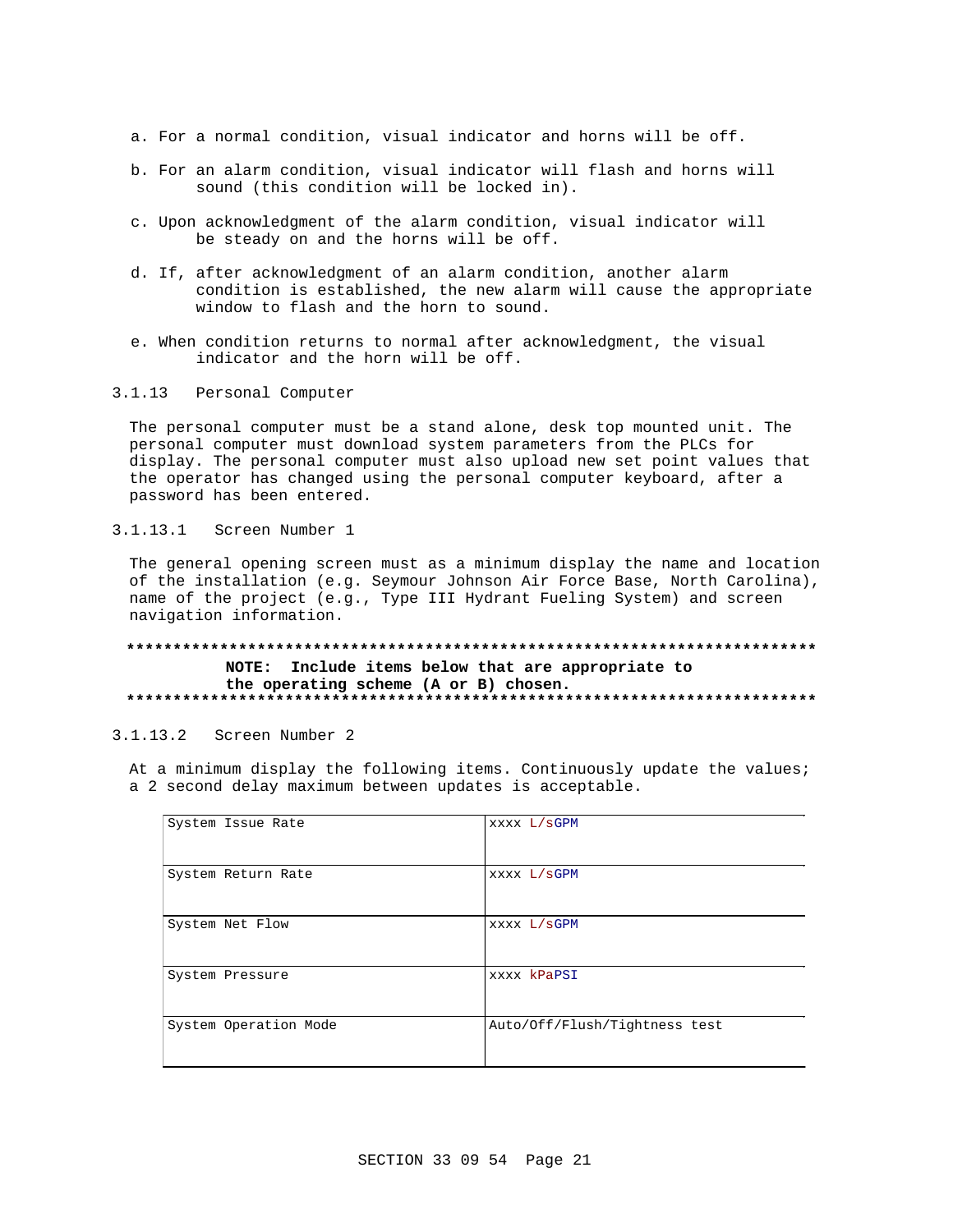a. For a normal condition, visual indicator and horns will be off.

b. For an alarm condition, visual indicator will flash and horns will sound (this condition will be locked in).

c. Upon acknowledgment of the alarm condition, visual indicator will be steady on and the horns will be off.

d. If, after acknowledgment of an alarm condition, another alarm condition is established, the new alarm will cause the appropriate window to flash and the horn to sound.

e. When condition returns to normal after acknowledgment, the visual indicator and the horn will be off.

### 3.1.13 Personal Computer

The personal computer must be a stand alone, desk top mounted unit. The personal computer must download system parameters from the PLCs for display. The personal computer must also upload new set point values that the operator has changed using the personal computer keyboard, after a password has been entered.

#### 3.1.13.1 Screen Number 1

The general opening screen must as a minimum display the name and location of the installation (e.g. Seymour Johnson Air Force Base, North Carolina), name of the project (e.g., Type III Hydrant Fueling System) and screen navigation information.

**************************************************************************
**NOTE: Include items below that are appropriate to the operating scheme (A or B) chosen.**
**************************************************************************

#### 3.1.13.2 Screen Number 2

At a minimum display the following items. Continuously update the values; a 2 second delay maximum between updates is acceptable.

| | |
|---|---|
| System Issue Rate | xxxx L/sGPM |
| System Return Rate | xxxx L/sGPM |
| System Net Flow | xxxx L/sGPM |
| System Pressure | xxxx kPaPSI |
| System Operation Mode | Auto/Off/Flush/Tightness test |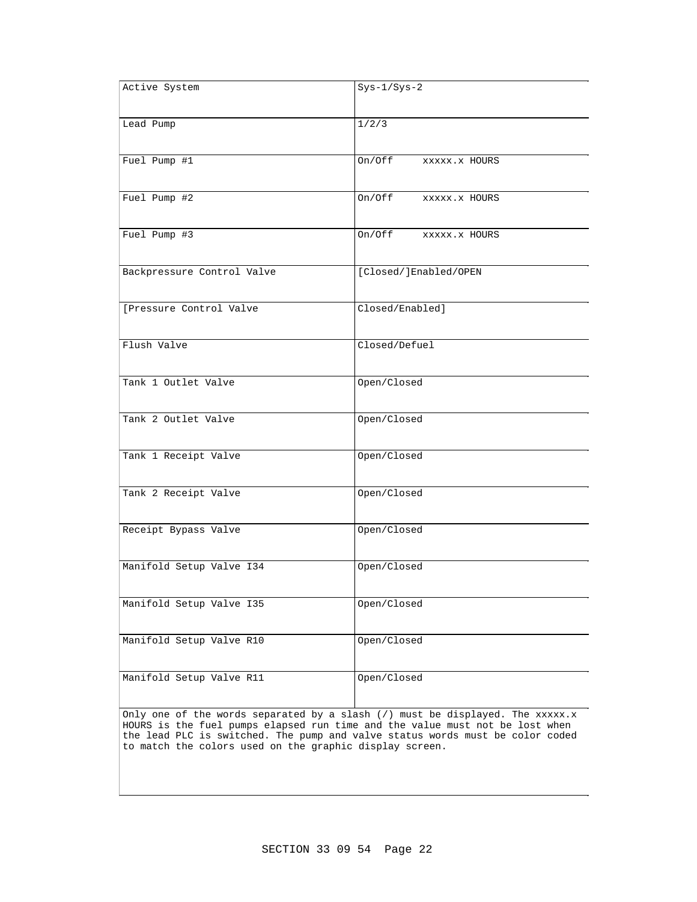| | |
|---|---|
| Active System | Sys-1/Sys-2 |
| Lead Pump | 1/2/3 |
| Fuel Pump #1 | On/Off     xxxxx.x HOURS |
| Fuel Pump #2 | On/Off     xxxxx.x HOURS |
| Fuel Pump #3 | On/Off     xxxxx.x HOURS |
| Backpressure Control Valve | [Closed/]Enabled/OPEN |
| [Pressure Control Valve | Closed/Enabled] |
| Flush Valve | Closed/Defuel |
| Tank 1 Outlet Valve | Open/Closed |
| Tank 2 Outlet Valve | Open/Closed |
| Tank 1 Receipt Valve | Open/Closed |
| Tank 2 Receipt Valve | Open/Closed |
| Receipt Bypass Valve | Open/Closed |
| Manifold Setup Valve I34 | Open/Closed |
| Manifold Setup Valve I35 | Open/Closed |
| Manifold Setup Valve R10 | Open/Closed |
| Manifold Setup Valve R11 | Open/Closed |

Only one of the words separated by a slash (/) must be displayed. The xxxxx.x HOURS is the fuel pumps elapsed run time and the value must not be lost when the lead PLC is switched. The pump and valve status words must be color coded to match the colors used on the graphic display screen.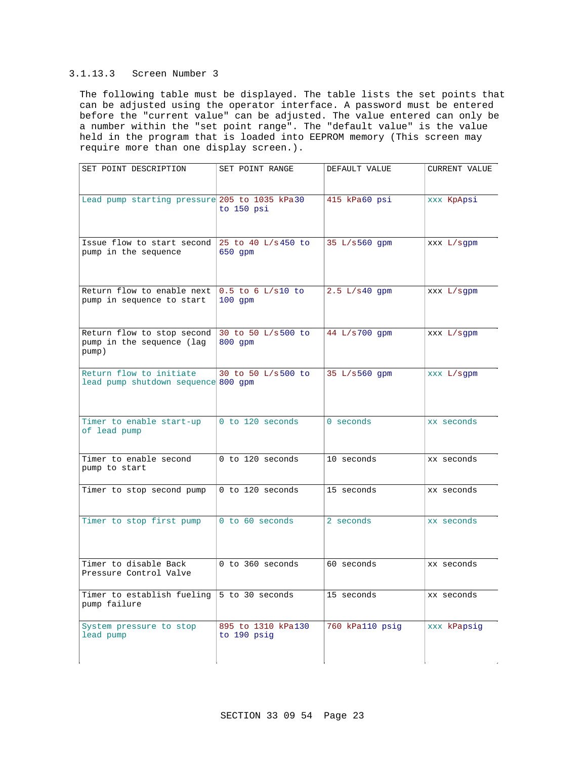### 3.1.13.3 Screen Number 3

The following table must be displayed. The table lists the set points that can be adjusted using the operator interface. A password must be entered before the "current value" can be adjusted. The value entered can only be a number within the "set point range". The "default value" is the value held in the program that is loaded into EEPROM memory (This screen may require more than one display screen.).

| SET POINT DESCRIPTION | SET POINT RANGE | DEFAULT VALUE | CURRENT VALUE |
|---|---|---|---|
| Lead pump starting pressure | 205 to 1035 kPa30 to 150 psi | 415 kPa60 psi | xxx KpApsi |
| Issue flow to start second pump in the sequence | 25 to 40 L/s450 to 650 gpm | 35 L/s560 gpm | xxx L/sgpm |
| Return flow to enable next pump in sequence to start | 0.5 to 6 L/s10 to 100 gpm | 2.5 L/s40 gpm | xxx L/sgpm |
| Return flow to stop second pump in the sequence (lag pump) | 30 to 50 L/s500 to 800 gpm | 44 L/s700 gpm | xxx L/sgpm |
| Return flow to initiate lead pump shutdown sequence | 30 to 50 L/s500 to 800 gpm | 35 L/s560 gpm | xxx L/sgpm |
| Timer to enable start-up of lead pump | 0 to 120 seconds | 0 seconds | xx seconds |
| Timer to enable second pump to start | 0 to 120 seconds | 10 seconds | xx seconds |
| Timer to stop second pump | 0 to 120 seconds | 15 seconds | xx seconds |
| Timer to stop first pump | 0 to 60 seconds | 2 seconds | xx seconds |
| Timer to disable Back Pressure Control Valve | 0 to 360 seconds | 60 seconds | xx seconds |
| Timer to establish fueling pump failure | 5 to 30 seconds | 15 seconds | xx seconds |
| System pressure to stop lead pump | 895 to 1310 kPa130 to 190 psig | 760 kPa110 psig | xxx kPapsig |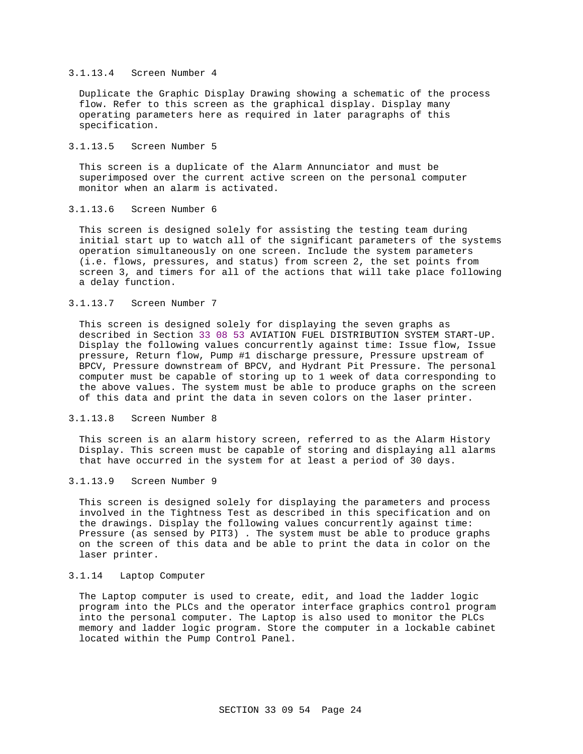#### 3.1.13.4 Screen Number 4

Duplicate the Graphic Display Drawing showing a schematic of the process flow. Refer to this screen as the graphical display. Display many operating parameters here as required in later paragraphs of this specification.

#### 3.1.13.5 Screen Number 5

This screen is a duplicate of the Alarm Annunciator and must be superimposed over the current active screen on the personal computer monitor when an alarm is activated.

#### 3.1.13.6 Screen Number 6

This screen is designed solely for assisting the testing team during initial start up to watch all of the significant parameters of the systems operation simultaneously on one screen. Include the system parameters (i.e. flows, pressures, and status) from screen 2, the set points from screen 3, and timers for all of the actions that will take place following a delay function.

#### 3.1.13.7 Screen Number 7

This screen is designed solely for displaying the seven graphs as described in Section 33 08 53 AVIATION FUEL DISTRIBUTION SYSTEM START-UP. Display the following values concurrently against time: Issue flow, Issue pressure, Return flow, Pump #1 discharge pressure, Pressure upstream of BPCV, Pressure downstream of BPCV, and Hydrant Pit Pressure. The personal computer must be capable of storing up to 1 week of data corresponding to the above values. The system must be able to produce graphs on the screen of this data and print the data in seven colors on the laser printer.

#### 3.1.13.8 Screen Number 8

This screen is an alarm history screen, referred to as the Alarm History Display. This screen must be capable of storing and displaying all alarms that have occurred in the system for at least a period of 30 days.

#### 3.1.13.9 Screen Number 9

This screen is designed solely for displaying the parameters and process involved in the Tightness Test as described in this specification and on the drawings. Display the following values concurrently against time: Pressure (as sensed by PIT3) . The system must be able to produce graphs on the screen of this data and be able to print the data in color on the laser printer.

### 3.1.14 Laptop Computer

The Laptop computer is used to create, edit, and load the ladder logic program into the PLCs and the operator interface graphics control program into the personal computer. The Laptop is also used to monitor the PLCs memory and ladder logic program. Store the computer in a lockable cabinet located within the Pump Control Panel.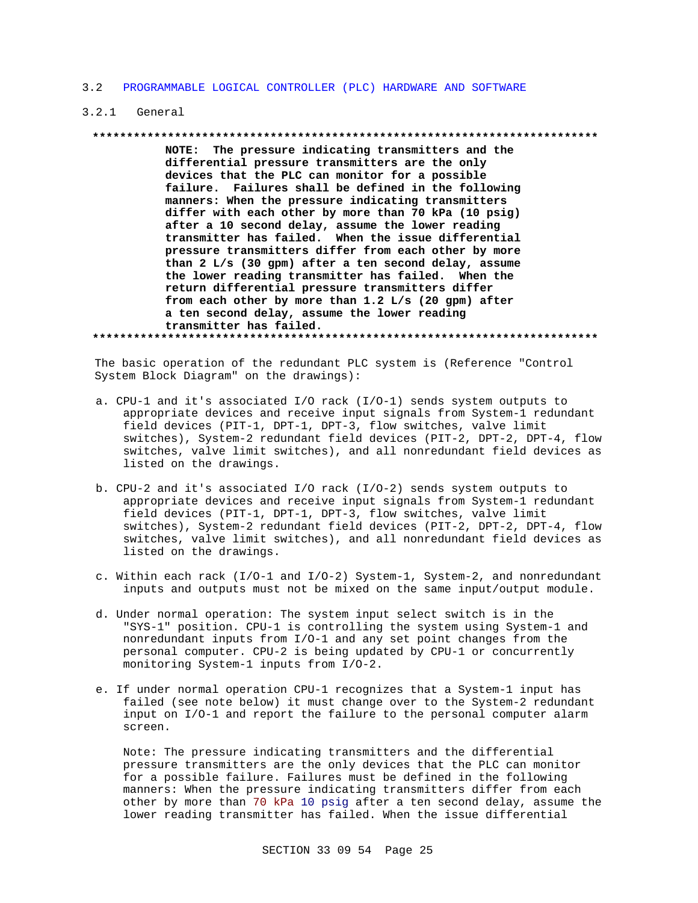## 3.2 PROGRAMMABLE LOGICAL CONTROLLER (PLC) HARDWARE AND SOFTWARE

### 3.2.1 General

**************************************************************************

**NOTE: The pressure indicating transmitters and the differential pressure transmitters are the only devices that the PLC can monitor for a possible failure. Failures shall be defined in the following manners: When the pressure indicating transmitters differ with each other by more than 70 kPa (10 psig) after a 10 second delay, assume the lower reading transmitter has failed. When the issue differential pressure transmitters differ from each other by more than 2 L/s (30 gpm) after a ten second delay, assume the lower reading transmitter has failed. When the return differential pressure transmitters differ from each other by more than 1.2 L/s (20 gpm) after a ten second delay, assume the lower reading transmitter has failed.**

**************************************************************************

The basic operation of the redundant PLC system is (Reference "Control System Block Diagram" on the drawings):

a. CPU-1 and it's associated I/O rack (I/O-1) sends system outputs to appropriate devices and receive input signals from System-1 redundant field devices (PIT-1, DPT-1, DPT-3, flow switches, valve limit switches), System-2 redundant field devices (PIT-2, DPT-2, DPT-4, flow switches, valve limit switches), and all nonredundant field devices as listed on the drawings.

b. CPU-2 and it's associated I/O rack (I/O-2) sends system outputs to appropriate devices and receive input signals from System-1 redundant field devices (PIT-1, DPT-1, DPT-3, flow switches, valve limit switches), System-2 redundant field devices (PIT-2, DPT-2, DPT-4, flow switches, valve limit switches), and all nonredundant field devices as listed on the drawings.

c. Within each rack (I/O-1 and I/O-2) System-1, System-2, and nonredundant inputs and outputs must not be mixed on the same input/output module.

d. Under normal operation: The system input select switch is in the "SYS-1" position. CPU-1 is controlling the system using System-1 and nonredundant inputs from I/O-1 and any set point changes from the personal computer. CPU-2 is being updated by CPU-1 or concurrently monitoring System-1 inputs from I/O-2.

e. If under normal operation CPU-1 recognizes that a System-1 input has failed (see note below) it must change over to the System-2 redundant input on I/O-1 and report the failure to the personal computer alarm screen.

   Note: The pressure indicating transmitters and the differential pressure transmitters are the only devices that the PLC can monitor for a possible failure. Failures must be defined in the following manners: When the pressure indicating transmitters differ from each other by more than 70 kPa 10 psig after a ten second delay, assume the lower reading transmitter has failed. When the issue differential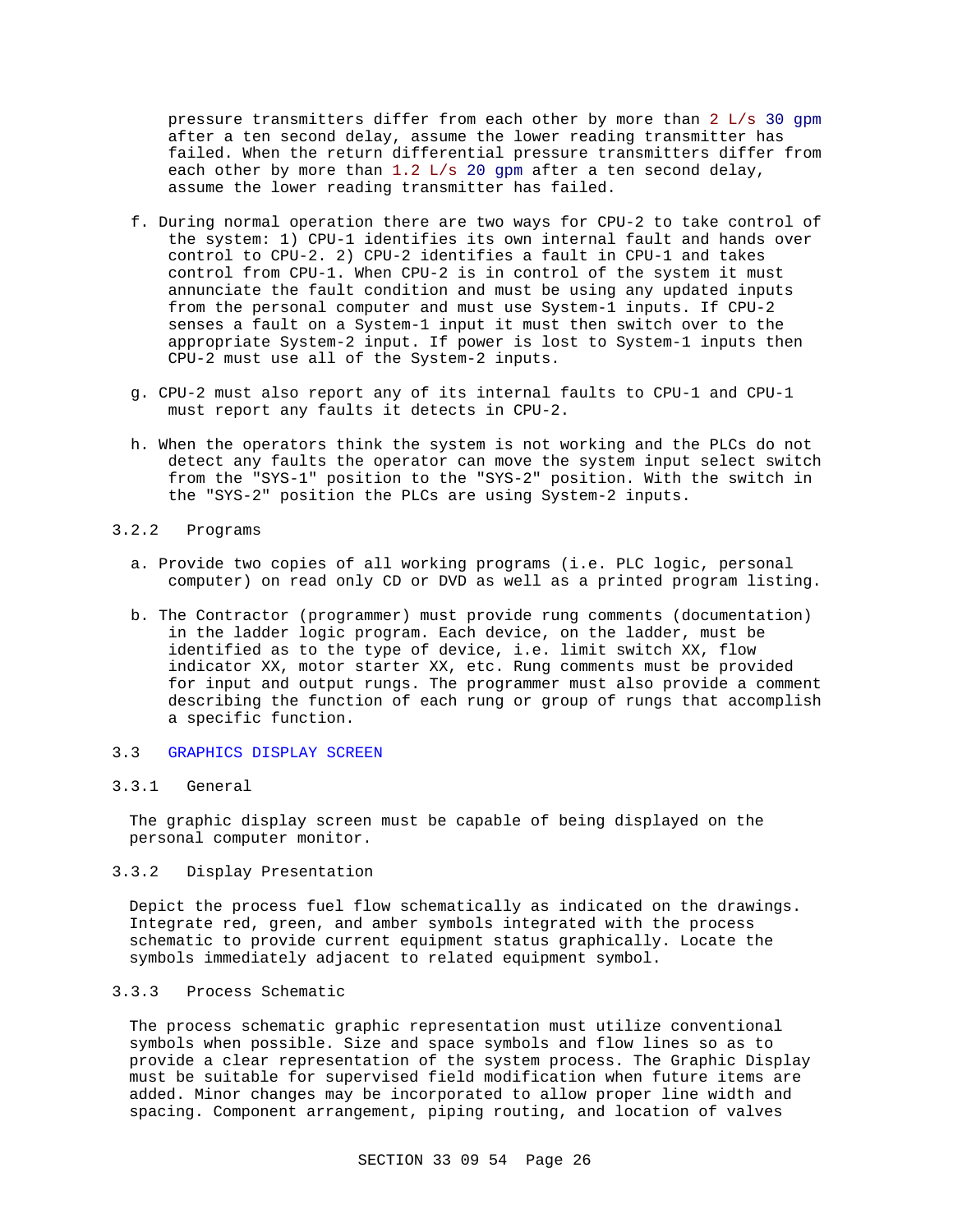pressure transmitters differ from each other by more than 2 L/s 30 gpm after a ten second delay, assume the lower reading transmitter has failed. When the return differential pressure transmitters differ from each other by more than 1.2 L/s 20 gpm after a ten second delay, assume the lower reading transmitter has failed.

f. During normal operation there are two ways for CPU-2 to take control of the system: 1) CPU-1 identifies its own internal fault and hands over control to CPU-2. 2) CPU-2 identifies a fault in CPU-1 and takes control from CPU-1. When CPU-2 is in control of the system it must annunciate the fault condition and must be using any updated inputs from the personal computer and must use System-1 inputs. If CPU-2 senses a fault on a System-1 input it must then switch over to the appropriate System-2 input. If power is lost to System-1 inputs then CPU-2 must use all of the System-2 inputs.

g. CPU-2 must also report any of its internal faults to CPU-1 and CPU-1 must report any faults it detects in CPU-2.

h. When the operators think the system is not working and the PLCs do not detect any faults the operator can move the system input select switch from the "SYS-1" position to the "SYS-2" position. With the switch in the "SYS-2" position the PLCs are using System-2 inputs.

#### 3.2.2 Programs

a. Provide two copies of all working programs (i.e. PLC logic, personal computer) on read only CD or DVD as well as a printed program listing.

b. The Contractor (programmer) must provide rung comments (documentation) in the ladder logic program. Each device, on the ladder, must be identified as to the type of device, i.e. limit switch XX, flow indicator XX, motor starter XX, etc. Rung comments must be provided for input and output rungs. The programmer must also provide a comment describing the function of each rung or group of rungs that accomplish a specific function.

## 3.3 GRAPHICS DISPLAY SCREEN

### 3.3.1 General

The graphic display screen must be capable of being displayed on the personal computer monitor.

### 3.3.2 Display Presentation

Depict the process fuel flow schematically as indicated on the drawings. Integrate red, green, and amber symbols integrated with the process schematic to provide current equipment status graphically. Locate the symbols immediately adjacent to related equipment symbol.

### 3.3.3 Process Schematic

The process schematic graphic representation must utilize conventional symbols when possible. Size and space symbols and flow lines so as to provide a clear representation of the system process. The Graphic Display must be suitable for supervised field modification when future items are added. Minor changes may be incorporated to allow proper line width and spacing. Component arrangement, piping routing, and location of valves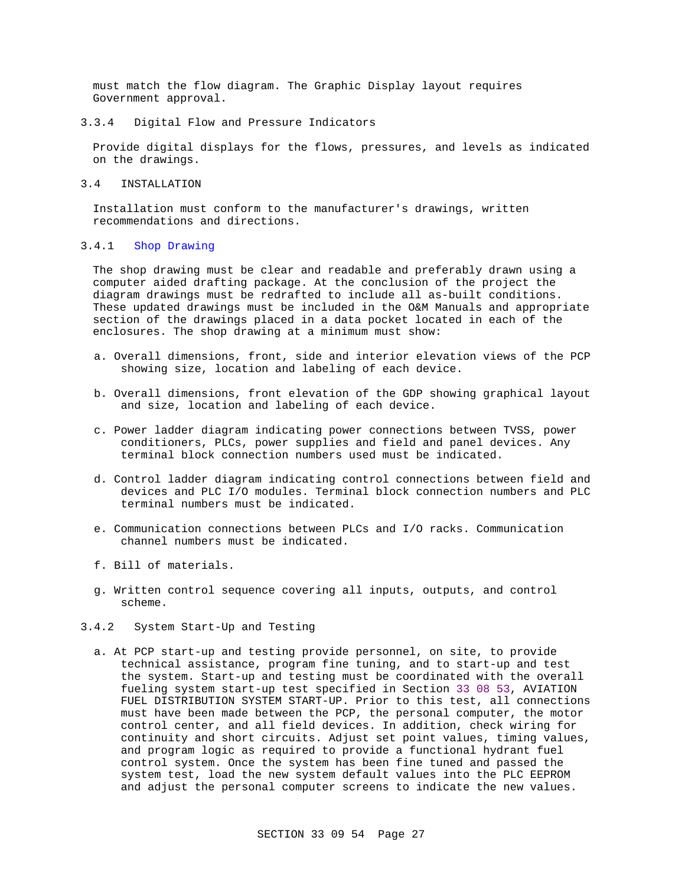must match the flow diagram. The Graphic Display layout requires Government approval.

### 3.3.4 Digital Flow and Pressure Indicators

Provide digital displays for the flows, pressures, and levels as indicated on the drawings.

## 3.4 INSTALLATION

Installation must conform to the manufacturer's drawings, written recommendations and directions.

### 3.4.1 Shop Drawing

The shop drawing must be clear and readable and preferably drawn using a computer aided drafting package. At the conclusion of the project the diagram drawings must be redrafted to include all as-built conditions. These updated drawings must be included in the O&M Manuals and appropriate section of the drawings placed in a data pocket located in each of the enclosures. The shop drawing at a minimum must show:

a. Overall dimensions, front, side and interior elevation views of the PCP showing size, location and labeling of each device.

b. Overall dimensions, front elevation of the GDP showing graphical layout and size, location and labeling of each device.

c. Power ladder diagram indicating power connections between TVSS, power conditioners, PLCs, power supplies and field and panel devices. Any terminal block connection numbers used must be indicated.

d. Control ladder diagram indicating control connections between field and devices and PLC I/O modules. Terminal block connection numbers and PLC terminal numbers must be indicated.

e. Communication connections between PLCs and I/O racks. Communication channel numbers must be indicated.

f. Bill of materials.

g. Written control sequence covering all inputs, outputs, and control scheme.

### 3.4.2 System Start-Up and Testing

a. At PCP start-up and testing provide personnel, on site, to provide technical assistance, program fine tuning, and to start-up and test the system. Start-up and testing must be coordinated with the overall fueling system start-up test specified in Section 33 08 53, AVIATION FUEL DISTRIBUTION SYSTEM START-UP. Prior to this test, all connections must have been made between the PCP, the personal computer, the motor control center, and all field devices. In addition, check wiring for continuity and short circuits. Adjust set point values, timing values, and program logic as required to provide a functional hydrant fuel control system. Once the system has been fine tuned and passed the system test, load the new system default values into the PLC EEPROM and adjust the personal computer screens to indicate the new values.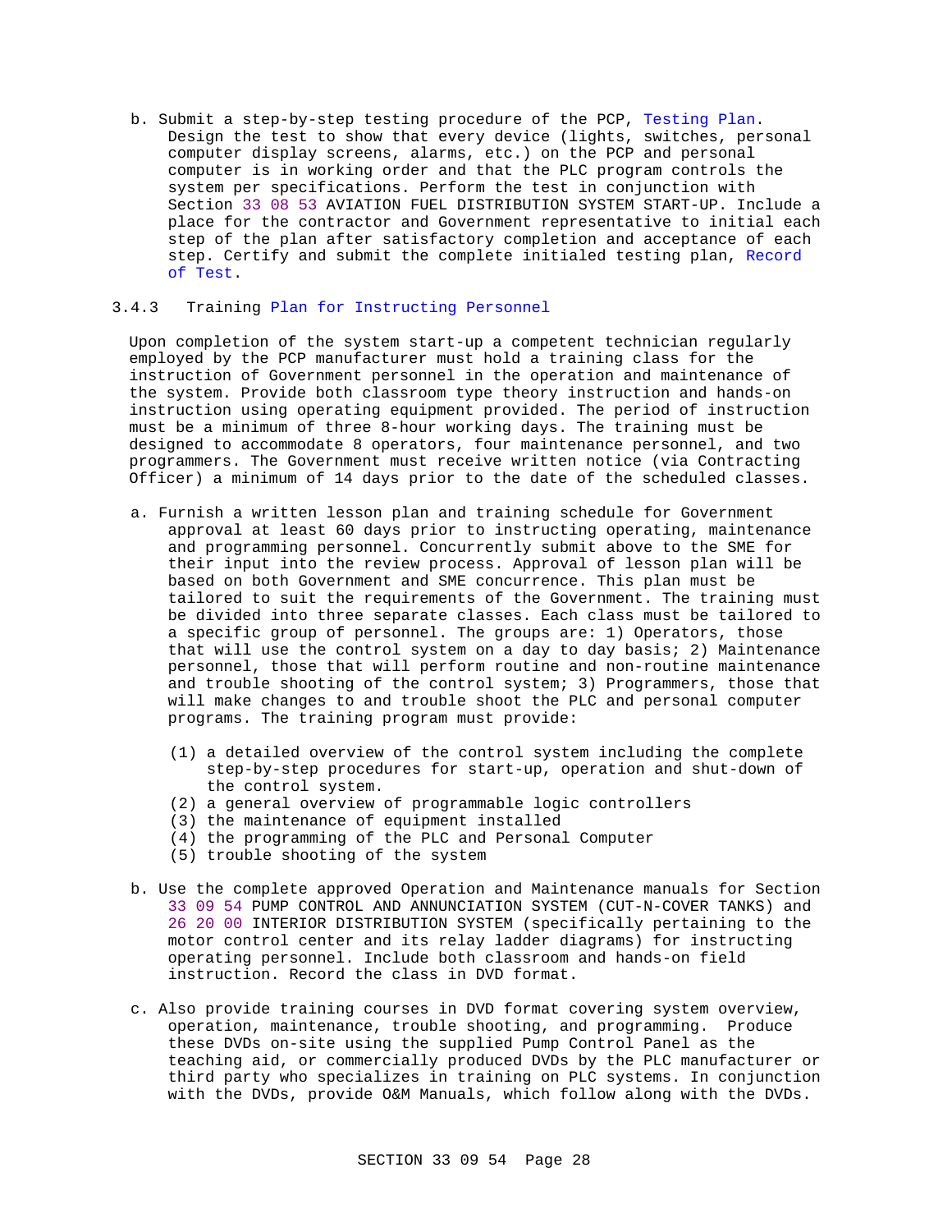b. Submit a step-by-step testing procedure of the PCP, Testing Plan. Design the test to show that every device (lights, switches, personal computer display screens, alarms, etc.) on the PCP and personal computer is in working order and that the PLC program controls the system per specifications. Perform the test in conjunction with Section 33 08 53 AVIATION FUEL DISTRIBUTION SYSTEM START-UP. Include a place for the contractor and Government representative to initial each step of the plan after satisfactory completion and acceptance of each step. Certify and submit the complete initialed testing plan, Record of Test.

### 3.4.3 Training Plan for Instructing Personnel

Upon completion of the system start-up a competent technician regularly employed by the PCP manufacturer must hold a training class for the instruction of Government personnel in the operation and maintenance of the system. Provide both classroom type theory instruction and hands-on instruction using operating equipment provided. The period of instruction must be a minimum of three 8-hour working days. The training must be designed to accommodate 8 operators, four maintenance personnel, and two programmers. The Government must receive written notice (via Contracting Officer) a minimum of 14 days prior to the date of the scheduled classes.

a. Furnish a written lesson plan and training schedule for Government approval at least 60 days prior to instructing operating, maintenance and programming personnel. Concurrently submit above to the SME for their input into the review process. Approval of lesson plan will be based on both Government and SME concurrence. This plan must be tailored to suit the requirements of the Government. The training must be divided into three separate classes. Each class must be tailored to a specific group of personnel. The groups are: 1) Operators, those that will use the control system on a day to day basis; 2) Maintenance personnel, those that will perform routine and non-routine maintenance and trouble shooting of the control system; 3) Programmers, those that will make changes to and trouble shoot the PLC and personal computer programs. The training program must provide:

   (1) a detailed overview of the control system including the complete step-by-step procedures for start-up, operation and shut-down of the control system.
   (2) a general overview of programmable logic controllers
   (3) the maintenance of equipment installed
   (4) the programming of the PLC and Personal Computer
   (5) trouble shooting of the system

b. Use the complete approved Operation and Maintenance manuals for Section 33 09 54 PUMP CONTROL AND ANNUNCIATION SYSTEM (CUT-N-COVER TANKS) and 26 20 00 INTERIOR DISTRIBUTION SYSTEM (specifically pertaining to the motor control center and its relay ladder diagrams) for instructing operating personnel. Include both classroom and hands-on field instruction. Record the class in DVD format.

c. Also provide training courses in DVD format covering system overview, operation, maintenance, trouble shooting, and programming. Produce these DVDs on-site using the supplied Pump Control Panel as the teaching aid, or commercially produced DVDs by the PLC manufacturer or third party who specializes in training on PLC systems. In conjunction with the DVDs, provide O&M Manuals, which follow along with the DVDs.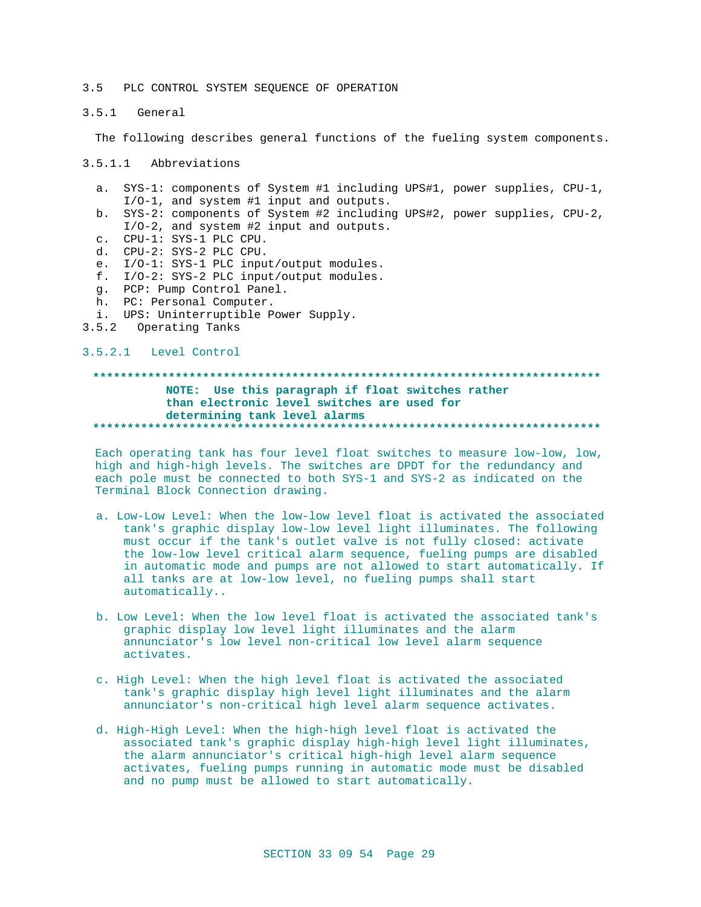## 3.5 PLC CONTROL SYSTEM SEQUENCE OF OPERATION

### 3.5.1 General

The following describes general functions of the fueling system components.

#### 3.5.1.1 Abbreviations

a. SYS-1: components of System #1 including UPS#1, power supplies, CPU-1, I/O-1, and system #1 input and outputs.
b. SYS-2: components of System #2 including UPS#2, power supplies, CPU-2, I/O-2, and system #2 input and outputs.
c. CPU-1: SYS-1 PLC CPU.
d. CPU-2: SYS-2 PLC CPU.
e. I/O-1: SYS-1 PLC input/output modules.
f. I/O-2: SYS-2 PLC input/output modules.
g. PCP: Pump Control Panel.
h. PC: Personal Computer.
i. UPS: Uninterruptible Power Supply.

### 3.5.2 Operating Tanks

#### 3.5.2.1 Level Control

**************************************************************************
**NOTE: Use this paragraph if float switches rather than electronic level switches are used for determining tank level alarms**
**************************************************************************

Each operating tank has four level float switches to measure low-low, low, high and high-high levels. The switches are DPDT for the redundancy and each pole must be connected to both SYS-1 and SYS-2 as indicated on the Terminal Block Connection drawing.

a. Low-Low Level: When the low-low level float is activated the associated tank's graphic display low-low level light illuminates. The following must occur if the tank's outlet valve is not fully closed: activate the low-low level critical alarm sequence, fueling pumps are disabled in automatic mode and pumps are not allowed to start automatically. If all tanks are at low-low level, no fueling pumps shall start automatically..

b. Low Level: When the low level float is activated the associated tank's graphic display low level light illuminates and the alarm annunciator's low level non-critical low level alarm sequence activates.

c. High Level: When the high level float is activated the associated tank's graphic display high level light illuminates and the alarm annunciator's non-critical high level alarm sequence activates.

d. High-High Level: When the high-high level float is activated the associated tank's graphic display high-high level light illuminates, the alarm annunciator's critical high-high level alarm sequence activates, fueling pumps running in automatic mode must be disabled and no pump must be allowed to start automatically.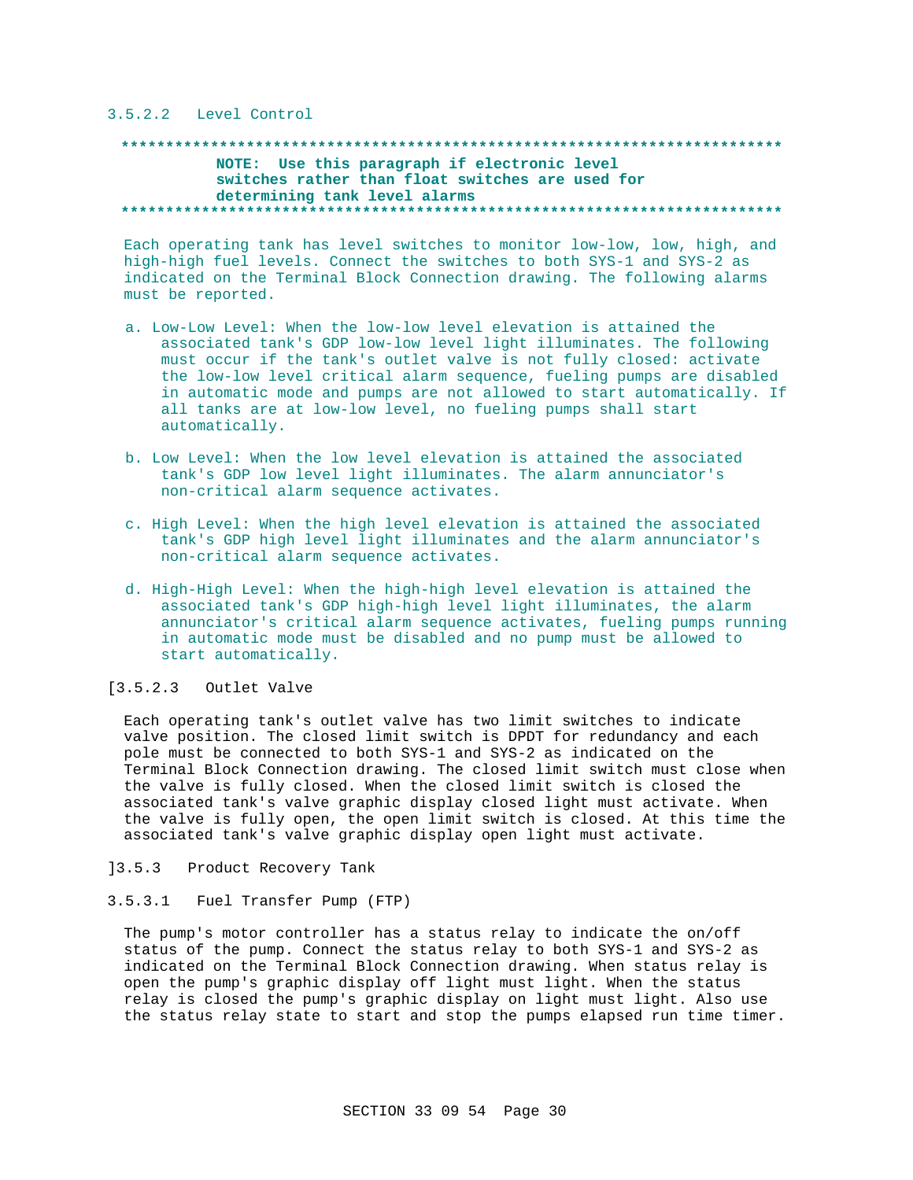#### 3.5.2.2 Level Control

**************************************************************************

**NOTE: Use this paragraph if electronic level switches rather than float switches are used for determining tank level alarms**

**************************************************************************

Each operating tank has level switches to monitor low-low, low, high, and high-high fuel levels. Connect the switches to both SYS-1 and SYS-2 as indicated on the Terminal Block Connection drawing. The following alarms must be reported.

a. Low-Low Level: When the low-low level elevation is attained the associated tank's GDP low-low level light illuminates. The following must occur if the tank's outlet valve is not fully closed: activate the low-low level critical alarm sequence, fueling pumps are disabled in automatic mode and pumps are not allowed to start automatically. If all tanks are at low-low level, no fueling pumps shall start automatically.

b. Low Level: When the low level elevation is attained the associated tank's GDP low level light illuminates. The alarm annunciator's non-critical alarm sequence activates.

c. High Level: When the high level elevation is attained the associated tank's GDP high level light illuminates and the alarm annunciator's non-critical alarm sequence activates.

d. High-High Level: When the high-high level elevation is attained the associated tank's GDP high-high level light illuminates, the alarm annunciator's critical alarm sequence activates, fueling pumps running in automatic mode must be disabled and no pump must be allowed to start automatically.

#### [3.5.2.3 Outlet Valve

Each operating tank's outlet valve has two limit switches to indicate valve position. The closed limit switch is DPDT for redundancy and each pole must be connected to both SYS-1 and SYS-2 as indicated on the Terminal Block Connection drawing. The closed limit switch must close when the valve is fully closed. When the closed limit switch is closed the associated tank's valve graphic display closed light must activate. When the valve is fully open, the open limit switch is closed. At this time the associated tank's valve graphic display open light must activate.

### ]3.5.3 Product Recovery Tank

#### 3.5.3.1 Fuel Transfer Pump (FTP)

The pump's motor controller has a status relay to indicate the on/off status of the pump. Connect the status relay to both SYS-1 and SYS-2 as indicated on the Terminal Block Connection drawing. When status relay is open the pump's graphic display off light must light. When the status relay is closed the pump's graphic display on light must light. Also use the status relay state to start and stop the pumps elapsed run time timer.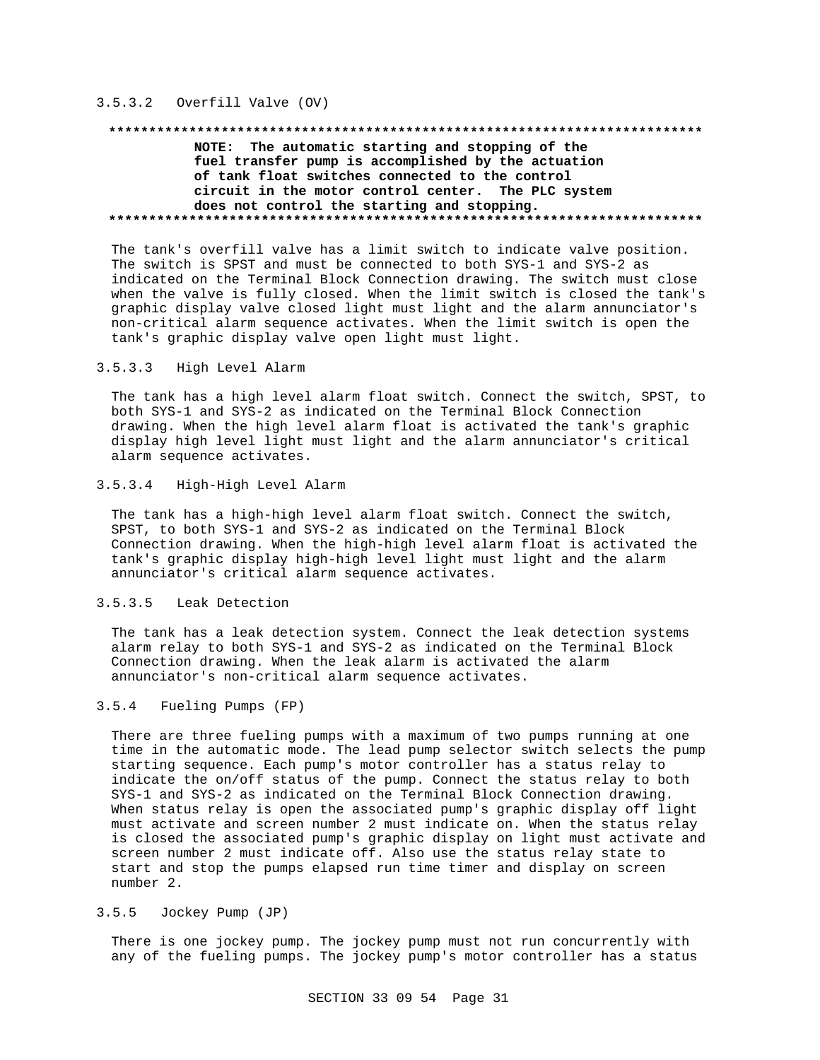#### 3.5.3.2 Overfill Valve (OV)

**************************************************************************

**NOTE: The automatic starting and stopping of the fuel transfer pump is accomplished by the actuation of tank float switches connected to the control circuit in the motor control center. The PLC system does not control the starting and stopping.**

**************************************************************************

The tank's overfill valve has a limit switch to indicate valve position. The switch is SPST and must be connected to both SYS-1 and SYS-2 as indicated on the Terminal Block Connection drawing. The switch must close when the valve is fully closed. When the limit switch is closed the tank's graphic display valve closed light must light and the alarm annunciator's non-critical alarm sequence activates. When the limit switch is open the tank's graphic display valve open light must light.

#### 3.5.3.3 High Level Alarm

The tank has a high level alarm float switch. Connect the switch, SPST, to both SYS-1 and SYS-2 as indicated on the Terminal Block Connection drawing. When the high level alarm float is activated the tank's graphic display high level light must light and the alarm annunciator's critical alarm sequence activates.

#### 3.5.3.4 High-High Level Alarm

The tank has a high-high level alarm float switch. Connect the switch, SPST, to both SYS-1 and SYS-2 as indicated on the Terminal Block Connection drawing. When the high-high level alarm float is activated the tank's graphic display high-high level light must light and the alarm annunciator's critical alarm sequence activates.

#### 3.5.3.5 Leak Detection

The tank has a leak detection system. Connect the leak detection systems alarm relay to both SYS-1 and SYS-2 as indicated on the Terminal Block Connection drawing. When the leak alarm is activated the alarm annunciator's non-critical alarm sequence activates.

### 3.5.4 Fueling Pumps (FP)

There are three fueling pumps with a maximum of two pumps running at one time in the automatic mode. The lead pump selector switch selects the pump starting sequence. Each pump's motor controller has a status relay to indicate the on/off status of the pump. Connect the status relay to both SYS-1 and SYS-2 as indicated on the Terminal Block Connection drawing. When status relay is open the associated pump's graphic display off light must activate and screen number 2 must indicate on. When the status relay is closed the associated pump's graphic display on light must activate and screen number 2 must indicate off. Also use the status relay state to start and stop the pumps elapsed run time timer and display on screen number 2.

### 3.5.5 Jockey Pump (JP)

There is one jockey pump. The jockey pump must not run concurrently with any of the fueling pumps. The jockey pump's motor controller has a status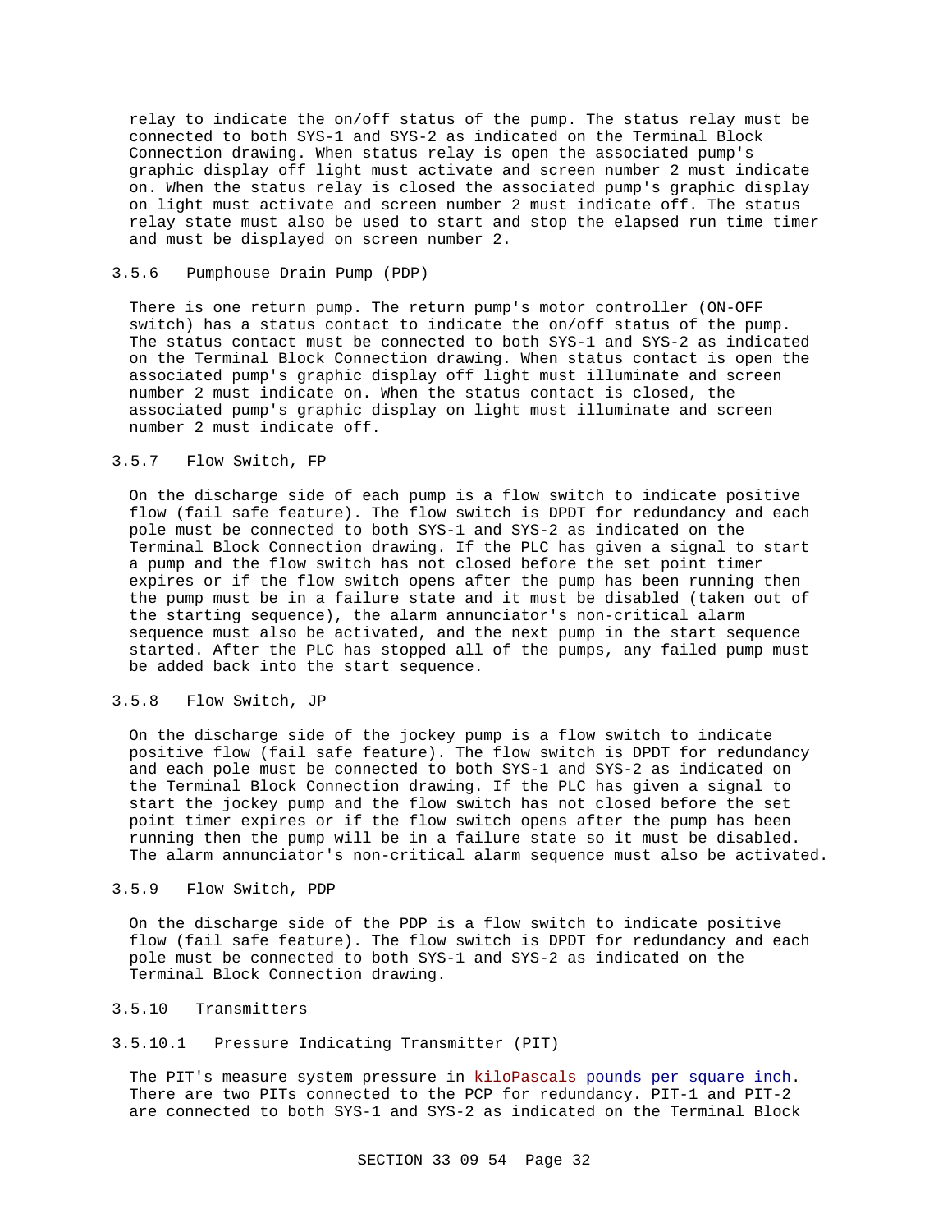relay to indicate the on/off status of the pump. The status relay must be connected to both SYS-1 and SYS-2 as indicated on the Terminal Block Connection drawing. When status relay is open the associated pump's graphic display off light must activate and screen number 2 must indicate on. When the status relay is closed the associated pump's graphic display on light must activate and screen number 2 must indicate off. The status relay state must also be used to start and stop the elapsed run time timer and must be displayed on screen number 2.

### 3.5.6 Pumphouse Drain Pump (PDP)

There is one return pump. The return pump's motor controller (ON-OFF switch) has a status contact to indicate the on/off status of the pump. The status contact must be connected to both SYS-1 and SYS-2 as indicated on the Terminal Block Connection drawing. When status contact is open the associated pump's graphic display off light must illuminate and screen number 2 must indicate on. When the status contact is closed, the associated pump's graphic display on light must illuminate and screen number 2 must indicate off.

### 3.5.7 Flow Switch, FP

On the discharge side of each pump is a flow switch to indicate positive flow (fail safe feature). The flow switch is DPDT for redundancy and each pole must be connected to both SYS-1 and SYS-2 as indicated on the Terminal Block Connection drawing. If the PLC has given a signal to start a pump and the flow switch has not closed before the set point timer expires or if the flow switch opens after the pump has been running then the pump must be in a failure state and it must be disabled (taken out of the starting sequence), the alarm annunciator's non-critical alarm sequence must also be activated, and the next pump in the start sequence started. After the PLC has stopped all of the pumps, any failed pump must be added back into the start sequence.

### 3.5.8 Flow Switch, JP

On the discharge side of the jockey pump is a flow switch to indicate positive flow (fail safe feature). The flow switch is DPDT for redundancy and each pole must be connected to both SYS-1 and SYS-2 as indicated on the Terminal Block Connection drawing. If the PLC has given a signal to start the jockey pump and the flow switch has not closed before the set point timer expires or if the flow switch opens after the pump has been running then the pump will be in a failure state so it must be disabled. The alarm annunciator's non-critical alarm sequence must also be activated.

### 3.5.9 Flow Switch, PDP

On the discharge side of the PDP is a flow switch to indicate positive flow (fail safe feature). The flow switch is DPDT for redundancy and each pole must be connected to both SYS-1 and SYS-2 as indicated on the Terminal Block Connection drawing.

### 3.5.10 Transmitters

#### 3.5.10.1 Pressure Indicating Transmitter (PIT)

The PIT's measure system pressure in kiloPascals pounds per square inch. There are two PITs connected to the PCP for redundancy. PIT-1 and PIT-2 are connected to both SYS-1 and SYS-2 as indicated on the Terminal Block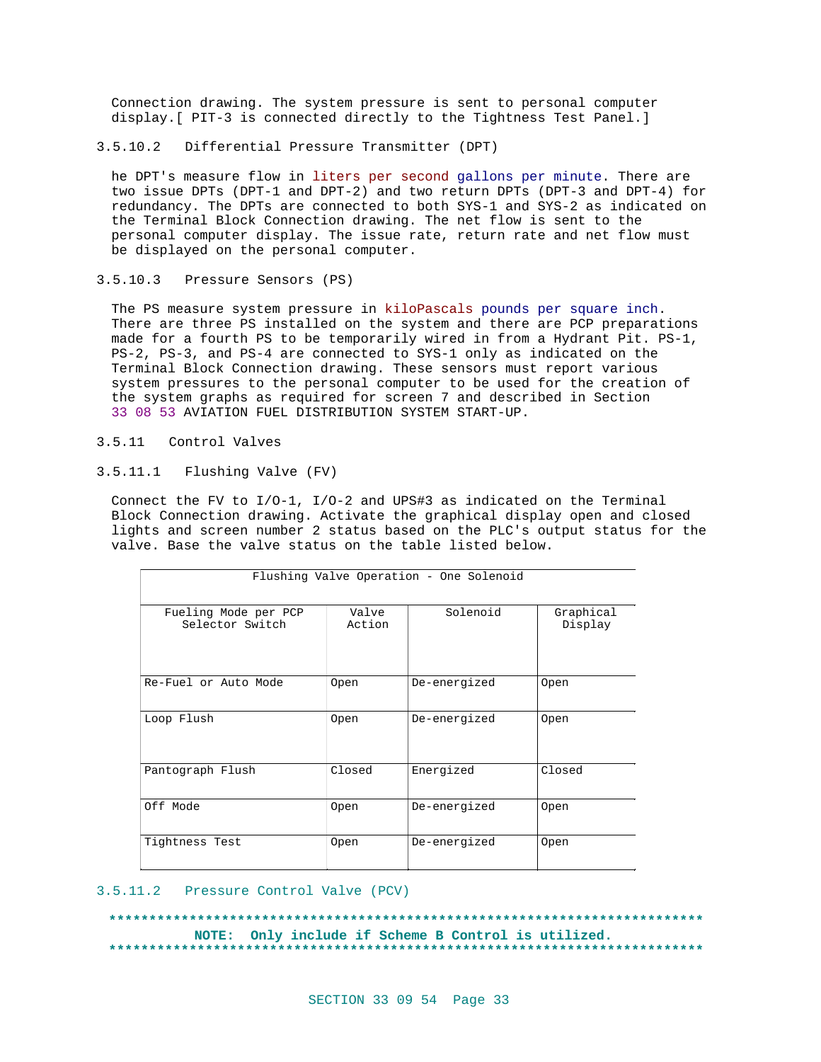Connection drawing. The system pressure is sent to personal computer display.[ PIT-3 is connected directly to the Tightness Test Panel.]

### 3.5.10.2 Differential Pressure Transmitter (DPT)

he DPT's measure flow in liters per second gallons per minute. There are two issue DPTs (DPT-1 and DPT-2) and two return DPTs (DPT-3 and DPT-4) for redundancy. The DPTs are connected to both SYS-1 and SYS-2 as indicated on the Terminal Block Connection drawing. The net flow is sent to the personal computer display. The issue rate, return rate and net flow must be displayed on the personal computer.

### 3.5.10.3 Pressure Sensors (PS)

The PS measure system pressure in kiloPascals pounds per square inch. There are three PS installed on the system and there are PCP preparations made for a fourth PS to be temporarily wired in from a Hydrant Pit. PS-1, PS-2, PS-3, and PS-4 are connected to SYS-1 only as indicated on the Terminal Block Connection drawing. These sensors must report various system pressures to the personal computer to be used for the creation of the system graphs as required for screen 7 and described in Section 33 08 53 AVIATION FUEL DISTRIBUTION SYSTEM START-UP.

## 3.5.11 Control Valves

### 3.5.11.1 Flushing Valve (FV)

Connect the FV to I/O-1, I/O-2 and UPS#3 as indicated on the Terminal Block Connection drawing. Activate the graphical display open and closed lights and screen number 2 status based on the PLC's output status for the valve. Base the valve status on the table listed below.

| Flushing Valve Operation - One Solenoid | | | |
|---|---|---|---|
| Fueling Mode per PCP Selector Switch | Valve Action | Solenoid | Graphical Display |
| Re-Fuel or Auto Mode | Open | De-energized | Open |
| Loop Flush | Open | De-energized | Open |
| Pantograph Flush | Closed | Energized | Closed |
| Off Mode | Open | De-energized | Open |
| Tightness Test | Open | De-energized | Open |

### 3.5.11.2 Pressure Control Valve (PCV)

**************************************************************************
**NOTE: Only include if Scheme B Control is utilized.**
**************************************************************************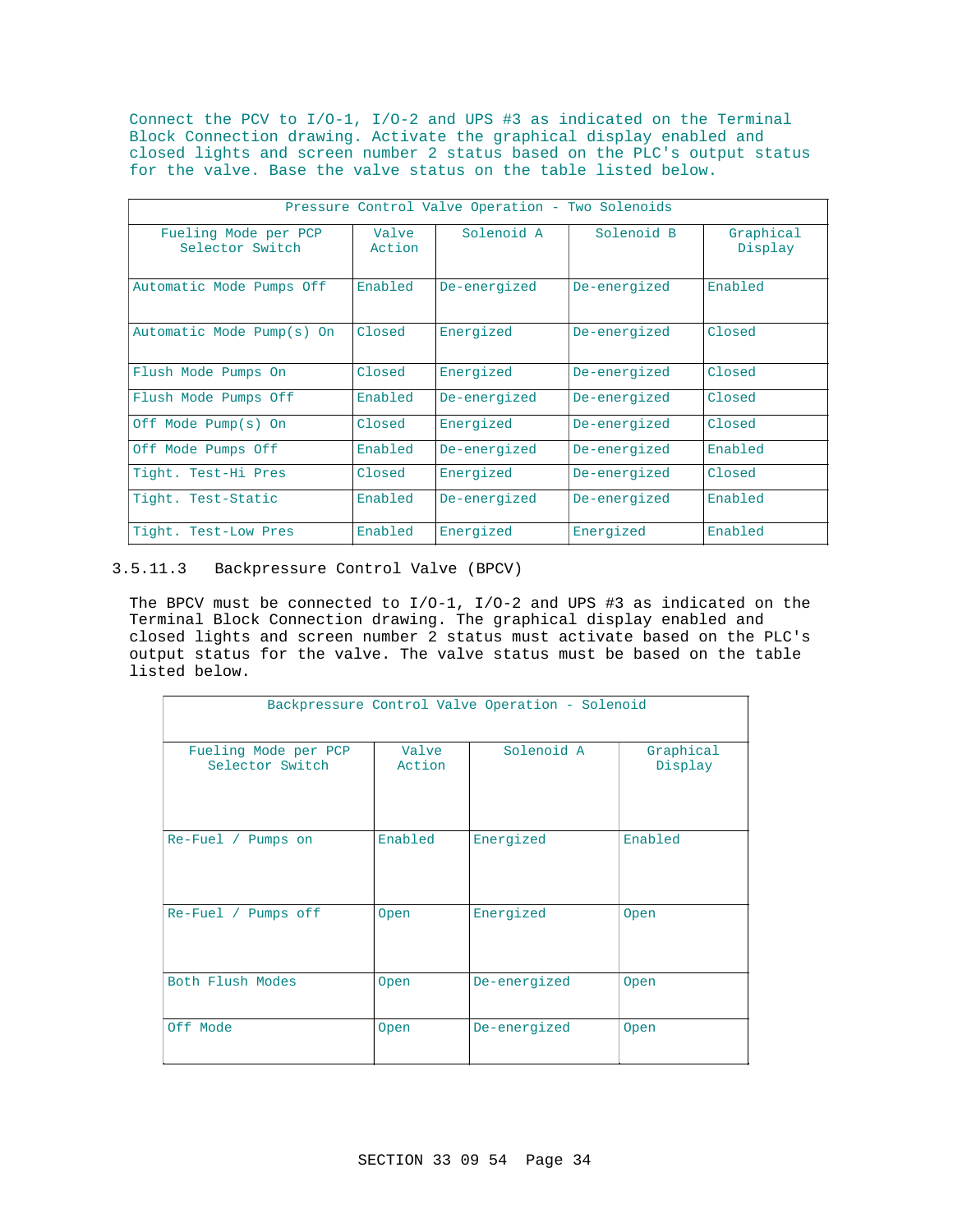Connect the PCV to I/O-1, I/O-2 and UPS #3 as indicated on the Terminal Block Connection drawing. Activate the graphical display enabled and closed lights and screen number 2 status based on the PLC's output status for the valve. Base the valve status on the table listed below.

| Pressure Control Valve Operation - Two Solenoids | | | | |
|---|---|---|---|---|
| Fueling Mode per PCP Selector Switch | Valve Action | Solenoid A | Solenoid B | Graphical Display |
| Automatic Mode Pumps Off | Enabled | De-energized | De-energized | Enabled |
| Automatic Mode Pump(s) On | Closed | Energized | De-energized | Closed |
| Flush Mode Pumps On | Closed | Energized | De-energized | Closed |
| Flush Mode Pumps Off | Enabled | De-energized | De-energized | Closed |
| Off Mode Pump(s) On | Closed | Energized | De-energized | Closed |
| Off Mode Pumps Off | Enabled | De-energized | De-energized | Enabled |
| Tight. Test-Hi Pres | Closed | Energized | De-energized | Closed |
| Tight. Test-Static | Enabled | De-energized | De-energized | Enabled |
| Tight. Test-Low Pres | Enabled | Energized | Energized | Enabled |

### 3.5.11.3 Backpressure Control Valve (BPCV)

The BPCV must be connected to I/O-1, I/O-2 and UPS #3 as indicated on the Terminal Block Connection drawing. The graphical display enabled and closed lights and screen number 2 status must activate based on the PLC's output status for the valve. The valve status must be based on the table listed below.

| Backpressure Control Valve Operation - Solenoid | | | |
|---|---|---|---|
| Fueling Mode per PCP Selector Switch | Valve Action | Solenoid A | Graphical Display |
| Re-Fuel / Pumps on | Enabled | Energized | Enabled |
| Re-Fuel / Pumps off | Open | Energized | Open |
| Both Flush Modes | Open | De-energized | Open |
| Off Mode | Open | De-energized | Open |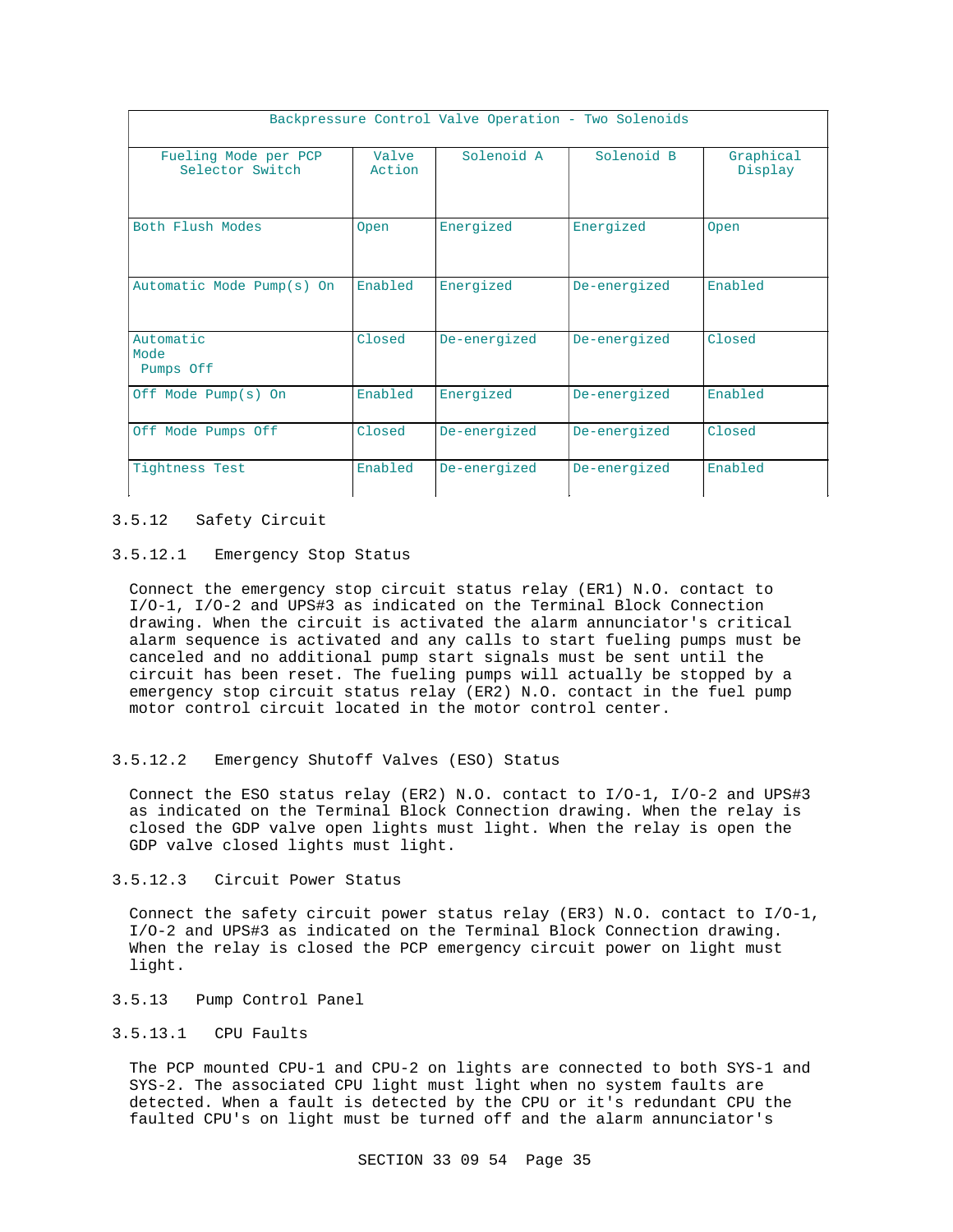| Backpressure Control Valve Operation - Two Solenoids | | | | |
|---|---|---|---|---|
| Fueling Mode per PCP Selector Switch | Valve Action | Solenoid A | Solenoid B | Graphical Display |
| Both Flush Modes | Open | Energized | Energized | Open |
| Automatic Mode Pump(s) On | Enabled | Energized | De-energized | Enabled |
| Automatic Mode Pumps Off | Closed | De-energized | De-energized | Closed |
| Off Mode Pump(s) On | Enabled | Energized | De-energized | Enabled |
| Off Mode Pumps Off | Closed | De-energized | De-energized | Closed |
| Tightness Test | Enabled | De-energized | De-energized | Enabled |

## 3.5.12 Safety Circuit

### 3.5.12.1 Emergency Stop Status

Connect the emergency stop circuit status relay (ER1) N.O. contact to I/O-1, I/O-2 and UPS#3 as indicated on the Terminal Block Connection drawing. When the circuit is activated the alarm annunciator's critical alarm sequence is activated and any calls to start fueling pumps must be canceled and no additional pump start signals must be sent until the circuit has been reset. The fueling pumps will actually be stopped by a emergency stop circuit status relay (ER2) N.O. contact in the fuel pump motor control circuit located in the motor control center.

### 3.5.12.2 Emergency Shutoff Valves (ESO) Status

Connect the ESO status relay (ER2) N.O. contact to I/O-1, I/O-2 and UPS#3 as indicated on the Terminal Block Connection drawing. When the relay is closed the GDP valve open lights must light. When the relay is open the GDP valve closed lights must light.

### 3.5.12.3 Circuit Power Status

Connect the safety circuit power status relay (ER3) N.O. contact to I/O-1, I/O-2 and UPS#3 as indicated on the Terminal Block Connection drawing. When the relay is closed the PCP emergency circuit power on light must light.

## 3.5.13 Pump Control Panel

### 3.5.13.1 CPU Faults

The PCP mounted CPU-1 and CPU-2 on lights are connected to both SYS-1 and SYS-2. The associated CPU light must light when no system faults are detected. When a fault is detected by the CPU or it's redundant CPU the faulted CPU's on light must be turned off and the alarm annunciator's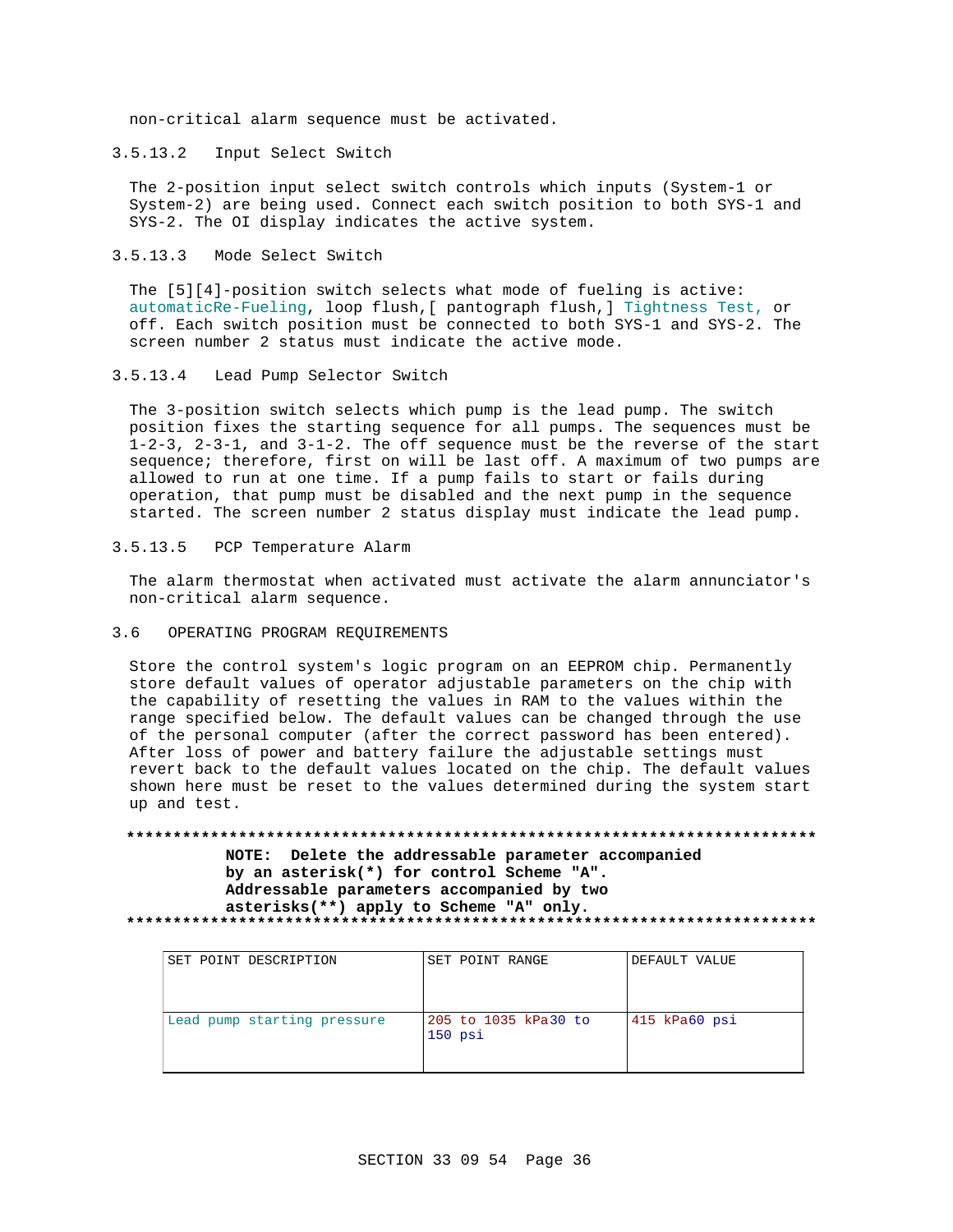non-critical alarm sequence must be activated.

#### 3.5.13.2 Input Select Switch

The 2-position input select switch controls which inputs (System-1 or System-2) are being used. Connect each switch position to both SYS-1 and SYS-2. The OI display indicates the active system.

#### 3.5.13.3 Mode Select Switch

The [5][4]-position switch selects what mode of fueling is active: automaticRe-Fueling, loop flush,[ pantograph flush,] Tightness Test, or off. Each switch position must be connected to both SYS-1 and SYS-2. The screen number 2 status must indicate the active mode.

#### 3.5.13.4 Lead Pump Selector Switch

The 3-position switch selects which pump is the lead pump. The switch position fixes the starting sequence for all pumps. The sequences must be 1-2-3, 2-3-1, and 3-1-2. The off sequence must be the reverse of the start sequence; therefore, first on will be last off. A maximum of two pumps are allowed to run at one time. If a pump fails to start or fails during operation, that pump must be disabled and the next pump in the sequence started. The screen number 2 status display must indicate the lead pump.

#### 3.5.13.5 PCP Temperature Alarm

The alarm thermostat when activated must activate the alarm annunciator's non-critical alarm sequence.

## 3.6 OPERATING PROGRAM REQUIREMENTS

Store the control system's logic program on an EEPROM chip. Permanently store default values of operator adjustable parameters on the chip with the capability of resetting the values in RAM to the values within the range specified below. The default values can be changed through the use of the personal computer (after the correct password has been entered). After loss of power and battery failure the adjustable settings must revert back to the default values located on the chip. The default values shown here must be reset to the values determined during the system start up and test.

**NOTE: Delete the addressable parameter accompanied by an asterisk(*) for control Scheme "A". Addressable parameters accompanied by two asterisks(**) apply to Scheme "A" only.**

| SET POINT DESCRIPTION | SET POINT RANGE | DEFAULT VALUE |
|---|---|---|
| Lead pump starting pressure | 205 to 1035 kPa30 to 150 psi | 415 kPa60 psi |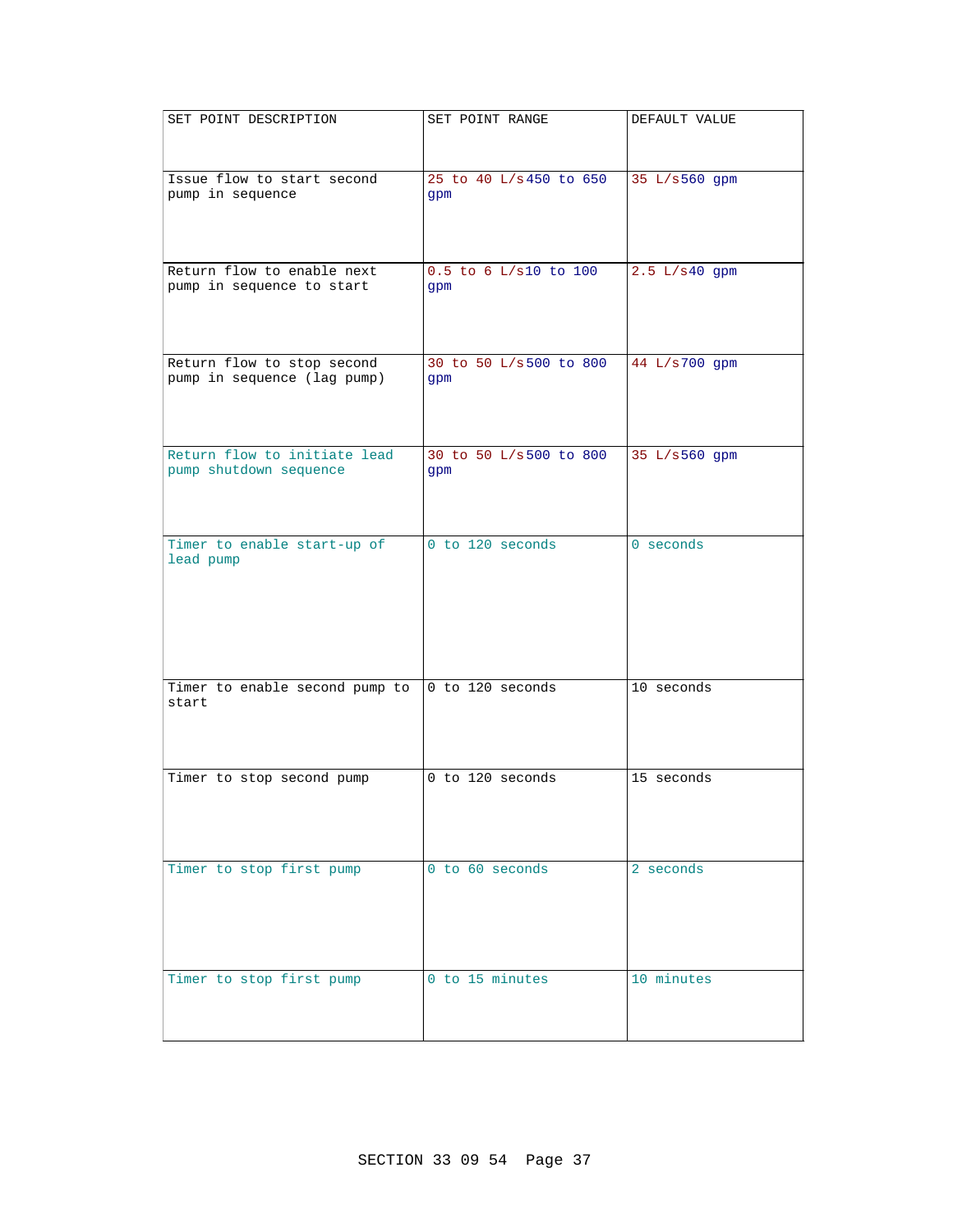| SET POINT DESCRIPTION | SET POINT RANGE | DEFAULT VALUE |
|---|---|---|
| Issue flow to start second pump in sequence | 25 to 40 L/s450 to 650 gpm | 35 L/s560 gpm |
| Return flow to enable next pump in sequence to start | 0.5 to 6 L/s10 to 100 gpm | 2.5 L/s40 gpm |
| Return flow to stop second pump in sequence (lag pump) | 30 to 50 L/s500 to 800 gpm | 44 L/s700 gpm |
| Return flow to initiate lead pump shutdown sequence | 30 to 50 L/s500 to 800 gpm | 35 L/s560 gpm |
| Timer to enable start-up of lead pump | 0 to 120 seconds | 0 seconds |
| Timer to enable second pump to start | 0 to 120 seconds | 10 seconds |
| Timer to stop second pump | 0 to 120 seconds | 15 seconds |
| Timer to stop first pump | 0 to 60 seconds | 2 seconds |
| Timer to stop first pump | 0 to 15 minutes | 10 minutes |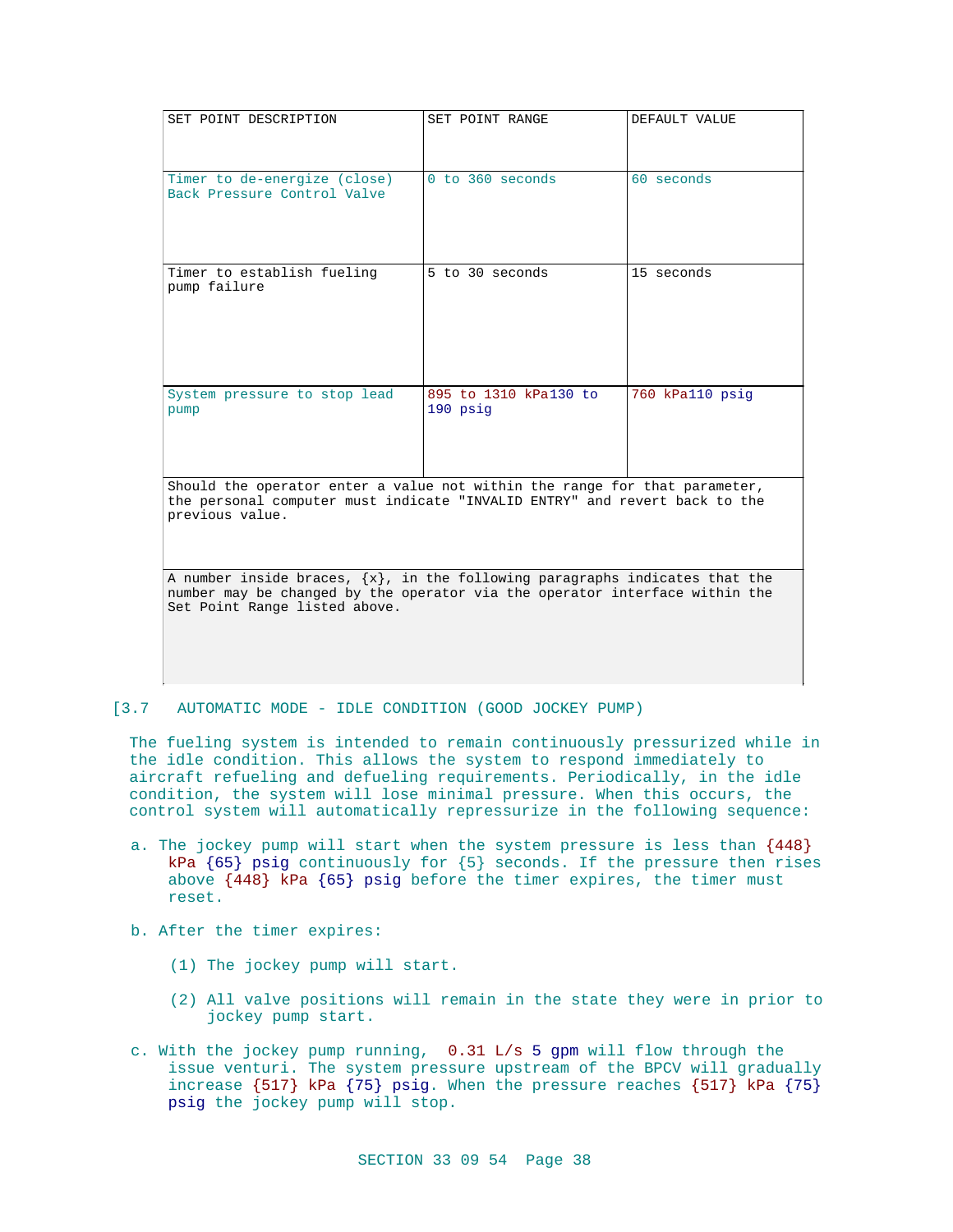| SET POINT DESCRIPTION | SET POINT RANGE | DEFAULT VALUE |
|---|---|---|
| Timer to de-energize (close) Back Pressure Control Valve | 0 to 360 seconds | 60 seconds |
| Timer to establish fueling pump failure | 5 to 30 seconds | 15 seconds |
| System pressure to stop lead pump | 895 to 1310 kPa130 to 190 psig | 760 kPa110 psig |
| Should the operator enter a value not within the range for that parameter, the personal computer must indicate "INVALID ENTRY" and revert back to the previous value. | | |
| A number inside braces, {x}, in the following paragraphs indicates that the number may be changed by the operator via the operator interface within the Set Point Range listed above. | | |

[3.7 AUTOMATIC MODE - IDLE CONDITION (GOOD JOCKEY PUMP)

The fueling system is intended to remain continuously pressurized while in the idle condition. This allows the system to respond immediately to aircraft refueling and defueling requirements. Periodically, in the idle condition, the system will lose minimal pressure. When this occurs, the control system will automatically repressurize in the following sequence:

a. The jockey pump will start when the system pressure is less than {448} kPa {65} psig continuously for {5} seconds. If the pressure then rises above {448} kPa {65} psig before the timer expires, the timer must reset.

b. After the timer expires:

  (1) The jockey pump will start.

  (2) All valve positions will remain in the state they were in prior to jockey pump start.

c. With the jockey pump running, 0.31 L/s 5 gpm will flow through the issue venturi. The system pressure upstream of the BPCV will gradually increase {517} kPa {75} psig. When the pressure reaches {517} kPa {75} psig the jockey pump will stop.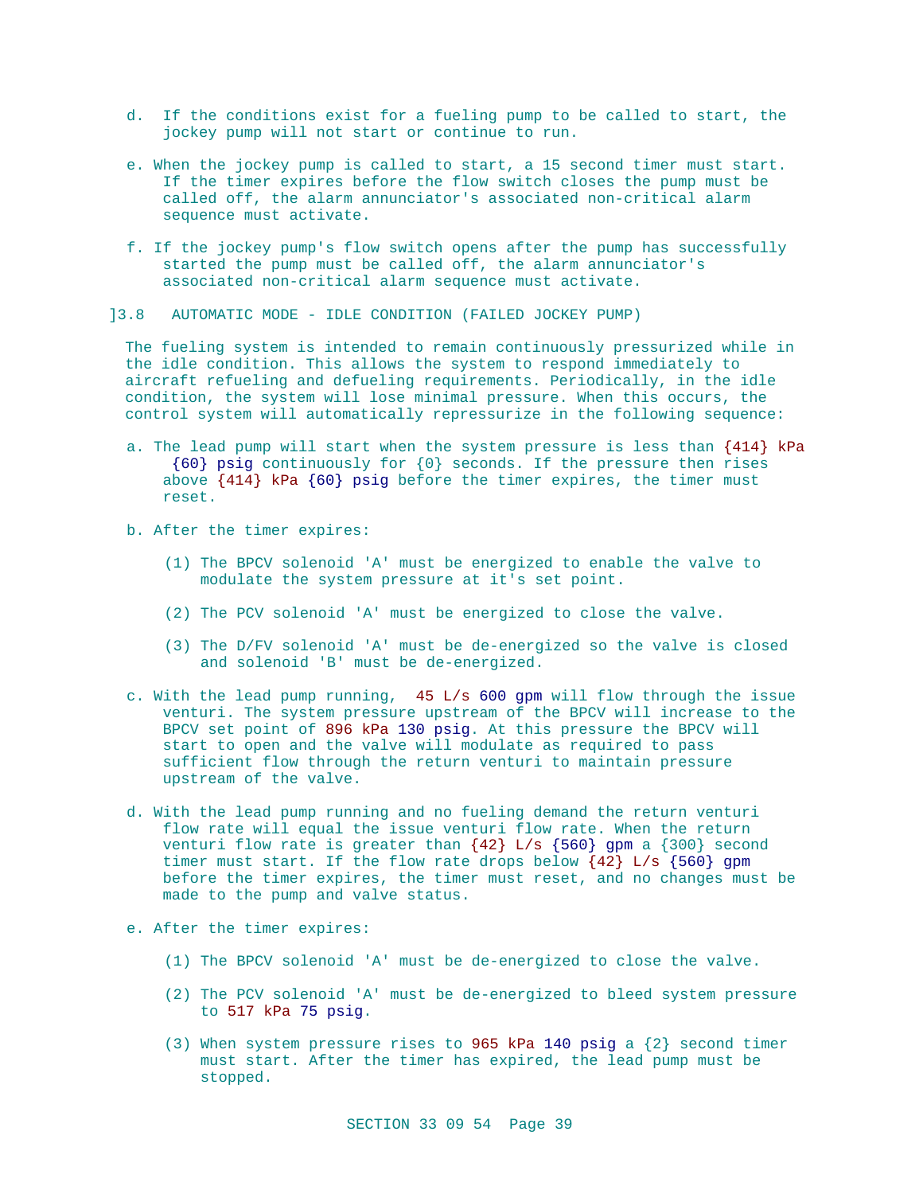d. If the conditions exist for a fueling pump to be called to start, the jockey pump will not start or continue to run.

e. When the jockey pump is called to start, a 15 second timer must start. If the timer expires before the flow switch closes the pump must be called off, the alarm annunciator's associated non-critical alarm sequence must activate.

f. If the jockey pump's flow switch opens after the pump has successfully started the pump must be called off, the alarm annunciator's associated non-critical alarm sequence must activate.

## ]3.8 AUTOMATIC MODE - IDLE CONDITION (FAILED JOCKEY PUMP)

The fueling system is intended to remain continuously pressurized while in the idle condition. This allows the system to respond immediately to aircraft refueling and defueling requirements. Periodically, in the idle condition, the system will lose minimal pressure. When this occurs, the control system will automatically repressurize in the following sequence:

a. The lead pump will start when the system pressure is less than {414} kPa {60} psig continuously for {0} seconds. If the pressure then rises above {414} kPa {60} psig before the timer expires, the timer must reset.

b. After the timer expires:

   (1) The BPCV solenoid 'A' must be energized to enable the valve to modulate the system pressure at it's set point.

   (2) The PCV solenoid 'A' must be energized to close the valve.

   (3) The D/FV solenoid 'A' must be de-energized so the valve is closed and solenoid 'B' must be de-energized.

c. With the lead pump running, 45 L/s 600 gpm will flow through the issue venturi. The system pressure upstream of the BPCV will increase to the BPCV set point of 896 kPa 130 psig. At this pressure the BPCV will start to open and the valve will modulate as required to pass sufficient flow through the return venturi to maintain pressure upstream of the valve.

d. With the lead pump running and no fueling demand the return venturi flow rate will equal the issue venturi flow rate. When the return venturi flow rate is greater than {42} L/s {560} gpm a {300} second timer must start. If the flow rate drops below {42} L/s {560} gpm before the timer expires, the timer must reset, and no changes must be made to the pump and valve status.

e. After the timer expires:

   (1) The BPCV solenoid 'A' must be de-energized to close the valve.

   (2) The PCV solenoid 'A' must be de-energized to bleed system pressure to 517 kPa 75 psig.

   (3) When system pressure rises to 965 kPa 140 psig a {2} second timer must start. After the timer has expired, the lead pump must be stopped.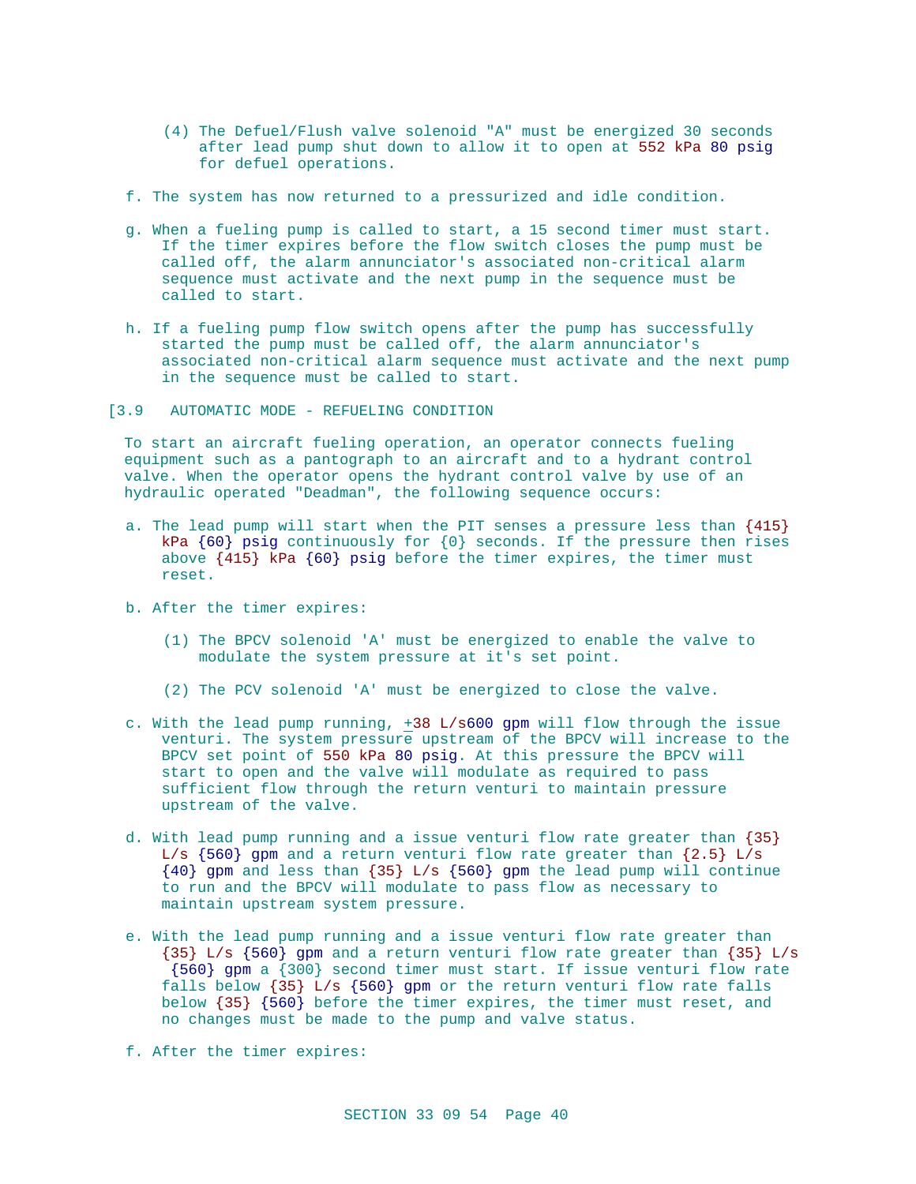(4) The Defuel/Flush valve solenoid "A" must be energized 30 seconds after lead pump shut down to allow it to open at 552 kPa 80 psig for defuel operations.

f. The system has now returned to a pressurized and idle condition.

g. When a fueling pump is called to start, a 15 second timer must start. If the timer expires before the flow switch closes the pump must be called off, the alarm annunciator's associated non-critical alarm sequence must activate and the next pump in the sequence must be called to start.

h. If a fueling pump flow switch opens after the pump has successfully started the pump must be called off, the alarm annunciator's associated non-critical alarm sequence must activate and the next pump in the sequence must be called to start.

## [3.9 AUTOMATIC MODE - REFUELING CONDITION

To start an aircraft fueling operation, an operator connects fueling equipment such as a pantograph to an aircraft and to a hydrant control valve. When the operator opens the hydrant control valve by use of an hydraulic operated "Deadman", the following sequence occurs:

a. The lead pump will start when the PIT senses a pressure less than {415} kPa {60} psig continuously for {0} seconds. If the pressure then rises above {415} kPa {60} psig before the timer expires, the timer must reset.

b. After the timer expires:

(1) The BPCV solenoid 'A' must be energized to enable the valve to modulate the system pressure at it's set point.

(2) The PCV solenoid 'A' must be energized to close the valve.

c. With the lead pump running, ±38 L/s600 gpm will flow through the issue venturi. The system pressure upstream of the BPCV will increase to the BPCV set point of 550 kPa 80 psig. At this pressure the BPCV will start to open and the valve will modulate as required to pass sufficient flow through the return venturi to maintain pressure upstream of the valve.

d. With lead pump running and a issue venturi flow rate greater than {35} L/s {560} gpm and a return venturi flow rate greater than {2.5} L/s {40} gpm and less than {35} L/s {560} gpm the lead pump will continue to run and the BPCV will modulate to pass flow as necessary to maintain upstream system pressure.

e. With the lead pump running and a issue venturi flow rate greater than {35} L/s {560} gpm and a return venturi flow rate greater than {35} L/s {560} gpm a {300} second timer must start. If issue venturi flow rate falls below {35} L/s {560} gpm or the return venturi flow rate falls below {35} {560} before the timer expires, the timer must reset, and no changes must be made to the pump and valve status.

f. After the timer expires: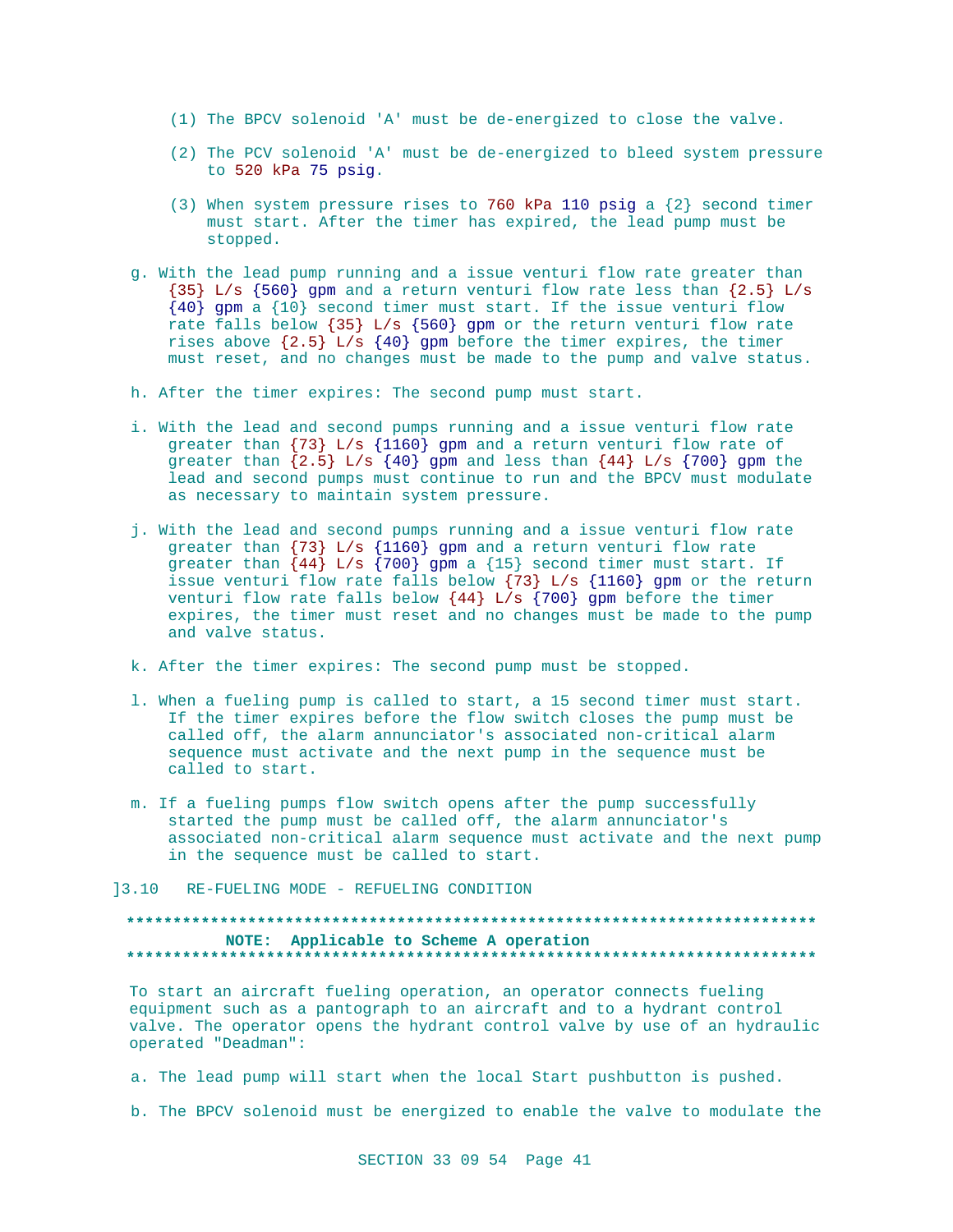(1) The BPCV solenoid 'A' must be de-energized to close the valve.

(2) The PCV solenoid 'A' must be de-energized to bleed system pressure to 520 kPa 75 psig.

(3) When system pressure rises to 760 kPa 110 psig a {2} second timer must start. After the timer has expired, the lead pump must be stopped.

g. With the lead pump running and a issue venturi flow rate greater than {35} L/s {560} gpm and a return venturi flow rate less than {2.5} L/s {40} gpm a {10} second timer must start. If the issue venturi flow rate falls below {35} L/s {560} gpm or the return venturi flow rate rises above {2.5} L/s {40} gpm before the timer expires, the timer must reset, and no changes must be made to the pump and valve status.

h. After the timer expires: The second pump must start.

i. With the lead and second pumps running and a issue venturi flow rate greater than {73} L/s {1160} gpm and a return venturi flow rate of greater than {2.5} L/s {40} gpm and less than {44} L/s {700} gpm the lead and second pumps must continue to run and the BPCV must modulate as necessary to maintain system pressure.

j. With the lead and second pumps running and a issue venturi flow rate greater than {73} L/s {1160} gpm and a return venturi flow rate greater than {44} L/s {700} gpm a {15} second timer must start. If issue venturi flow rate falls below {73} L/s {1160} gpm or the return venturi flow rate falls below {44} L/s {700} gpm before the timer expires, the timer must reset and no changes must be made to the pump and valve status.

k. After the timer expires: The second pump must be stopped.

l. When a fueling pump is called to start, a 15 second timer must start. If the timer expires before the flow switch closes the pump must be called off, the alarm annunciator's associated non-critical alarm sequence must activate and the next pump in the sequence must be called to start.

m. If a fueling pumps flow switch opens after the pump successfully started the pump must be called off, the alarm annunciator's associated non-critical alarm sequence must activate and the next pump in the sequence must be called to start.

]3.10 RE-FUELING MODE - REFUELING CONDITION

**************************************************************************

**NOTE: Applicable to Scheme A operation**

**************************************************************************

To start an aircraft fueling operation, an operator connects fueling equipment such as a pantograph to an aircraft and to a hydrant control valve. The operator opens the hydrant control valve by use of an hydraulic operated "Deadman":

a. The lead pump will start when the local Start pushbutton is pushed.

b. The BPCV solenoid must be energized to enable the valve to modulate the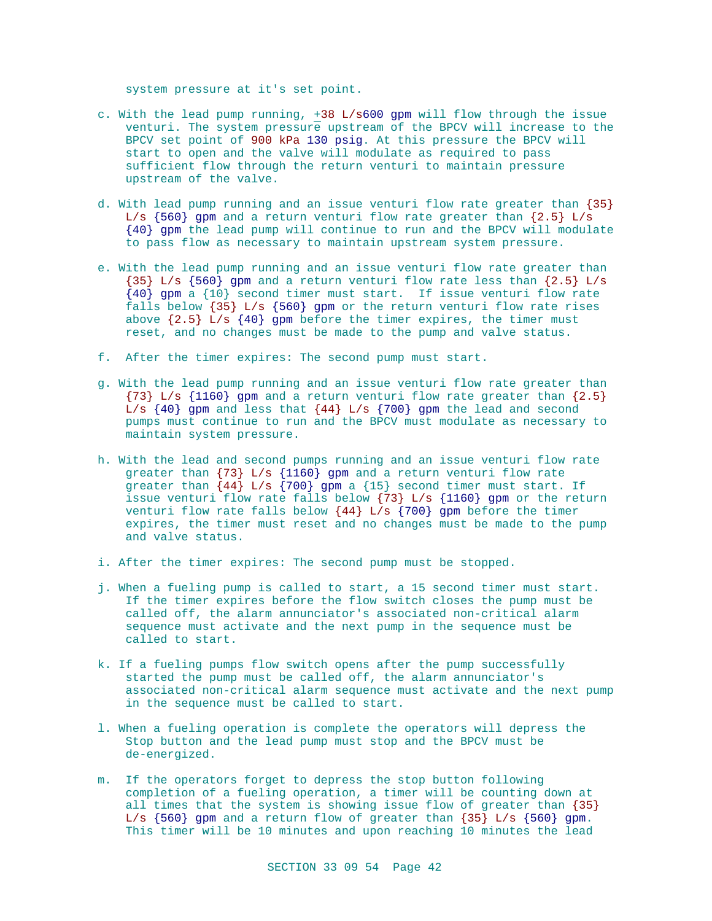system pressure at it's set point.

c. With the lead pump running, ±38 L/s600 gpm will flow through the issue venturi. The system pressure upstream of the BPCV will increase to the BPCV set point of 900 kPa 130 psig. At this pressure the BPCV will start to open and the valve will modulate as required to pass sufficient flow through the return venturi to maintain pressure upstream of the valve.

d. With lead pump running and an issue venturi flow rate greater than {35} L/s {560} gpm and a return venturi flow rate greater than {2.5} L/s {40} gpm the lead pump will continue to run and the BPCV will modulate to pass flow as necessary to maintain upstream system pressure.

e. With the lead pump running and an issue venturi flow rate greater than {35} L/s {560} gpm and a return venturi flow rate less than {2.5} L/s {40} gpm a {10} second timer must start. If issue venturi flow rate falls below {35} L/s {560} gpm or the return venturi flow rate rises above {2.5} L/s {40} gpm before the timer expires, the timer must reset, and no changes must be made to the pump and valve status.

f. After the timer expires: The second pump must start.

g. With the lead pump running and an issue venturi flow rate greater than {73} L/s {1160} gpm and a return venturi flow rate greater than {2.5} L/s {40} gpm and less that {44} L/s {700} gpm the lead and second pumps must continue to run and the BPCV must modulate as necessary to maintain system pressure.

h. With the lead and second pumps running and an issue venturi flow rate greater than {73} L/s {1160} gpm and a return venturi flow rate greater than {44} L/s {700} gpm a {15} second timer must start. If issue venturi flow rate falls below {73} L/s {1160} gpm or the return venturi flow rate falls below {44} L/s {700} gpm before the timer expires, the timer must reset and no changes must be made to the pump and valve status.

i. After the timer expires: The second pump must be stopped.

j. When a fueling pump is called to start, a 15 second timer must start. If the timer expires before the flow switch closes the pump must be called off, the alarm annunciator's associated non-critical alarm sequence must activate and the next pump in the sequence must be called to start.

k. If a fueling pumps flow switch opens after the pump successfully started the pump must be called off, the alarm annunciator's associated non-critical alarm sequence must activate and the next pump in the sequence must be called to start.

l. When a fueling operation is complete the operators will depress the Stop button and the lead pump must stop and the BPCV must be de-energized.

m. If the operators forget to depress the stop button following completion of a fueling operation, a timer will be counting down at all times that the system is showing issue flow of greater than {35} L/s {560} gpm and a return flow of greater than {35} L/s {560} gpm. This timer will be 10 minutes and upon reaching 10 minutes the lead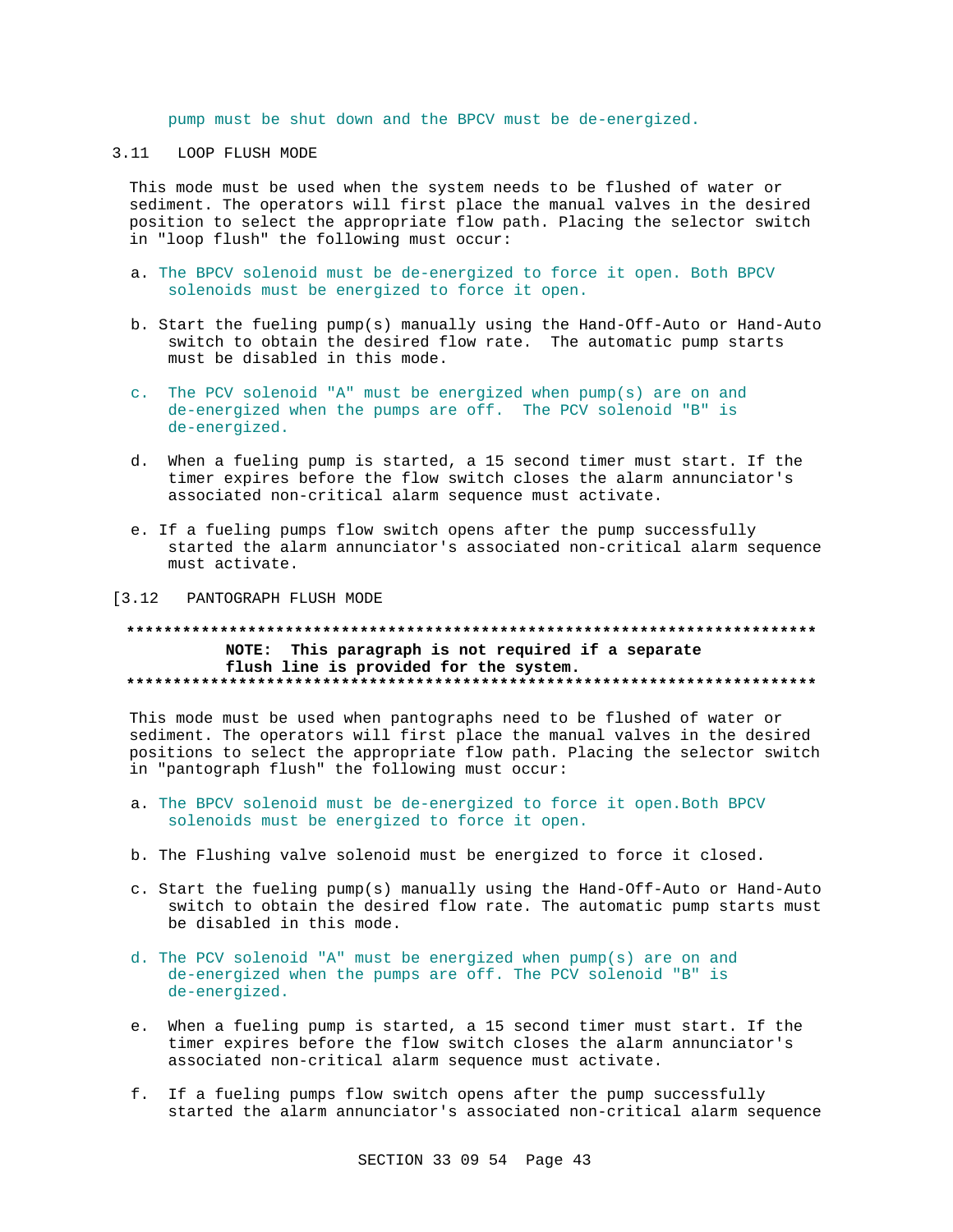pump must be shut down and the BPCV must be de-energized.

## 3.11 LOOP FLUSH MODE

This mode must be used when the system needs to be flushed of water or sediment. The operators will first place the manual valves in the desired position to select the appropriate flow path. Placing the selector switch in "loop flush" the following must occur:

a. The BPCV solenoid must be de-energized to force it open. Both BPCV solenoids must be energized to force it open.

b. Start the fueling pump(s) manually using the Hand-Off-Auto or Hand-Auto switch to obtain the desired flow rate. The automatic pump starts must be disabled in this mode.

c. The PCV solenoid "A" must be energized when pump(s) are on and de-energized when the pumps are off. The PCV solenoid "B" is de-energized.

d. When a fueling pump is started, a 15 second timer must start. If the timer expires before the flow switch closes the alarm annunciator's associated non-critical alarm sequence must activate.

e. If a fueling pumps flow switch opens after the pump successfully started the alarm annunciator's associated non-critical alarm sequence must activate.

## [3.12 PANTOGRAPH FLUSH MODE

**************************************************************************
**NOTE: This paragraph is not required if a separate flush line is provided for the system.**
**************************************************************************

This mode must be used when pantographs need to be flushed of water or sediment. The operators will first place the manual valves in the desired positions to select the appropriate flow path. Placing the selector switch in "pantograph flush" the following must occur:

a. The BPCV solenoid must be de-energized to force it open.Both BPCV solenoids must be energized to force it open.

b. The Flushing valve solenoid must be energized to force it closed.

c. Start the fueling pump(s) manually using the Hand-Off-Auto or Hand-Auto switch to obtain the desired flow rate. The automatic pump starts must be disabled in this mode.

d. The PCV solenoid "A" must be energized when pump(s) are on and de-energized when the pumps are off. The PCV solenoid "B" is de-energized.

e. When a fueling pump is started, a 15 second timer must start. If the timer expires before the flow switch closes the alarm annunciator's associated non-critical alarm sequence must activate.

f. If a fueling pumps flow switch opens after the pump successfully started the alarm annunciator's associated non-critical alarm sequence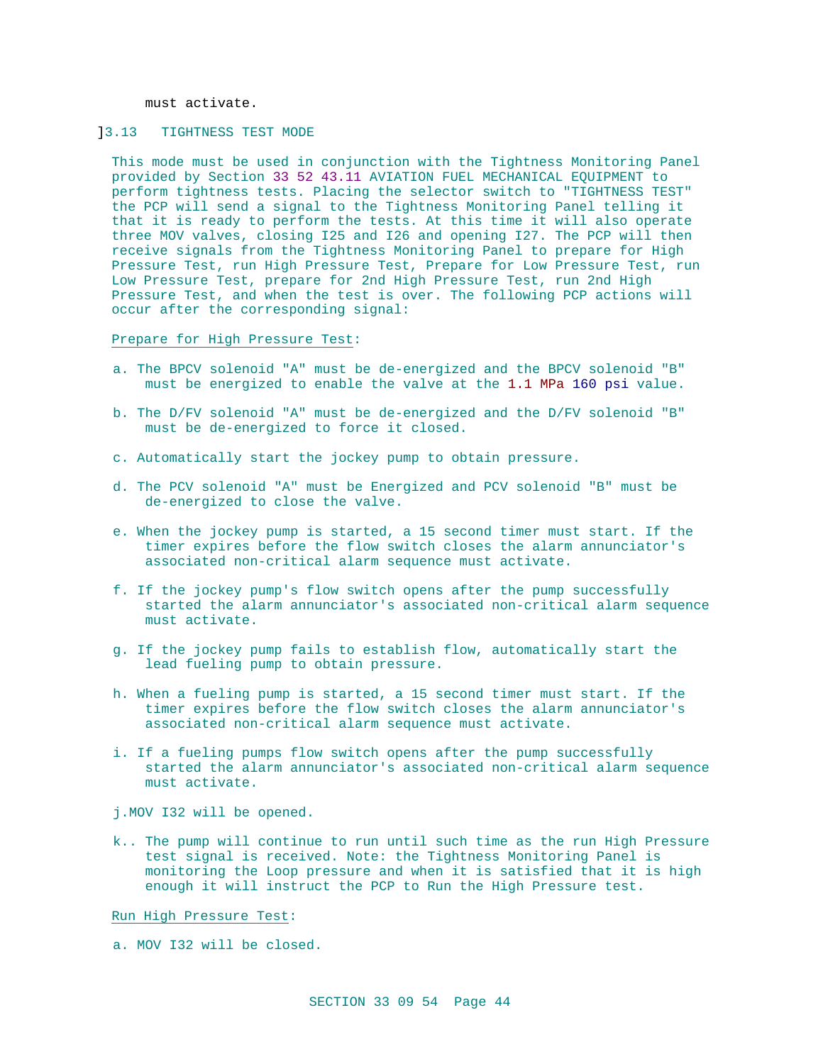must activate.

]3.13 TIGHTNESS TEST MODE

This mode must be used in conjunction with the Tightness Monitoring Panel provided by Section 33 52 43.11 AVIATION FUEL MECHANICAL EQUIPMENT to perform tightness tests. Placing the selector switch to "TIGHTNESS TEST" the PCP will send a signal to the Tightness Monitoring Panel telling it that it is ready to perform the tests. At this time it will also operate three MOV valves, closing I25 and I26 and opening I27. The PCP will then receive signals from the Tightness Monitoring Panel to prepare for High Pressure Test, run High Pressure Test, Prepare for Low Pressure Test, run Low Pressure Test, prepare for 2nd High Pressure Test, run 2nd High Pressure Test, and when the test is over. The following PCP actions will occur after the corresponding signal:

Prepare for High Pressure Test:

a. The BPCV solenoid "A" must be de-energized and the BPCV solenoid "B" must be energized to enable the valve at the 1.1 MPa 160 psi value.

b. The D/FV solenoid "A" must be de-energized and the D/FV solenoid "B" must be de-energized to force it closed.

c. Automatically start the jockey pump to obtain pressure.

d. The PCV solenoid "A" must be Energized and PCV solenoid "B" must be de-energized to close the valve.

e. When the jockey pump is started, a 15 second timer must start. If the timer expires before the flow switch closes the alarm annunciator's associated non-critical alarm sequence must activate.

f. If the jockey pump's flow switch opens after the pump successfully started the alarm annunciator's associated non-critical alarm sequence must activate.

g. If the jockey pump fails to establish flow, automatically start the lead fueling pump to obtain pressure.

h. When a fueling pump is started, a 15 second timer must start. If the timer expires before the flow switch closes the alarm annunciator's associated non-critical alarm sequence must activate.

i. If a fueling pumps flow switch opens after the pump successfully started the alarm annunciator's associated non-critical alarm sequence must activate.

j.MOV I32 will be opened.

k.. The pump will continue to run until such time as the run High Pressure test signal is received. Note: the Tightness Monitoring Panel is monitoring the Loop pressure and when it is satisfied that it is high enough it will instruct the PCP to Run the High Pressure test.

Run High Pressure Test:

a. MOV I32 will be closed.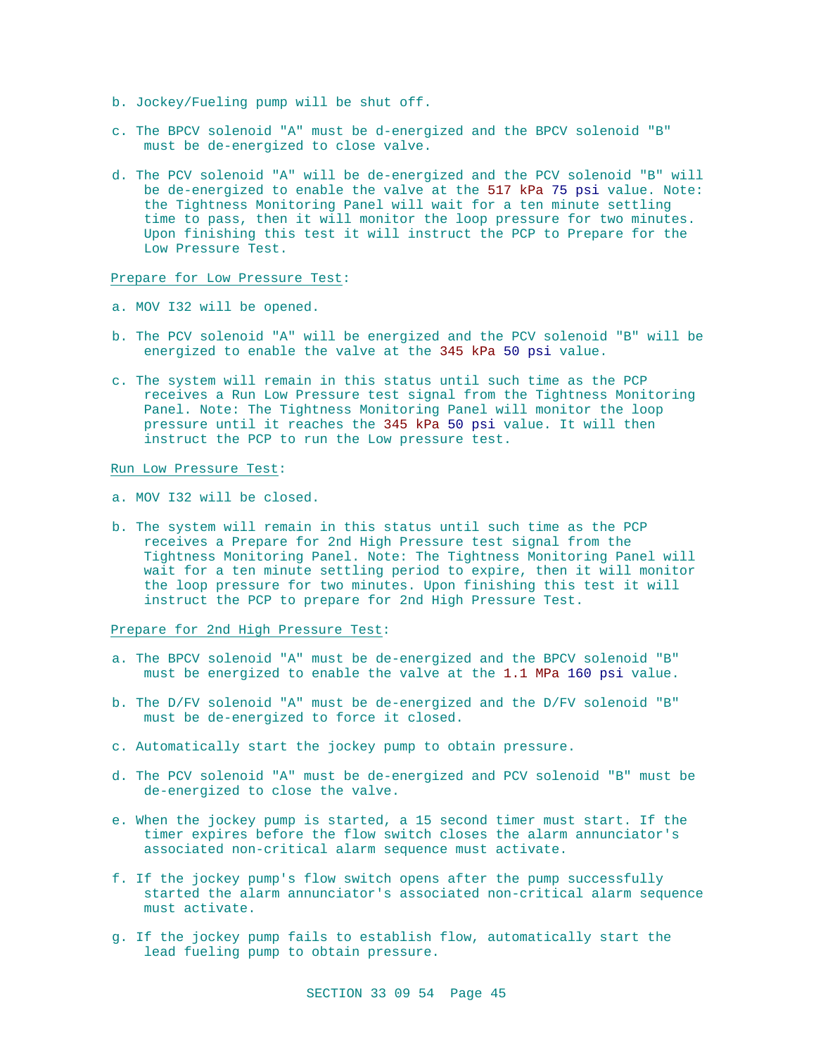b. Jockey/Fueling pump will be shut off.

c. The BPCV solenoid "A" must be d-energized and the BPCV solenoid "B" must be de-energized to close valve.

d. The PCV solenoid "A" will be de-energized and the PCV solenoid "B" will be de-energized to enable the valve at the 517 kPa 75 psi value. Note: the Tightness Monitoring Panel will wait for a ten minute settling time to pass, then it will monitor the loop pressure for two minutes. Upon finishing this test it will instruct the PCP to Prepare for the Low Pressure Test.

Prepare for Low Pressure Test:

a. MOV I32 will be opened.

b. The PCV solenoid "A" will be energized and the PCV solenoid "B" will be energized to enable the valve at the 345 kPa 50 psi value.

c. The system will remain in this status until such time as the PCP receives a Run Low Pressure test signal from the Tightness Monitoring Panel. Note: The Tightness Monitoring Panel will monitor the loop pressure until it reaches the 345 kPa 50 psi value. It will then instruct the PCP to run the Low pressure test.

Run Low Pressure Test:

a. MOV I32 will be closed.

b. The system will remain in this status until such time as the PCP receives a Prepare for 2nd High Pressure test signal from the Tightness Monitoring Panel. Note: The Tightness Monitoring Panel will wait for a ten minute settling period to expire, then it will monitor the loop pressure for two minutes. Upon finishing this test it will instruct the PCP to prepare for 2nd High Pressure Test.

Prepare for 2nd High Pressure Test:

a. The BPCV solenoid "A" must be de-energized and the BPCV solenoid "B" must be energized to enable the valve at the 1.1 MPa 160 psi value.

b. The D/FV solenoid "A" must be de-energized and the D/FV solenoid "B" must be de-energized to force it closed.

c. Automatically start the jockey pump to obtain pressure.

d. The PCV solenoid "A" must be de-energized and PCV solenoid "B" must be de-energized to close the valve.

e. When the jockey pump is started, a 15 second timer must start. If the timer expires before the flow switch closes the alarm annunciator's associated non-critical alarm sequence must activate.

f. If the jockey pump's flow switch opens after the pump successfully started the alarm annunciator's associated non-critical alarm sequence must activate.

g. If the jockey pump fails to establish flow, automatically start the lead fueling pump to obtain pressure.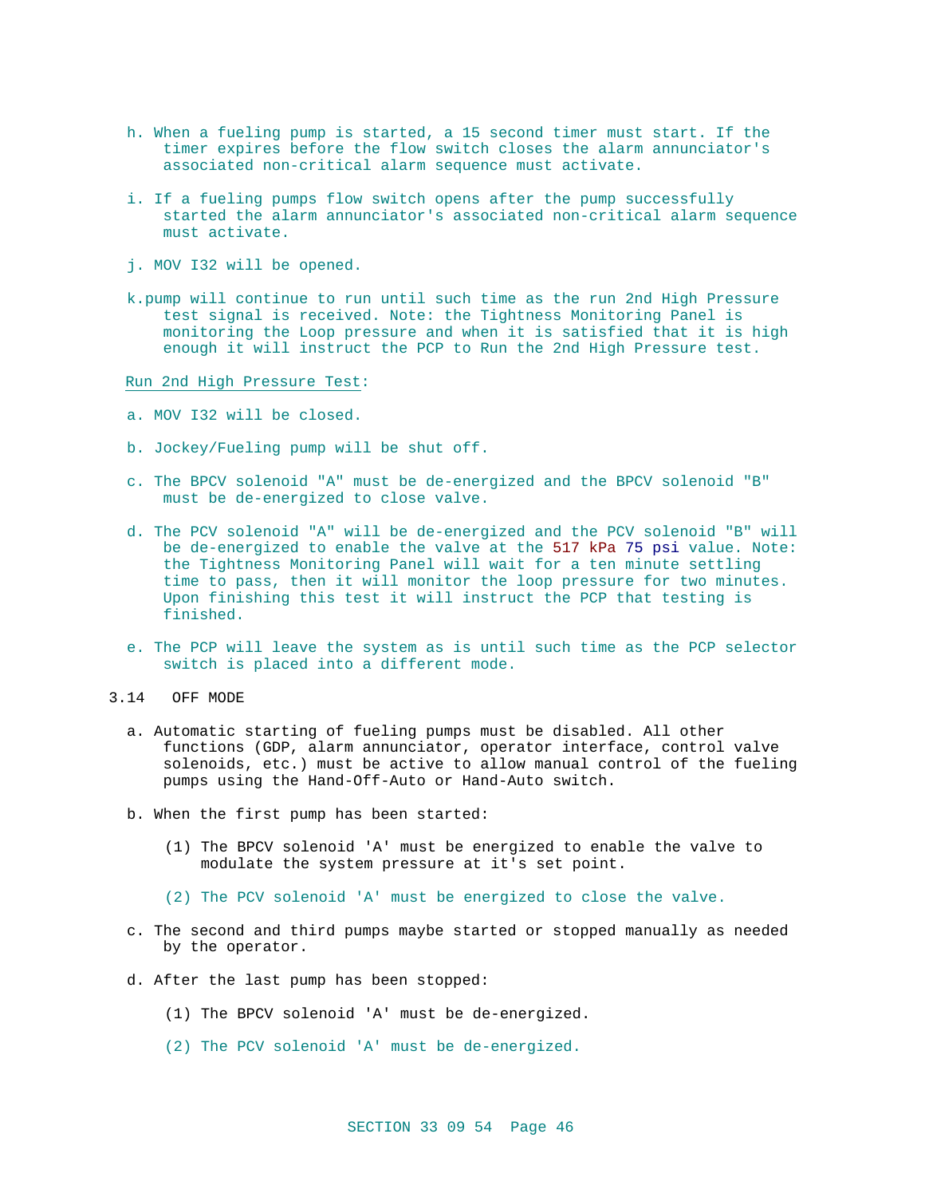h. When a fueling pump is started, a 15 second timer must start. If the timer expires before the flow switch closes the alarm annunciator's associated non-critical alarm sequence must activate.

i. If a fueling pumps flow switch opens after the pump successfully started the alarm annunciator's associated non-critical alarm sequence must activate.

j. MOV I32 will be opened.

k.pump will continue to run until such time as the run 2nd High Pressure test signal is received. Note: the Tightness Monitoring Panel is monitoring the Loop pressure and when it is satisfied that it is high enough it will instruct the PCP to Run the 2nd High Pressure test.

Run 2nd High Pressure Test:

a. MOV I32 will be closed.

b. Jockey/Fueling pump will be shut off.

c. The BPCV solenoid "A" must be de-energized and the BPCV solenoid "B" must be de-energized to close valve.

d. The PCV solenoid "A" will be de-energized and the PCV solenoid "B" will be de-energized to enable the valve at the 517 kPa 75 psi value. Note: the Tightness Monitoring Panel will wait for a ten minute settling time to pass, then it will monitor the loop pressure for two minutes. Upon finishing this test it will instruct the PCP that testing is finished.

e. The PCP will leave the system as is until such time as the PCP selector switch is placed into a different mode.

## 3.14 OFF MODE

a. Automatic starting of fueling pumps must be disabled. All other functions (GDP, alarm annunciator, operator interface, control valve solenoids, etc.) must be active to allow manual control of the fueling pumps using the Hand-Off-Auto or Hand-Auto switch.

b. When the first pump has been started:

   (1) The BPCV solenoid 'A' must be energized to enable the valve to modulate the system pressure at it's set point.

   (2) The PCV solenoid 'A' must be energized to close the valve.

c. The second and third pumps maybe started or stopped manually as needed by the operator.

d. After the last pump has been stopped:

   (1) The BPCV solenoid 'A' must be de-energized.

   (2) The PCV solenoid 'A' must be de-energized.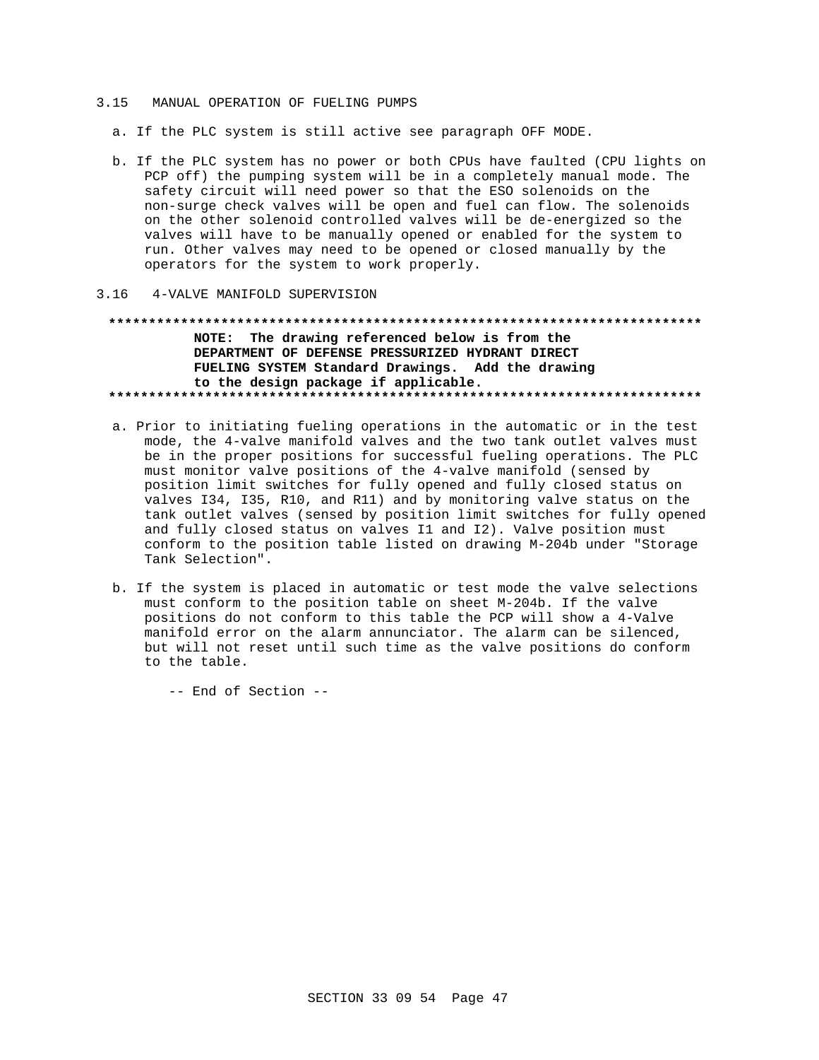## 3.15 MANUAL OPERATION OF FUELING PUMPS

a. If the PLC system is still active see paragraph OFF MODE.

b. If the PLC system has no power or both CPUs have faulted (CPU lights on PCP off) the pumping system will be in a completely manual mode. The safety circuit will need power so that the ESO solenoids on the non-surge check valves will be open and fuel can flow. The solenoids on the other solenoid controlled valves will be de-energized so the valves will have to be manually opened or enabled for the system to run. Other valves may need to be opened or closed manually by the operators for the system to work properly.

## 3.16 4-VALVE MANIFOLD SUPERVISION

**************************************************************************

**NOTE: The drawing referenced below is from the DEPARTMENT OF DEFENSE PRESSURIZED HYDRANT DIRECT FUELING SYSTEM Standard Drawings. Add the drawing to the design package if applicable.**

**************************************************************************

a. Prior to initiating fueling operations in the automatic or in the test mode, the 4-valve manifold valves and the two tank outlet valves must be in the proper positions for successful fueling operations. The PLC must monitor valve positions of the 4-valve manifold (sensed by position limit switches for fully opened and fully closed status on valves I34, I35, R10, and R11) and by monitoring valve status on the tank outlet valves (sensed by position limit switches for fully opened and fully closed status on valves I1 and I2). Valve position must conform to the position table listed on drawing M-204b under "Storage Tank Selection".

b. If the system is placed in automatic or test mode the valve selections must conform to the position table on sheet M-204b. If the valve positions do not conform to this table the PCP will show a 4-Valve manifold error on the alarm annunciator. The alarm can be silenced, but will not reset until such time as the valve positions do conform to the table.

-- End of Section --